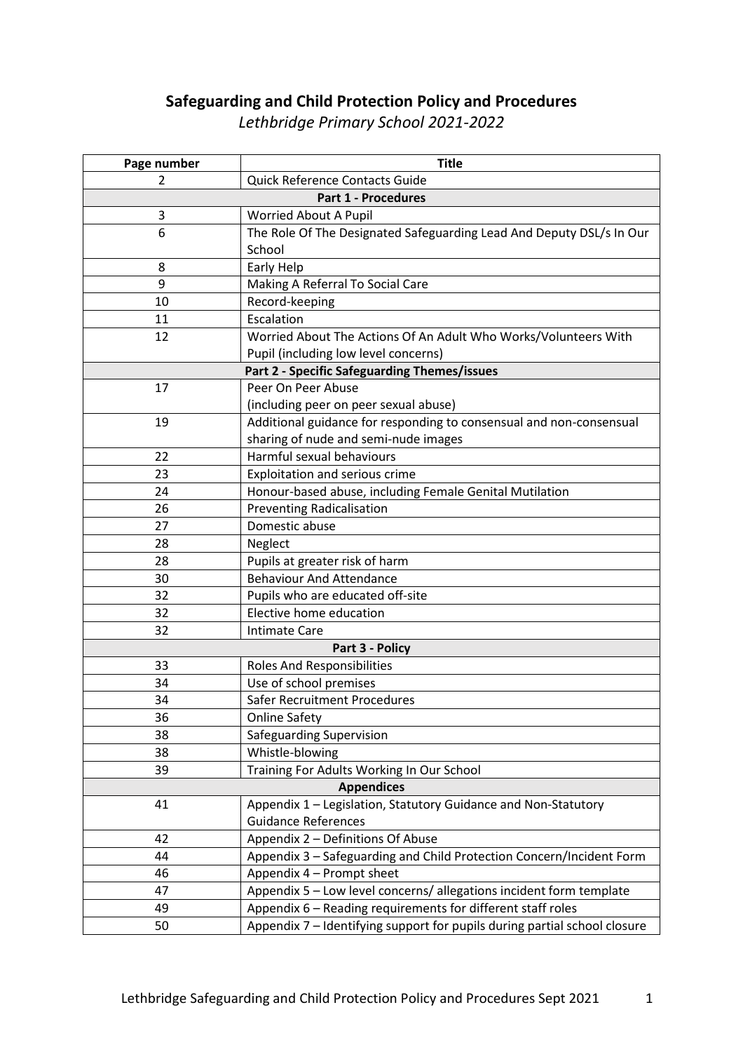# Safeguarding and Child Protection Policy and Procedures

*Lethbridge Primary School 2021-2022*

| Page number | Title |
|---|---|
| 2 | Quick Reference Contacts Guide |
| **Part 1 - Procedures** | |
| 3 | Worried About A Pupil |
| 6 | The Role Of The Designated Safeguarding Lead And Deputy DSL/s In Our School |
| 8 | Early Help |
| 9 | Making A Referral To Social Care |
| 10 | Record-keeping |
| 11 | Escalation |
| 12 | Worried About The Actions Of An Adult Who Works/Volunteers With Pupil (including low level concerns) |
| **Part 2 - Specific Safeguarding Themes/issues** | |
| 17 | Peer On Peer Abuse (including peer on peer sexual abuse) |
| 19 | Additional guidance for responding to consensual and non-consensual sharing of nude and semi-nude images |
| 22 | Harmful sexual behaviours |
| 23 | Exploitation and serious crime |
| 24 | Honour-based abuse, including Female Genital Mutilation |
| 26 | Preventing Radicalisation |
| 27 | Domestic abuse |
| 28 | Neglect |
| 28 | Pupils at greater risk of harm |
| 30 | Behaviour And Attendance |
| 32 | Pupils who are educated off-site |
| 32 | Elective home education |
| 32 | Intimate Care |
| **Part 3 - Policy** | |
| 33 | Roles And Responsibilities |
| 34 | Use of school premises |
| 34 | Safer Recruitment Procedures |
| 36 | Online Safety |
| 38 | Safeguarding Supervision |
| 38 | Whistle-blowing |
| 39 | Training For Adults Working In Our School |
| **Appendices** | |
| 41 | Appendix 1 – Legislation, Statutory Guidance and Non-Statutory Guidance References |
| 42 | Appendix 2 – Definitions Of Abuse |
| 44 | Appendix 3 – Safeguarding and Child Protection Concern/Incident Form |
| 46 | Appendix 4 – Prompt sheet |
| 47 | Appendix 5 – Low level concerns/ allegations incident form template |
| 49 | Appendix 6 – Reading requirements for different staff roles |
| 50 | Appendix 7 – Identifying support for pupils during partial school closure |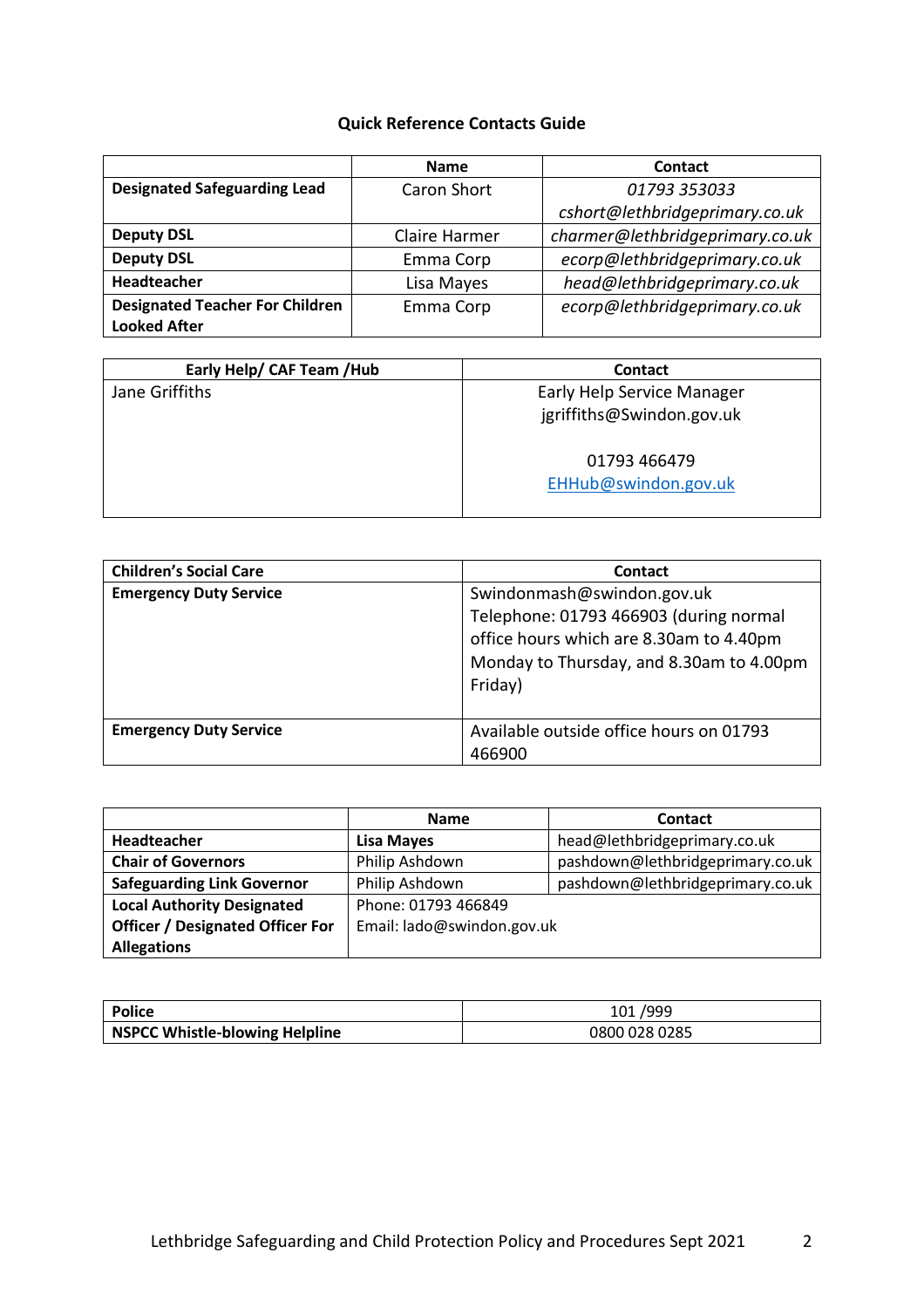## Quick Reference Contacts Guide

| | Name | Contact |
|---|---|---|
| **Designated Safeguarding Lead** | Caron Short | *01793 353033*<br>*cshort@lethbridgeprimary.co.uk* |
| **Deputy DSL** | Claire Harmer | *charmer@lethbridgeprimary.co.uk* |
| **Deputy DSL** | Emma Corp | *ecorp@lethbridgeprimary.co.uk* |
| **Headteacher** | Lisa Mayes | *head@lethbridgeprimary.co.uk* |
| **Designated Teacher For Children Looked After** | Emma Corp | *ecorp@lethbridgeprimary.co.uk* |

| Early Help/ CAF Team /Hub | Contact |
|---|---|
| Jane Griffiths | Early Help Service Manager<br>jgriffiths@Swindon.gov.uk<br><br>01793 466479<br>EHHub@swindon.gov.uk |

| Children's Social Care | Contact |
|---|---|
| **Emergency Duty Service** | Swindonmash@swindon.gov.uk<br>Telephone: 01793 466903 (during normal office hours which are 8.30am to 4.40pm Monday to Thursday, and 8.30am to 4.00pm Friday) |
| **Emergency Duty Service** | Available outside office hours on 01793 466900 |

| | Name | Contact |
|---|---|---|
| **Headteacher** | **Lisa Mayes** | head@lethbridgeprimary.co.uk |
| **Chair of Governors** | Philip Ashdown | pashdown@lethbridgeprimary.co.uk |
| **Safeguarding Link Governor** | Philip Ashdown | pashdown@lethbridgeprimary.co.uk |
| **Local Authority Designated Officer / Designated Officer For Allegations** | Phone: 01793 466849<br>Email: lado@swindon.gov.uk | |

| **Police** | 101 /999 |
|---|---|
| **NSPCC Whistle-blowing Helpline** | 0800 028 0285 |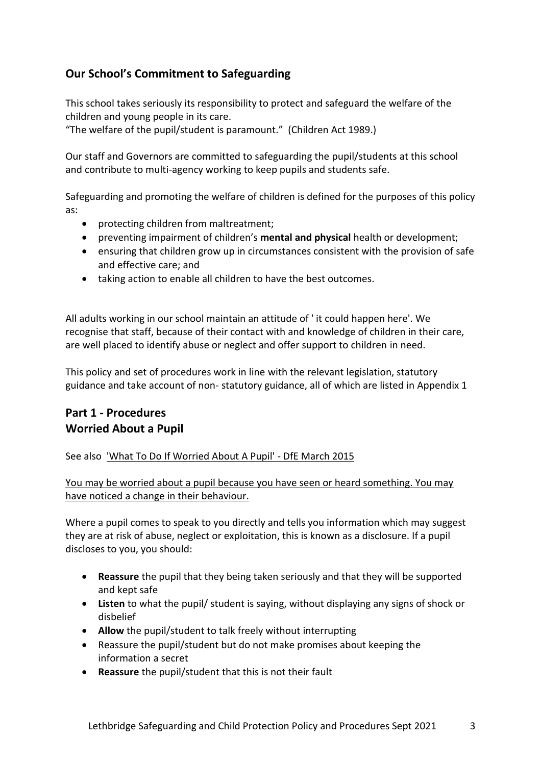## Our School's Commitment to Safeguarding

This school takes seriously its responsibility to protect and safeguard the welfare of the children and young people in its care.
"The welfare of the pupil/student is paramount." (Children Act 1989.)

Our staff and Governors are committed to safeguarding the pupil/students at this school and contribute to multi-agency working to keep pupils and students safe.

Safeguarding and promoting the welfare of children is defined for the purposes of this policy as:

- protecting children from maltreatment;
- preventing impairment of children's **mental and physical** health or development;
- ensuring that children grow up in circumstances consistent with the provision of safe and effective care; and
- taking action to enable all children to have the best outcomes.

All adults working in our school maintain an attitude of ' it could happen here'. We recognise that staff, because of their contact with and knowledge of children in their care, are well placed to identify abuse or neglect and offer support to children in need.

This policy and set of procedures work in line with the relevant legislation, statutory guidance and take account of non- statutory guidance, all of which are listed in Appendix 1

## Part 1 - Procedures
## Worried About a Pupil

See also 'What To Do If Worried About A Pupil' - DfE March 2015

You may be worried about a pupil because you have seen or heard something. You may have noticed a change in their behaviour.

Where a pupil comes to speak to you directly and tells you information which may suggest they are at risk of abuse, neglect or exploitation, this is known as a disclosure. If a pupil discloses to you, you should:

- **Reassure** the pupil that they being taken seriously and that they will be supported and kept safe
- **Listen** to what the pupil/ student is saying, without displaying any signs of shock or disbelief
- **Allow** the pupil/student to talk freely without interrupting
- Reassure the pupil/student but do not make promises about keeping the information a secret
- **Reassure** the pupil/student that this is not their fault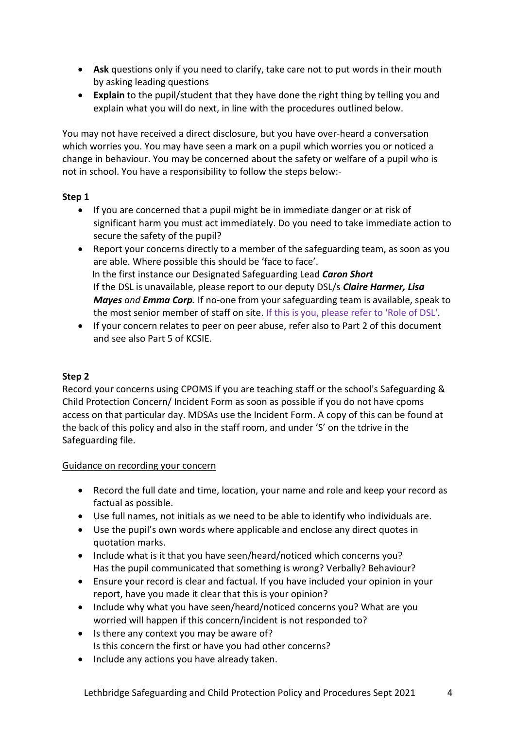- **Ask** questions only if you need to clarify, take care not to put words in their mouth by asking leading questions
- **Explain** to the pupil/student that they have done the right thing by telling you and explain what you will do next, in line with the procedures outlined below.

You may not have received a direct disclosure, but you have over-heard a conversation which worries you. You may have seen a mark on a pupil which worries you or noticed a change in behaviour. You may be concerned about the safety or welfare of a pupil who is not in school. You have a responsibility to follow the steps below:-

**Step 1**

- If you are concerned that a pupil might be in immediate danger or at risk of significant harm you must act immediately. Do you need to take immediate action to secure the safety of the pupil?
- Report your concerns directly to a member of the safeguarding team, as soon as you are able. Where possible this should be 'face to face'.
  In the first instance our Designated Safeguarding Lead ***Caron Short***
  If the DSL is unavailable, please report to our deputy DSL/s ***Claire Harmer, Lisa Mayes*** *and* ***Emma Corp.*** If no-one from your safeguarding team is available, speak to the most senior member of staff on site. If this is you, please refer to 'Role of DSL'.
- If your concern relates to peer on peer abuse, refer also to Part 2 of this document and see also Part 5 of KCSIE.

**Step 2**

Record your concerns using CPOMS if you are teaching staff or the school's Safeguarding & Child Protection Concern/ Incident Form as soon as possible if you do not have cpoms access on that particular day. MDSAs use the Incident Form. A copy of this can be found at the back of this policy and also in the staff room, and under 'S' on the tdrive in the Safeguarding file.

<u>Guidance on recording your concern</u>

- Record the full date and time, location, your name and role and keep your record as factual as possible.
- Use full names, not initials as we need to be able to identify who individuals are.
- Use the pupil's own words where applicable and enclose any direct quotes in quotation marks.
- Include what is it that you have seen/heard/noticed which concerns you? Has the pupil communicated that something is wrong? Verbally? Behaviour?
- Ensure your record is clear and factual. If you have included your opinion in your report, have you made it clear that this is your opinion?
- Include why what you have seen/heard/noticed concerns you? What are you worried will happen if this concern/incident is not responded to?
- Is there any context you may be aware of? Is this concern the first or have you had other concerns?
- Include any actions you have already taken.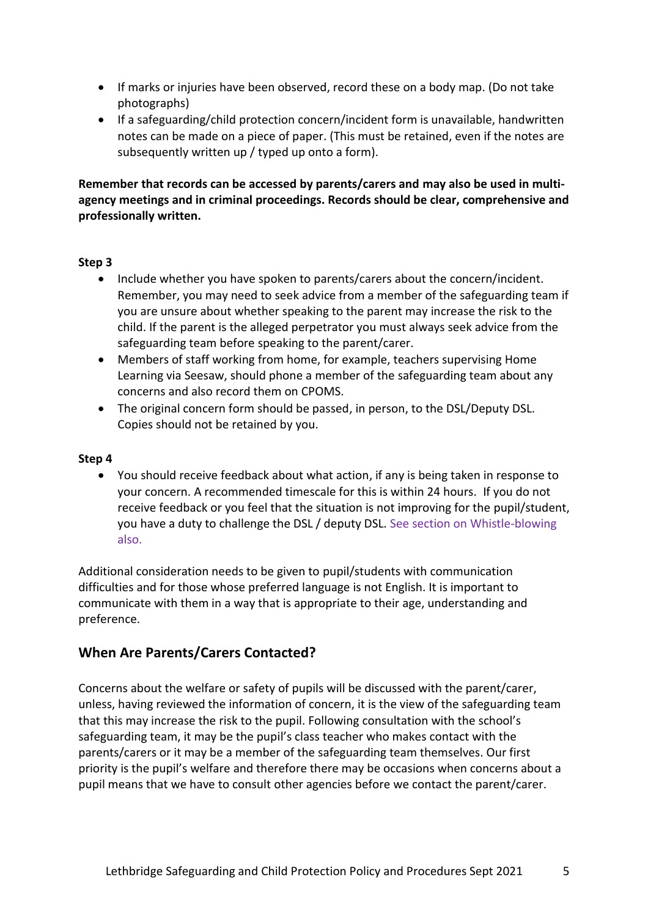- If marks or injuries have been observed, record these on a body map. (Do not take photographs)
- If a safeguarding/child protection concern/incident form is unavailable, handwritten notes can be made on a piece of paper. (This must be retained, even if the notes are subsequently written up / typed up onto a form).

**Remember that records can be accessed by parents/carers and may also be used in multi-agency meetings and in criminal proceedings. Records should be clear, comprehensive and professionally written.**

**Step 3**

- Include whether you have spoken to parents/carers about the concern/incident. Remember, you may need to seek advice from a member of the safeguarding team if you are unsure about whether speaking to the parent may increase the risk to the child. If the parent is the alleged perpetrator you must always seek advice from the safeguarding team before speaking to the parent/carer.
- Members of staff working from home, for example, teachers supervising Home Learning via Seesaw, should phone a member of the safeguarding team about any concerns and also record them on CPOMS.
- The original concern form should be passed, in person, to the DSL/Deputy DSL. Copies should not be retained by you.

**Step 4**

- You should receive feedback about what action, if any is being taken in response to your concern. A recommended timescale for this is within 24 hours. If you do not receive feedback or you feel that the situation is not improving for the pupil/student, you have a duty to challenge the DSL / deputy DSL. See section on Whistle-blowing also.

Additional consideration needs to be given to pupil/students with communication difficulties and for those whose preferred language is not English. It is important to communicate with them in a way that is appropriate to their age, understanding and preference.

## When Are Parents/Carers Contacted?

Concerns about the welfare or safety of pupils will be discussed with the parent/carer, unless, having reviewed the information of concern, it is the view of the safeguarding team that this may increase the risk to the pupil. Following consultation with the school's safeguarding team, it may be the pupil's class teacher who makes contact with the parents/carers or it may be a member of the safeguarding team themselves. Our first priority is the pupil's welfare and therefore there may be occasions when concerns about a pupil means that we have to consult other agencies before we contact the parent/carer.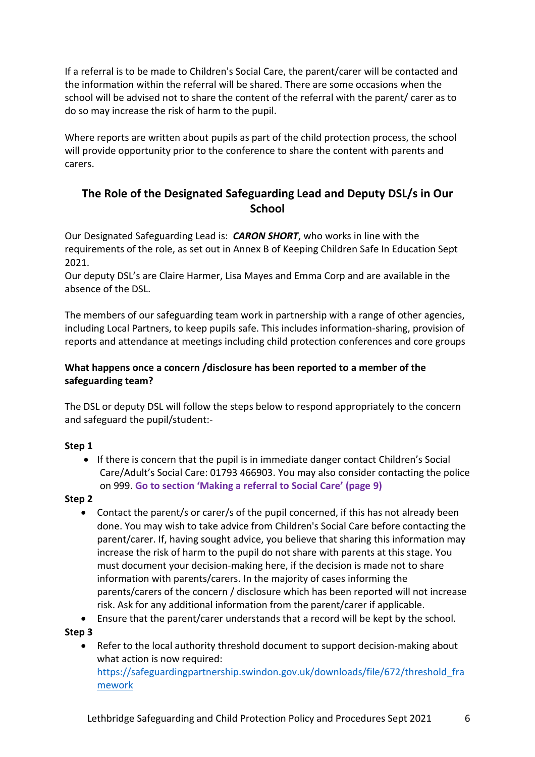If a referral is to be made to Children's Social Care, the parent/carer will be contacted and the information within the referral will be shared. There are some occasions when the school will be advised not to share the content of the referral with the parent/ carer as to do so may increase the risk of harm to the pupil.

Where reports are written about pupils as part of the child protection process, the school will provide opportunity prior to the conference to share the content with parents and carers.

## The Role of the Designated Safeguarding Lead and Deputy DSL/s in Our School

Our Designated Safeguarding Lead is: ***CARON SHORT***, who works in line with the requirements of the role, as set out in Annex B of Keeping Children Safe In Education Sept 2021.
Our deputy DSL's are Claire Harmer, Lisa Mayes and Emma Corp and are available in the absence of the DSL.

The members of our safeguarding team work in partnership with a range of other agencies, including Local Partners, to keep pupils safe. This includes information-sharing, provision of reports and attendance at meetings including child protection conferences and core groups

**What happens once a concern /disclosure has been reported to a member of the safeguarding team?**

The DSL or deputy DSL will follow the steps below to respond appropriately to the concern and safeguard the pupil/student:-

**Step 1**

- If there is concern that the pupil is in immediate danger contact Children's Social Care/Adult's Social Care: 01793 466903. You may also consider contacting the police on 999. **Go to section 'Making a referral to Social Care' (page 9)**

**Step 2**

- Contact the parent/s or carer/s of the pupil concerned, if this has not already been done. You may wish to take advice from Children's Social Care before contacting the parent/carer. If, having sought advice, you believe that sharing this information may increase the risk of harm to the pupil do not share with parents at this stage. You must document your decision-making here, if the decision is made not to share information with parents/carers. In the majority of cases informing the parents/carers of the concern / disclosure which has been reported will not increase risk. Ask for any additional information from the parent/carer if applicable.
- Ensure that the parent/carer understands that a record will be kept by the school.

**Step 3**

- Refer to the local authority threshold document to support decision-making about what action is now required: https://safeguardingpartnership.swindon.gov.uk/downloads/file/672/threshold_framework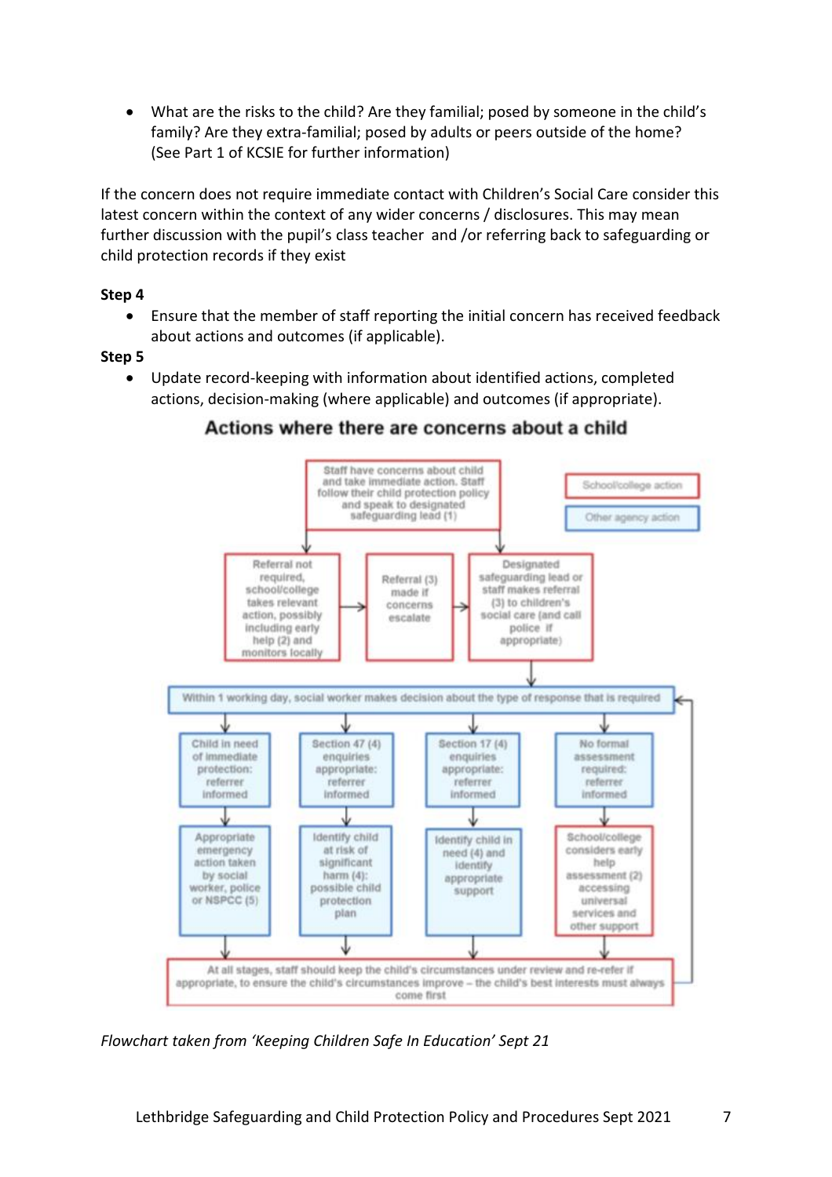- What are the risks to the child? Are they familial; posed by someone in the child's family? Are they extra-familial; posed by adults or peers outside of the home? (See Part 1 of KCSIE for further information)

If the concern does not require immediate contact with Children's Social Care consider this latest concern within the context of any wider concerns / disclosures. This may mean further discussion with the pupil's class teacher and /or referring back to safeguarding or child protection records if they exist

**Step 4**

- Ensure that the member of staff reporting the initial concern has received feedback about actions and outcomes (if applicable).

**Step 5**

- Update record-keeping with information about identified actions, completed actions, decision-making (where applicable) and outcomes (if appropriate).

## Actions where there are concerns about a child

Staff have concerns about child and take immediate action. Staff follow their child protection policy and speak to designated safeguarding lead (1)

School/college action

Other agency action

Referral not required, school/college takes relevant action, possibly including early help (2) and monitors locally

Referral (3) made if concerns escalate

Designated safeguarding lead or staff makes referral (3) to children's social care (and call police if appropriate)

Within 1 working day, social worker makes decision about the type of response that is required

Child in need of immediate protection: referrer informed

Section 47 (4) enquiries appropriate: referrer informed

Section 17 (4) enquiries appropriate: referrer informed

No formal assessment required: referrer informed

Appropriate emergency action taken by social worker, police or NSPCC (5)

Identify child at risk of significant harm (4): possible child protection plan

Identify child in need (4) and identify appropriate support

School/college considers early help assessment (2) accessing universal services and other support

At all stages, staff should keep the child's circumstances under review and re-refer if appropriate, to ensure the child's circumstances improve – the child's best interests must always come first

*Flowchart taken from 'Keeping Children Safe In Education' Sept 21*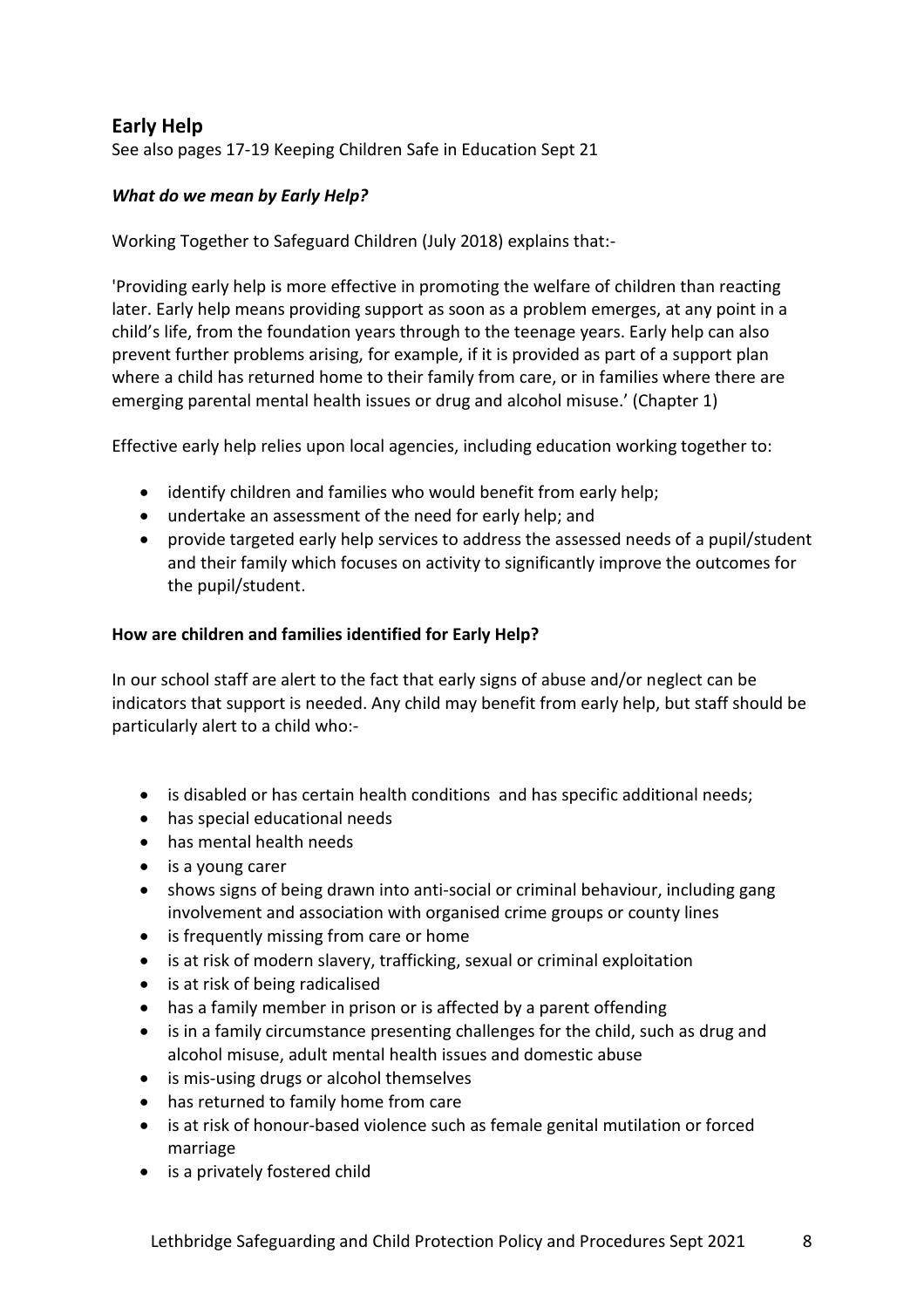## Early Help

See also pages 17-19 Keeping Children Safe in Education Sept 21

### *What do we mean by Early Help?*

Working Together to Safeguard Children (July 2018) explains that:-

'Providing early help is more effective in promoting the welfare of children than reacting later. Early help means providing support as soon as a problem emerges, at any point in a child's life, from the foundation years through to the teenage years. Early help can also prevent further problems arising, for example, if it is provided as part of a support plan where a child has returned home to their family from care, or in families where there are emerging parental mental health issues or drug and alcohol misuse.' (Chapter 1)

Effective early help relies upon local agencies, including education working together to:

- identify children and families who would benefit from early help;
- undertake an assessment of the need for early help; and
- provide targeted early help services to address the assessed needs of a pupil/student and their family which focuses on activity to significantly improve the outcomes for the pupil/student.

### How are children and families identified for Early Help?

In our school staff are alert to the fact that early signs of abuse and/or neglect can be indicators that support is needed. Any child may benefit from early help, but staff should be particularly alert to a child who:-

- is disabled or has certain health conditions and has specific additional needs;
- has special educational needs
- has mental health needs
- is a young carer
- shows signs of being drawn into anti-social or criminal behaviour, including gang involvement and association with organised crime groups or county lines
- is frequently missing from care or home
- is at risk of modern slavery, trafficking, sexual or criminal exploitation
- is at risk of being radicalised
- has a family member in prison or is affected by a parent offending
- is in a family circumstance presenting challenges for the child, such as drug and alcohol misuse, adult mental health issues and domestic abuse
- is mis-using drugs or alcohol themselves
- has returned to family home from care
- is at risk of honour-based violence such as female genital mutilation or forced marriage
- is a privately fostered child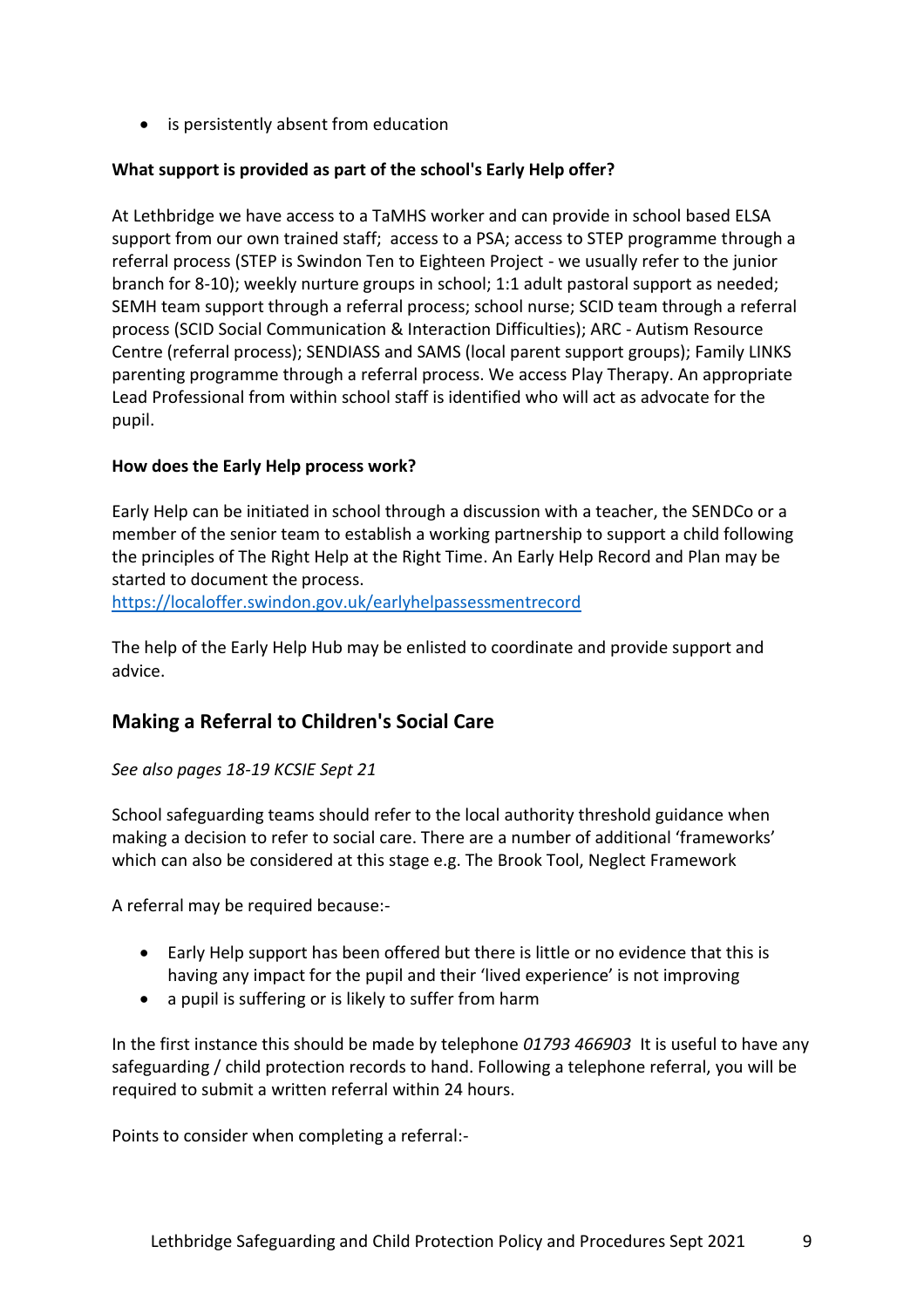- is persistently absent from education

**What support is provided as part of the school's Early Help offer?**

At Lethbridge we have access to a TaMHS worker and can provide in school based ELSA support from our own trained staff;  access to a PSA; access to STEP programme through a referral process (STEP is Swindon Ten to Eighteen Project - we usually refer to the junior branch for 8-10); weekly nurture groups in school; 1:1 adult pastoral support as needed; SEMH team support through a referral process; school nurse; SCID team through a referral process (SCID Social Communication & Interaction Difficulties); ARC - Autism Resource Centre (referral process); SENDIASS and SAMS (local parent support groups); Family LINKS parenting programme through a referral process. We access Play Therapy. An appropriate Lead Professional from within school staff is identified who will act as advocate for the pupil.

**How does the Early Help process work?**

Early Help can be initiated in school through a discussion with a teacher, the SENDCo or a member of the senior team to establish a working partnership to support a child following the principles of The Right Help at the Right Time. An Early Help Record and Plan may be started to document the process.
https://localoffer.swindon.gov.uk/earlyhelpassessmentrecord

The help of the Early Help Hub may be enlisted to coordinate and provide support and advice.

## Making a Referral to Children's Social Care

*See also pages 18-19 KCSIE Sept 21*

School safeguarding teams should refer to the local authority threshold guidance when making a decision to refer to social care. There are a number of additional 'frameworks' which can also be considered at this stage e.g. The Brook Tool, Neglect Framework

A referral may be required because:-

- Early Help support has been offered but there is little or no evidence that this is having any impact for the pupil and their 'lived experience' is not improving
- a pupil is suffering or is likely to suffer from harm

In the first instance this should be made by telephone *01793 466903* It is useful to have any safeguarding / child protection records to hand. Following a telephone referral, you will be required to submit a written referral within 24 hours.

Points to consider when completing a referral:-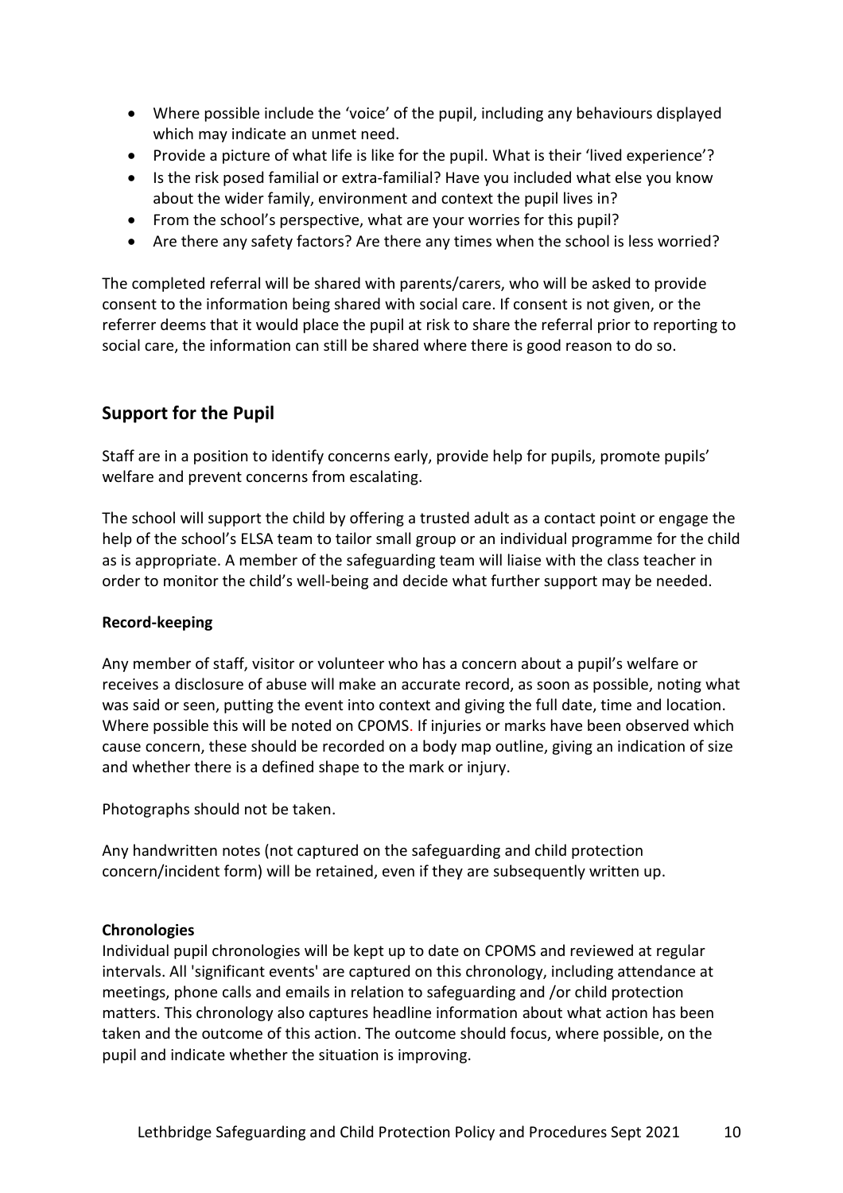- Where possible include the 'voice' of the pupil, including any behaviours displayed which may indicate an unmet need.
- Provide a picture of what life is like for the pupil. What is their 'lived experience'?
- Is the risk posed familial or extra-familial? Have you included what else you know about the wider family, environment and context the pupil lives in?
- From the school's perspective, what are your worries for this pupil?
- Are there any safety factors? Are there any times when the school is less worried?

The completed referral will be shared with parents/carers, who will be asked to provide consent to the information being shared with social care. If consent is not given, or the referrer deems that it would place the pupil at risk to share the referral prior to reporting to social care, the information can still be shared where there is good reason to do so.

## Support for the Pupil

Staff are in a position to identify concerns early, provide help for pupils, promote pupils' welfare and prevent concerns from escalating.

The school will support the child by offering a trusted adult as a contact point or engage the help of the school's ELSA team to tailor small group or an individual programme for the child as is appropriate. A member of the safeguarding team will liaise with the class teacher in order to monitor the child's well-being and decide what further support may be needed.

**Record-keeping**

Any member of staff, visitor or volunteer who has a concern about a pupil's welfare or receives a disclosure of abuse will make an accurate record, as soon as possible, noting what was said or seen, putting the event into context and giving the full date, time and location. Where possible this will be noted on CPOMS. If injuries or marks have been observed which cause concern, these should be recorded on a body map outline, giving an indication of size and whether there is a defined shape to the mark or injury.

Photographs should not be taken.

Any handwritten notes (not captured on the safeguarding and child protection concern/incident form) will be retained, even if they are subsequently written up.

**Chronologies**

Individual pupil chronologies will be kept up to date on CPOMS and reviewed at regular intervals. All 'significant events' are captured on this chronology, including attendance at meetings, phone calls and emails in relation to safeguarding and /or child protection matters. This chronology also captures headline information about what action has been taken and the outcome of this action. The outcome should focus, where possible, on the pupil and indicate whether the situation is improving.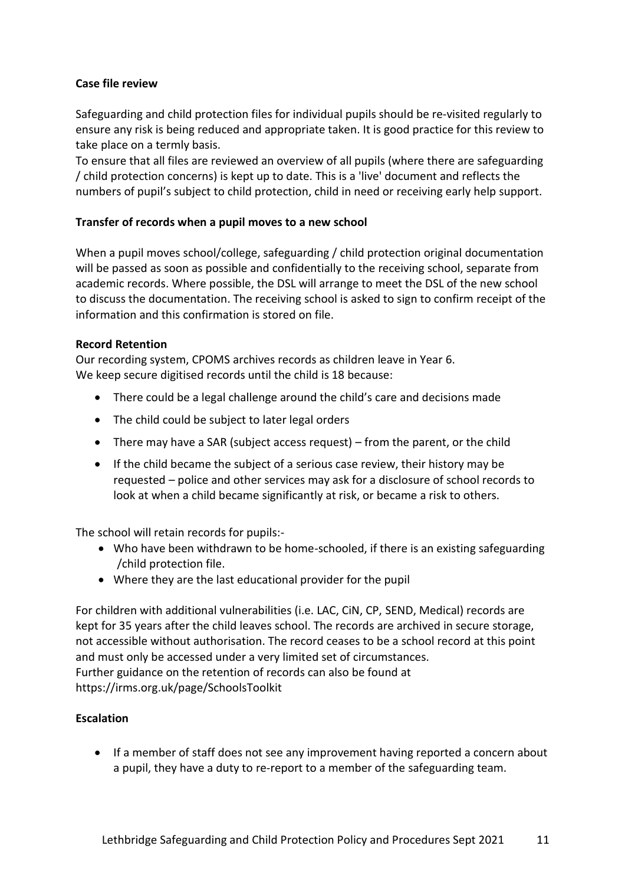**Case file review**

Safeguarding and child protection files for individual pupils should be re-visited regularly to ensure any risk is being reduced and appropriate taken. It is good practice for this review to take place on a termly basis.

To ensure that all files are reviewed an overview of all pupils (where there are safeguarding / child protection concerns) is kept up to date. This is a 'live' document and reflects the numbers of pupil's subject to child protection, child in need or receiving early help support.

**Transfer of records when a pupil moves to a new school**

When a pupil moves school/college, safeguarding / child protection original documentation will be passed as soon as possible and confidentially to the receiving school, separate from academic records. Where possible, the DSL will arrange to meet the DSL of the new school to discuss the documentation. The receiving school is asked to sign to confirm receipt of the information and this confirmation is stored on file.

**Record Retention**

Our recording system, CPOMS archives records as children leave in Year 6.
We keep secure digitised records until the child is 18 because:

- There could be a legal challenge around the child's care and decisions made
- The child could be subject to later legal orders
- There may have a SAR (subject access request) – from the parent, or the child
- If the child became the subject of a serious case review, their history may be requested – police and other services may ask for a disclosure of school records to look at when a child became significantly at risk, or became a risk to others.

The school will retain records for pupils:-

- Who have been withdrawn to be home-schooled, if there is an existing safeguarding /child protection file.
- Where they are the last educational provider for the pupil

For children with additional vulnerabilities (i.e. LAC, CiN, CP, SEND, Medical) records are kept for 35 years after the child leaves school. The records are archived in secure storage, not accessible without authorisation. The record ceases to be a school record at this point and must only be accessed under a very limited set of circumstances.
Further guidance on the retention of records can also be found at
https://irms.org.uk/page/SchoolsToolkit

**Escalation**

- If a member of staff does not see any improvement having reported a concern about a pupil, they have a duty to re-report to a member of the safeguarding team.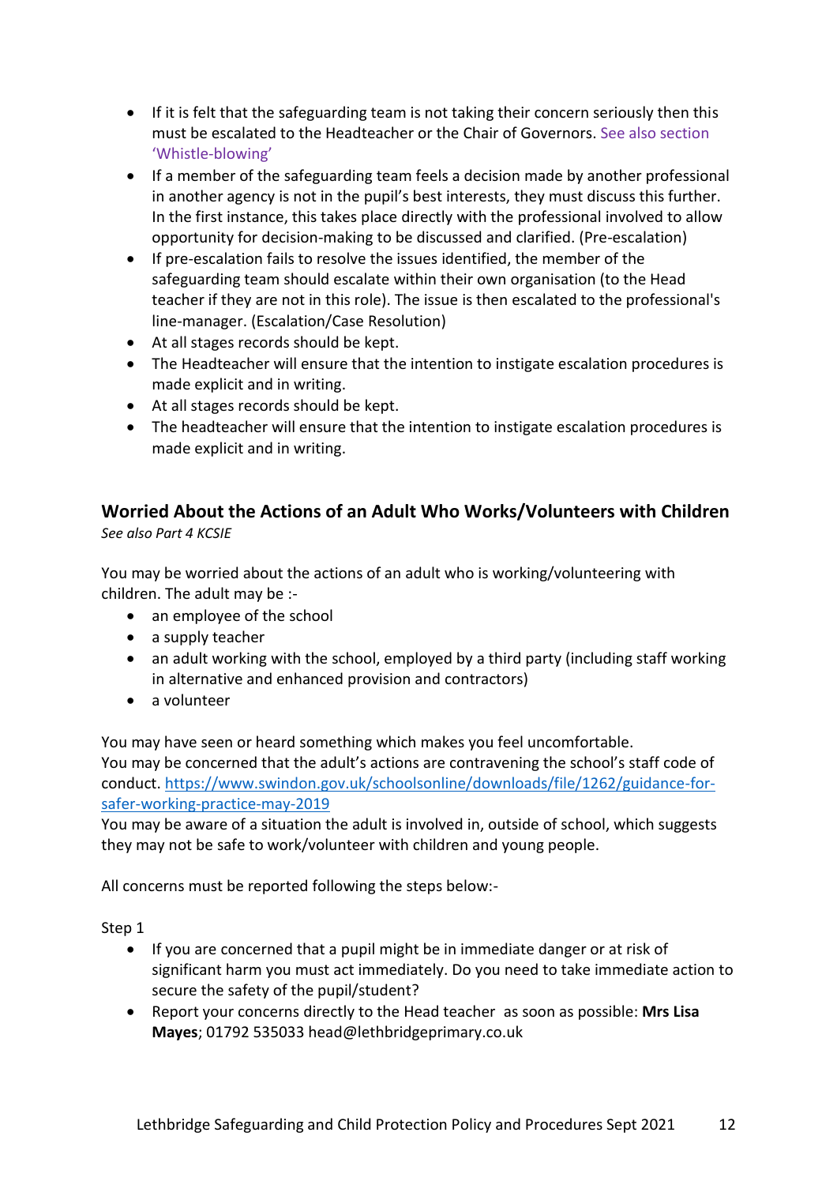- If it is felt that the safeguarding team is not taking their concern seriously then this must be escalated to the Headteacher or the Chair of Governors. See also section 'Whistle-blowing'
- If a member of the safeguarding team feels a decision made by another professional in another agency is not in the pupil's best interests, they must discuss this further. In the first instance, this takes place directly with the professional involved to allow opportunity for decision-making to be discussed and clarified. (Pre-escalation)
- If pre-escalation fails to resolve the issues identified, the member of the safeguarding team should escalate within their own organisation (to the Head teacher if they are not in this role). The issue is then escalated to the professional's line-manager. (Escalation/Case Resolution)
- At all stages records should be kept.
- The Headteacher will ensure that the intention to instigate escalation procedures is made explicit and in writing.
- At all stages records should be kept.
- The headteacher will ensure that the intention to instigate escalation procedures is made explicit and in writing.

## Worried About the Actions of an Adult Who Works/Volunteers with Children

*See also Part 4 KCSIE*

You may be worried about the actions of an adult who is working/volunteering with children. The adult may be :-

- an employee of the school
- a supply teacher
- an adult working with the school, employed by a third party (including staff working in alternative and enhanced provision and contractors)
- a volunteer

You may have seen or heard something which makes you feel uncomfortable.
You may be concerned that the adult's actions are contravening the school's staff code of conduct. [https://www.swindon.gov.uk/schoolsonline/downloads/file/1262/guidance-for-safer-working-practice-may-2019](https://www.swindon.gov.uk/schoolsonline/downloads/file/1262/guidance-for-safer-working-practice-may-2019)
You may be aware of a situation the adult is involved in, outside of school, which suggests they may not be safe to work/volunteer with children and young people.

All concerns must be reported following the steps below:-

Step 1

- If you are concerned that a pupil might be in immediate danger or at risk of significant harm you must act immediately. Do you need to take immediate action to secure the safety of the pupil/student?
- Report your concerns directly to the Head teacher as soon as possible: **Mrs Lisa Mayes**; 01792 535033 head@lethbridgeprimary.co.uk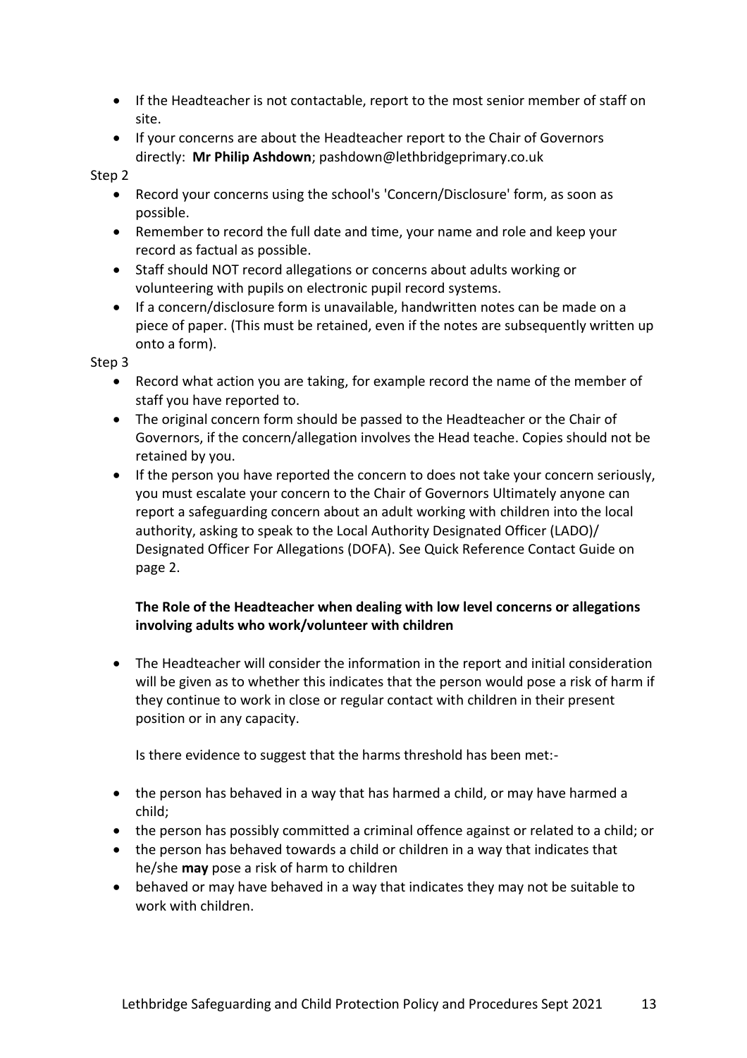- If the Headteacher is not contactable, report to the most senior member of staff on site.
- If your concerns are about the Headteacher report to the Chair of Governors directly: **Mr Philip Ashdown**; pashdown@lethbridgeprimary.co.uk

Step 2

- Record your concerns using the school's 'Concern/Disclosure' form, as soon as possible.
- Remember to record the full date and time, your name and role and keep your record as factual as possible.
- Staff should NOT record allegations or concerns about adults working or volunteering with pupils on electronic pupil record systems.
- If a concern/disclosure form is unavailable, handwritten notes can be made on a piece of paper. (This must be retained, even if the notes are subsequently written up onto a form).

Step 3

- Record what action you are taking, for example record the name of the member of staff you have reported to.
- The original concern form should be passed to the Headteacher or the Chair of Governors, if the concern/allegation involves the Head teache. Copies should not be retained by you.
- If the person you have reported the concern to does not take your concern seriously, you must escalate your concern to the Chair of Governors Ultimately anyone can report a safeguarding concern about an adult working with children into the local authority, asking to speak to the Local Authority Designated Officer (LADO)/ Designated Officer For Allegations (DOFA). See Quick Reference Contact Guide on page 2.

**The Role of the Headteacher when dealing with low level concerns or allegations involving adults who work/volunteer with children**

- The Headteacher will consider the information in the report and initial consideration will be given as to whether this indicates that the person would pose a risk of harm if they continue to work in close or regular contact with children in their present position or in any capacity.

  Is there evidence to suggest that the harms threshold has been met:-

- the person has behaved in a way that has harmed a child, or may have harmed a child;
- the person has possibly committed a criminal offence against or related to a child; or
- the person has behaved towards a child or children in a way that indicates that he/she **may** pose a risk of harm to children
- behaved or may have behaved in a way that indicates they may not be suitable to work with children.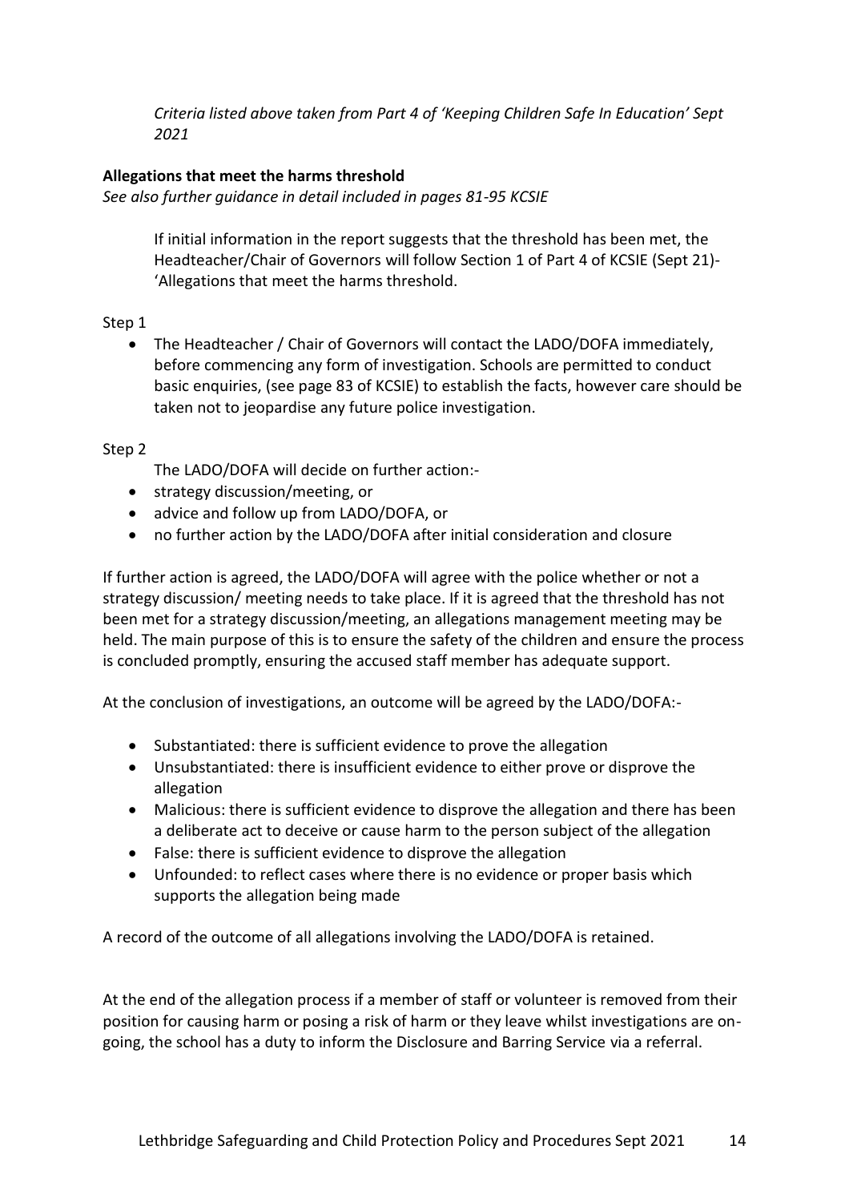*Criteria listed above taken from Part 4 of 'Keeping Children Safe In Education' Sept 2021*

**Allegations that meet the harms threshold**

*See also further guidance in detail included in pages 81-95 KCSIE*

If initial information in the report suggests that the threshold has been met, the Headteacher/Chair of Governors will follow Section 1 of Part 4 of KCSIE (Sept 21)- 'Allegations that meet the harms threshold.

Step 1

- The Headteacher / Chair of Governors will contact the LADO/DOFA immediately, before commencing any form of investigation. Schools are permitted to conduct basic enquiries, (see page 83 of KCSIE) to establish the facts, however care should be taken not to jeopardise any future police investigation.

Step 2

The LADO/DOFA will decide on further action:-

- strategy discussion/meeting, or
- advice and follow up from LADO/DOFA, or
- no further action by the LADO/DOFA after initial consideration and closure

If further action is agreed, the LADO/DOFA will agree with the police whether or not a strategy discussion/ meeting needs to take place. If it is agreed that the threshold has not been met for a strategy discussion/meeting, an allegations management meeting may be held. The main purpose of this is to ensure the safety of the children and ensure the process is concluded promptly, ensuring the accused staff member has adequate support.

At the conclusion of investigations, an outcome will be agreed by the LADO/DOFA:-

- Substantiated: there is sufficient evidence to prove the allegation
- Unsubstantiated: there is insufficient evidence to either prove or disprove the allegation
- Malicious: there is sufficient evidence to disprove the allegation and there has been a deliberate act to deceive or cause harm to the person subject of the allegation
- False: there is sufficient evidence to disprove the allegation
- Unfounded: to reflect cases where there is no evidence or proper basis which supports the allegation being made

A record of the outcome of all allegations involving the LADO/DOFA is retained.

At the end of the allegation process if a member of staff or volunteer is removed from their position for causing harm or posing a risk of harm or they leave whilst investigations are on-going, the school has a duty to inform the Disclosure and Barring Service via a referral.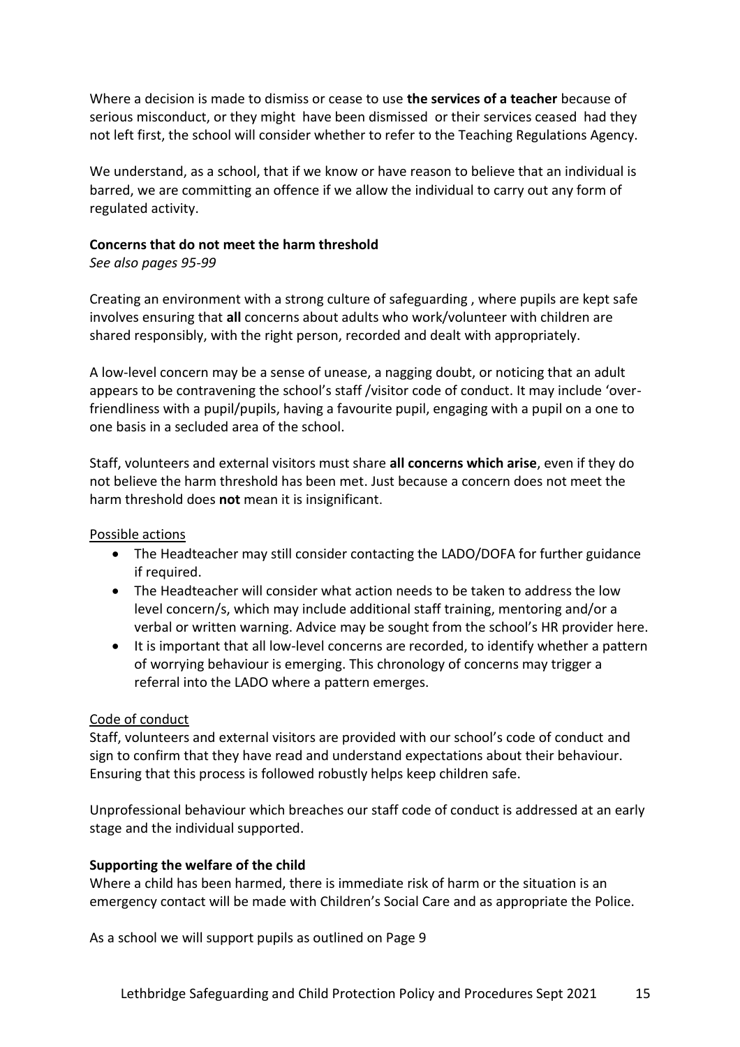Where a decision is made to dismiss or cease to use **the services of a teacher** because of serious misconduct, or they might have been dismissed or their services ceased had they not left first, the school will consider whether to refer to the Teaching Regulations Agency.

We understand, as a school, that if we know or have reason to believe that an individual is barred, we are committing an offence if we allow the individual to carry out any form of regulated activity.

**Concerns that do not meet the harm threshold**

*See also pages 95-99*

Creating an environment with a strong culture of safeguarding , where pupils are kept safe involves ensuring that **all** concerns about adults who work/volunteer with children are shared responsibly, with the right person, recorded and dealt with appropriately.

A low-level concern may be a sense of unease, a nagging doubt, or noticing that an adult appears to be contravening the school's staff /visitor code of conduct. It may include 'over-friendliness with a pupil/pupils, having a favourite pupil, engaging with a pupil on a one to one basis in a secluded area of the school.

Staff, volunteers and external visitors must share **all concerns which arise**, even if they do not believe the harm threshold has been met. Just because a concern does not meet the harm threshold does **not** mean it is insignificant.

<u>Possible actions</u>

- The Headteacher may still consider contacting the LADO/DOFA for further guidance if required.
- The Headteacher will consider what action needs to be taken to address the low level concern/s, which may include additional staff training, mentoring and/or a verbal or written warning. Advice may be sought from the school's HR provider here.
- It is important that all low-level concerns are recorded, to identify whether a pattern of worrying behaviour is emerging. This chronology of concerns may trigger a referral into the LADO where a pattern emerges.

<u>Code of conduct</u>

Staff, volunteers and external visitors are provided with our school's code of conduct and sign to confirm that they have read and understand expectations about their behaviour. Ensuring that this process is followed robustly helps keep children safe.

Unprofessional behaviour which breaches our staff code of conduct is addressed at an early stage and the individual supported.

**Supporting the welfare of the child**

Where a child has been harmed, there is immediate risk of harm or the situation is an emergency contact will be made with Children's Social Care and as appropriate the Police.

As a school we will support pupils as outlined on Page 9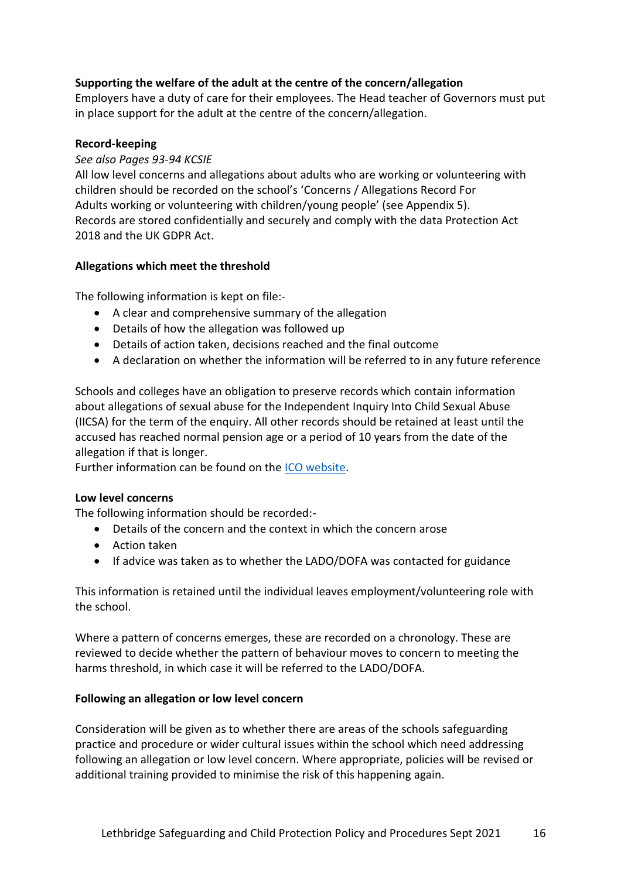**Supporting the welfare of the adult at the centre of the concern/allegation**

Employers have a duty of care for their employees. The Head teacher of Governors must put in place support for the adult at the centre of the concern/allegation.

**Record-keeping**

*See also Pages 93-94 KCSIE*

All low level concerns and allegations about adults who are working or volunteering with children should be recorded on the school's 'Concerns / Allegations Record For Adults working or volunteering with children/young people' (see Appendix 5). Records are stored confidentially and securely and comply with the data Protection Act 2018 and the UK GDPR Act.

**Allegations which meet the threshold**

The following information is kept on file:-

- A clear and comprehensive summary of the allegation
- Details of how the allegation was followed up
- Details of action taken, decisions reached and the final outcome
- A declaration on whether the information will be referred to in any future reference

Schools and colleges have an obligation to preserve records which contain information about allegations of sexual abuse for the Independent Inquiry Into Child Sexual Abuse (IICSA) for the term of the enquiry. All other records should be retained at least until the accused has reached normal pension age or a period of 10 years from the date of the allegation if that is longer.

Further information can be found on the ICO website.

**Low level concerns**

The following information should be recorded:-

- Details of the concern and the context in which the concern arose
- Action taken
- If advice was taken as to whether the LADO/DOFA was contacted for guidance

This information is retained until the individual leaves employment/volunteering role with the school.

Where a pattern of concerns emerges, these are recorded on a chronology. These are reviewed to decide whether the pattern of behaviour moves to concern to meeting the harms threshold, in which case it will be referred to the LADO/DOFA.

**Following an allegation or low level concern**

Consideration will be given as to whether there are areas of the schools safeguarding practice and procedure or wider cultural issues within the school which need addressing following an allegation or low level concern. Where appropriate, policies will be revised or additional training provided to minimise the risk of this happening again.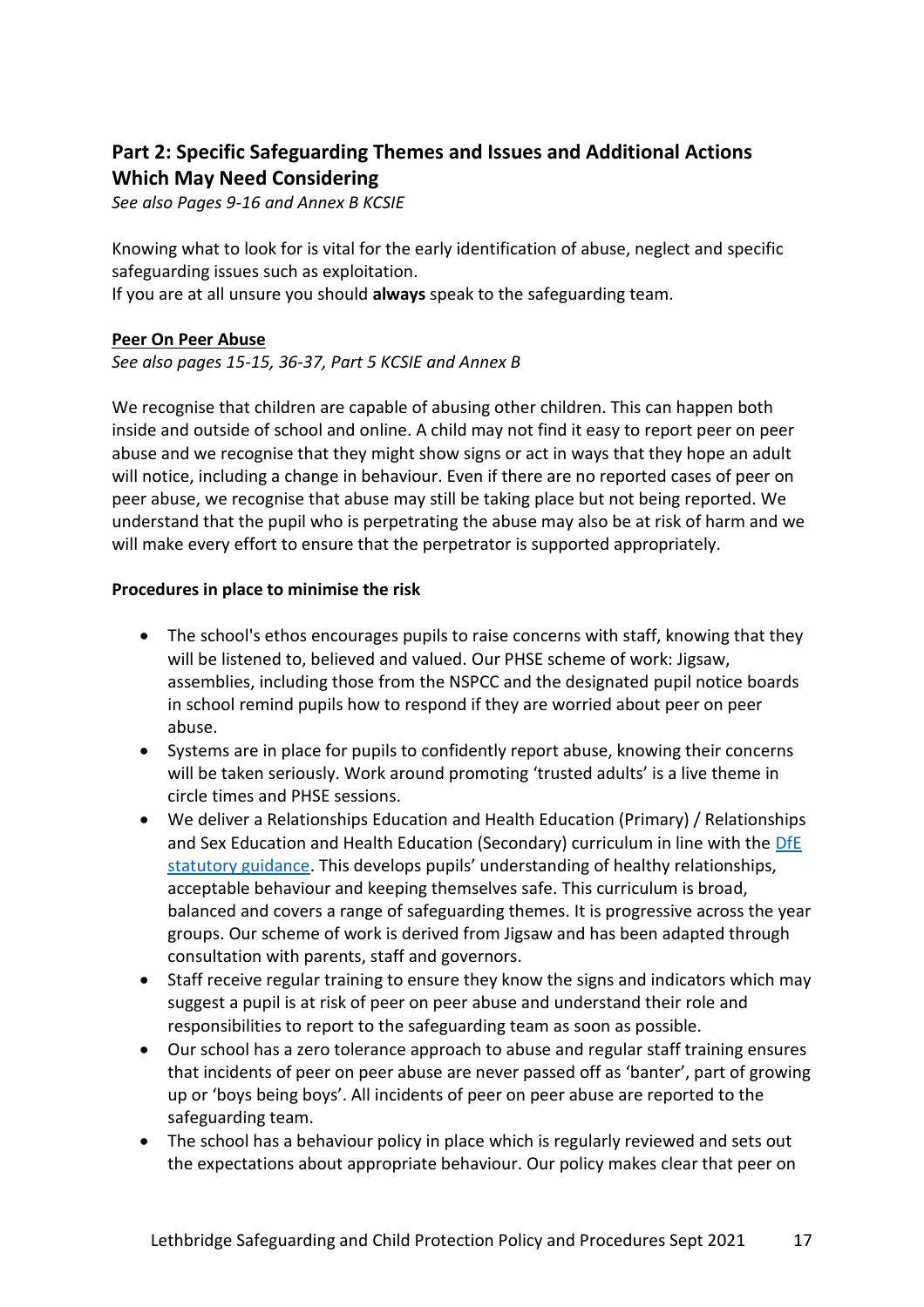## Part 2: Specific Safeguarding Themes and Issues and Additional Actions Which May Need Considering

*See also Pages 9-16 and Annex B KCSIE*

Knowing what to look for is vital for the early identification of abuse, neglect and specific safeguarding issues such as exploitation.
If you are at all unsure you should **always** speak to the safeguarding team.

### Peer On Peer Abuse

*See also pages 15-15, 36-37, Part 5 KCSIE and Annex B*

We recognise that children are capable of abusing other children. This can happen both inside and outside of school and online. A child may not find it easy to report peer on peer abuse and we recognise that they might show signs or act in ways that they hope an adult will notice, including a change in behaviour. Even if there are no reported cases of peer on peer abuse, we recognise that abuse may still be taking place but not being reported. We understand that the pupil who is perpetrating the abuse may also be at risk of harm and we will make every effort to ensure that the perpetrator is supported appropriately.

**Procedures in place to minimise the risk**

- The school's ethos encourages pupils to raise concerns with staff, knowing that they will be listened to, believed and valued. Our PHSE scheme of work: Jigsaw, assemblies, including those from the NSPCC and the designated pupil notice boards in school remind pupils how to respond if they are worried about peer on peer abuse.
- Systems are in place for pupils to confidently report abuse, knowing their concerns will be taken seriously. Work around promoting 'trusted adults' is a live theme in circle times and PHSE sessions.
- We deliver a Relationships Education and Health Education (Primary) / Relationships and Sex Education and Health Education (Secondary) curriculum in line with the DfE statutory guidance. This develops pupils' understanding of healthy relationships, acceptable behaviour and keeping themselves safe. This curriculum is broad, balanced and covers a range of safeguarding themes. It is progressive across the year groups. Our scheme of work is derived from Jigsaw and has been adapted through consultation with parents, staff and governors.
- Staff receive regular training to ensure they know the signs and indicators which may suggest a pupil is at risk of peer on peer abuse and understand their role and responsibilities to report to the safeguarding team as soon as possible.
- Our school has a zero tolerance approach to abuse and regular staff training ensures that incidents of peer on peer abuse are never passed off as 'banter', part of growing up or 'boys being boys'. All incidents of peer on peer abuse are reported to the safeguarding team.
- The school has a behaviour policy in place which is regularly reviewed and sets out the expectations about appropriate behaviour. Our policy makes clear that peer on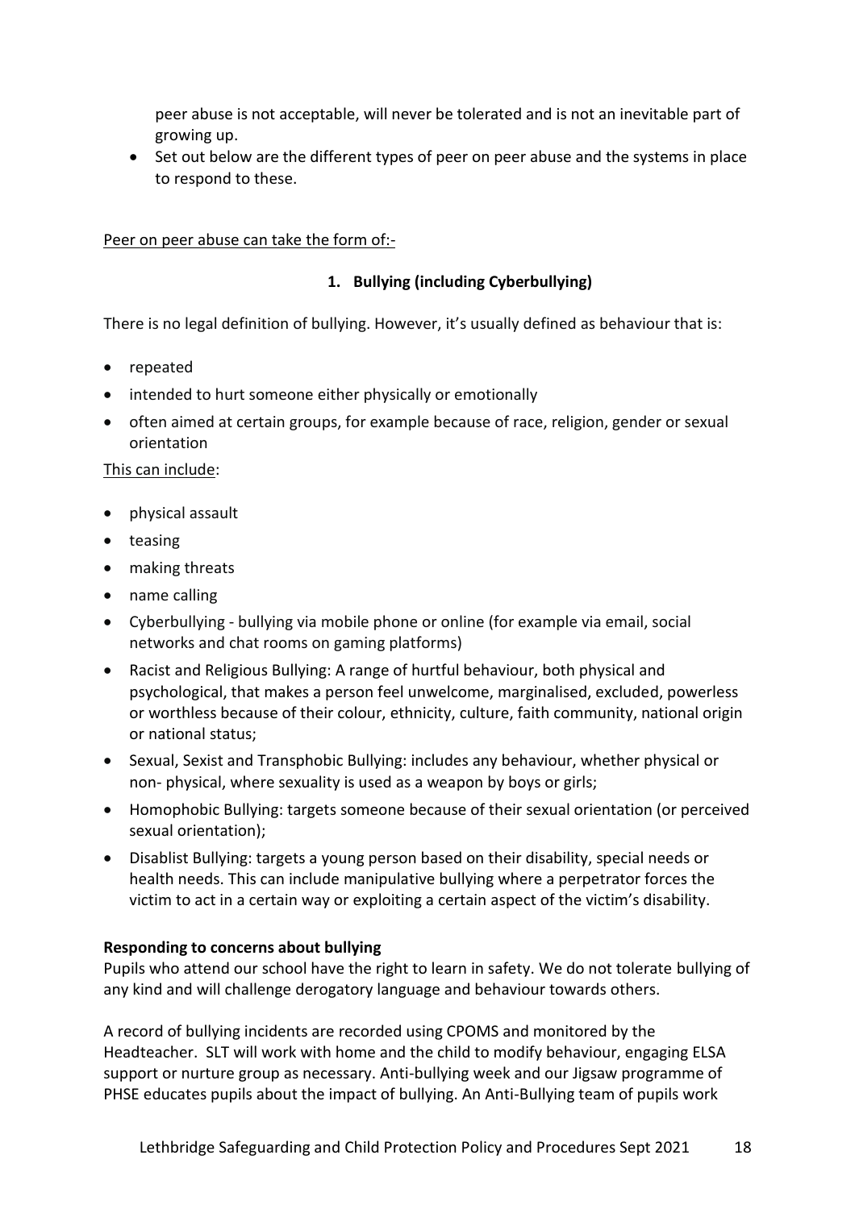peer abuse is not acceptable, will never be tolerated and is not an inevitable part of growing up.

- Set out below are the different types of peer on peer abuse and the systems in place to respond to these.

Peer on peer abuse can take the form of:-

1. **Bullying (including Cyberbullying)**

There is no legal definition of bullying. However, it's usually defined as behaviour that is:

- repeated
- intended to hurt someone either physically or emotionally
- often aimed at certain groups, for example because of race, religion, gender or sexual orientation

This can include:

- physical assault
- teasing
- making threats
- name calling
- Cyberbullying - bullying via mobile phone or online (for example via email, social networks and chat rooms on gaming platforms)
- Racist and Religious Bullying: A range of hurtful behaviour, both physical and psychological, that makes a person feel unwelcome, marginalised, excluded, powerless or worthless because of their colour, ethnicity, culture, faith community, national origin or national status;
- Sexual, Sexist and Transphobic Bullying: includes any behaviour, whether physical or non- physical, where sexuality is used as a weapon by boys or girls;
- Homophobic Bullying: targets someone because of their sexual orientation (or perceived sexual orientation);
- Disablist Bullying: targets a young person based on their disability, special needs or health needs. This can include manipulative bullying where a perpetrator forces the victim to act in a certain way or exploiting a certain aspect of the victim's disability.

**Responding to concerns about bullying**

Pupils who attend our school have the right to learn in safety. We do not tolerate bullying of any kind and will challenge derogatory language and behaviour towards others.

A record of bullying incidents are recorded using CPOMS and monitored by the Headteacher. SLT will work with home and the child to modify behaviour, engaging ELSA support or nurture group as necessary. Anti-bullying week and our Jigsaw programme of PHSE educates pupils about the impact of bullying. An Anti-Bullying team of pupils work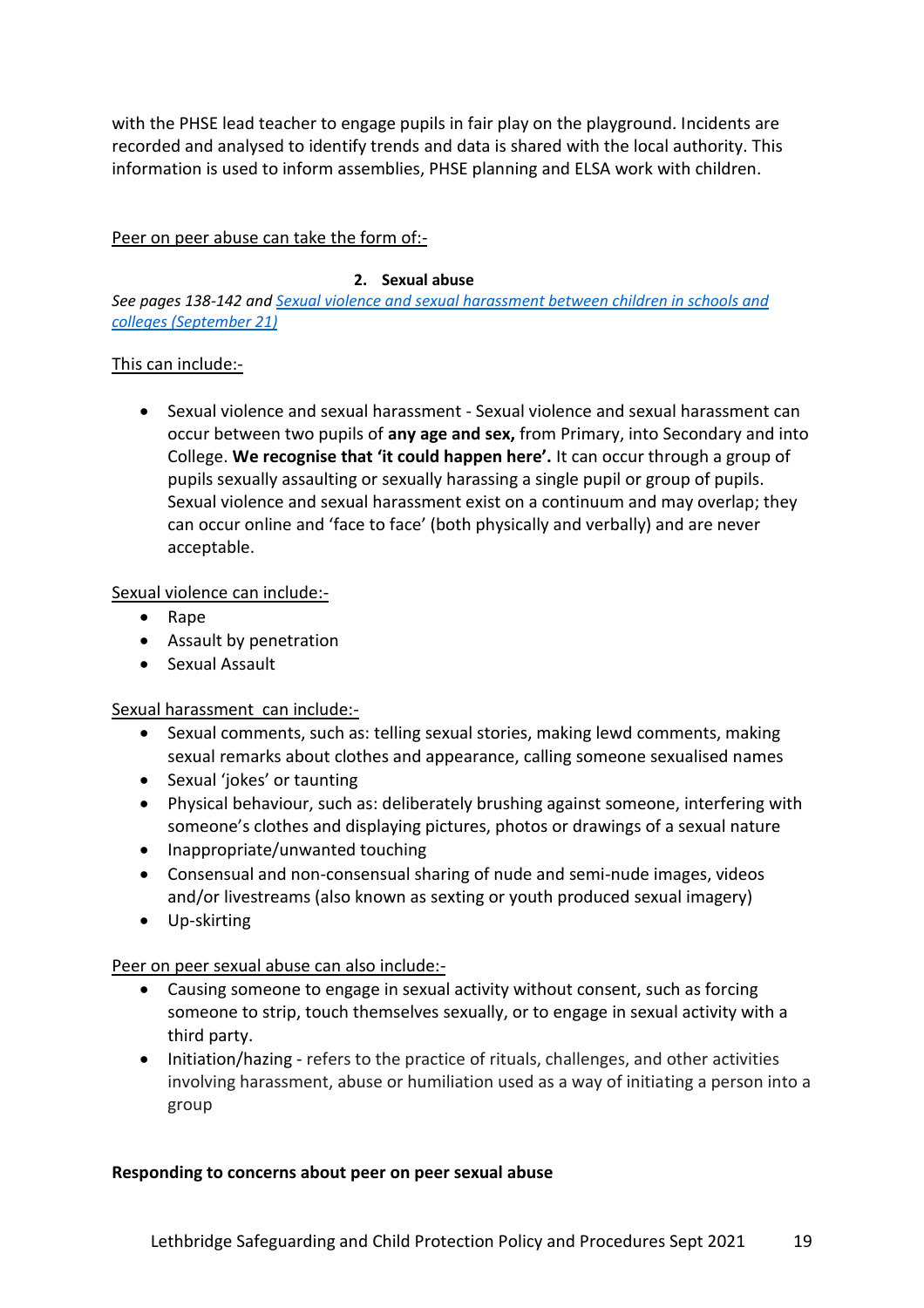with the PHSE lead teacher to engage pupils in fair play on the playground. Incidents are recorded and analysed to identify trends and data is shared with the local authority. This information is used to inform assemblies, PHSE planning and ELSA work with children.

Peer on peer abuse can take the form of:-

**2. Sexual abuse**

*See pages 138-142 and [Sexual violence and sexual harassment between children in schools and colleges (September 21)]*

This can include:-

- Sexual violence and sexual harassment - Sexual violence and sexual harassment can occur between two pupils of **any age and sex,** from Primary, into Secondary and into College. **We recognise that 'it could happen here'.** It can occur through a group of pupils sexually assaulting or sexually harassing a single pupil or group of pupils. Sexual violence and sexual harassment exist on a continuum and may overlap; they can occur online and 'face to face' (both physically and verbally) and are never acceptable.

Sexual violence can include:-

- Rape
- Assault by penetration
- Sexual Assault

Sexual harassment can include:-

- Sexual comments, such as: telling sexual stories, making lewd comments, making sexual remarks about clothes and appearance, calling someone sexualised names
- Sexual 'jokes' or taunting
- Physical behaviour, such as: deliberately brushing against someone, interfering with someone's clothes and displaying pictures, photos or drawings of a sexual nature
- Inappropriate/unwanted touching
- Consensual and non-consensual sharing of nude and semi-nude images, videos and/or livestreams (also known as sexting or youth produced sexual imagery)
- Up-skirting

Peer on peer sexual abuse can also include:-

- Causing someone to engage in sexual activity without consent, such as forcing someone to strip, touch themselves sexually, or to engage in sexual activity with a third party.
- Initiation/hazing - refers to the practice of rituals, challenges, and other activities involving harassment, abuse or humiliation used as a way of initiating a person into a group

**Responding to concerns about peer on peer sexual abuse**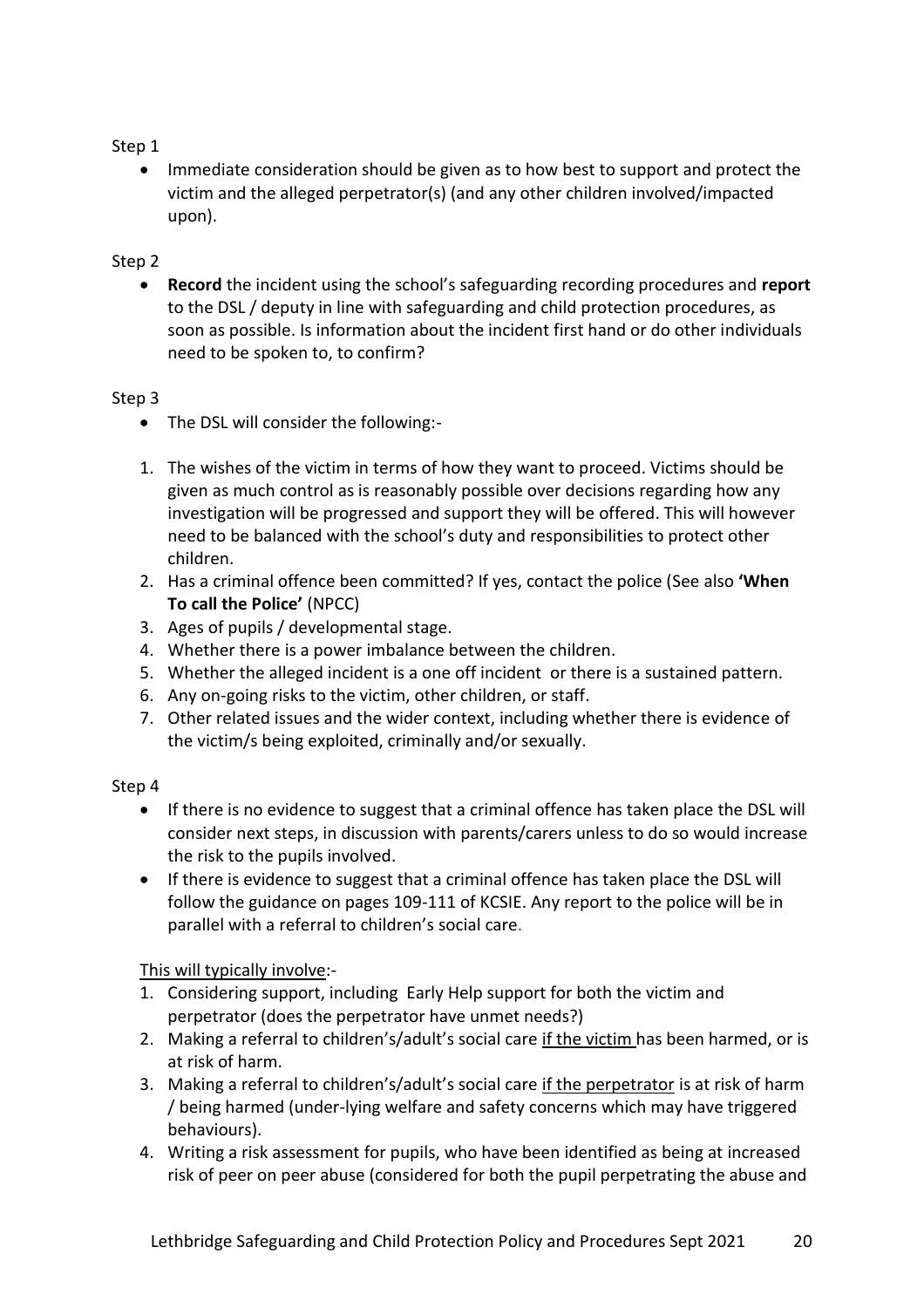Step 1

- Immediate consideration should be given as to how best to support and protect the victim and the alleged perpetrator(s) (and any other children involved/impacted upon).

Step 2

- **Record** the incident using the school's safeguarding recording procedures and **report** to the DSL / deputy in line with safeguarding and child protection procedures, as soon as possible. Is information about the incident first hand or do other individuals need to be spoken to, to confirm?

Step 3

- The DSL will consider the following:-

1. The wishes of the victim in terms of how they want to proceed. Victims should be given as much control as is reasonably possible over decisions regarding how any investigation will be progressed and support they will be offered. This will however need to be balanced with the school's duty and responsibilities to protect other children.
2. Has a criminal offence been committed? If yes, contact the police (See also **'When To call the Police'** (NPCC)
3. Ages of pupils / developmental stage.
4. Whether there is a power imbalance between the children.
5. Whether the alleged incident is a one off incident or there is a sustained pattern.
6. Any on-going risks to the victim, other children, or staff.
7. Other related issues and the wider context, including whether there is evidence of the victim/s being exploited, criminally and/or sexually.

Step 4

- If there is no evidence to suggest that a criminal offence has taken place the DSL will consider next steps, in discussion with parents/carers unless to do so would increase the risk to the pupils involved.
- If there is evidence to suggest that a criminal offence has taken place the DSL will follow the guidance on pages 109-111 of KCSIE. Any report to the police will be in parallel with a referral to children's social care.

This will typically involve:-

1. Considering support, including Early Help support for both the victim and perpetrator (does the perpetrator have unmet needs?)
2. Making a referral to children's/adult's social care if the victim has been harmed, or is at risk of harm.
3. Making a referral to children's/adult's social care if the perpetrator is at risk of harm / being harmed (under-lying welfare and safety concerns which may have triggered behaviours).
4. Writing a risk assessment for pupils, who have been identified as being at increased risk of peer on peer abuse (considered for both the pupil perpetrating the abuse and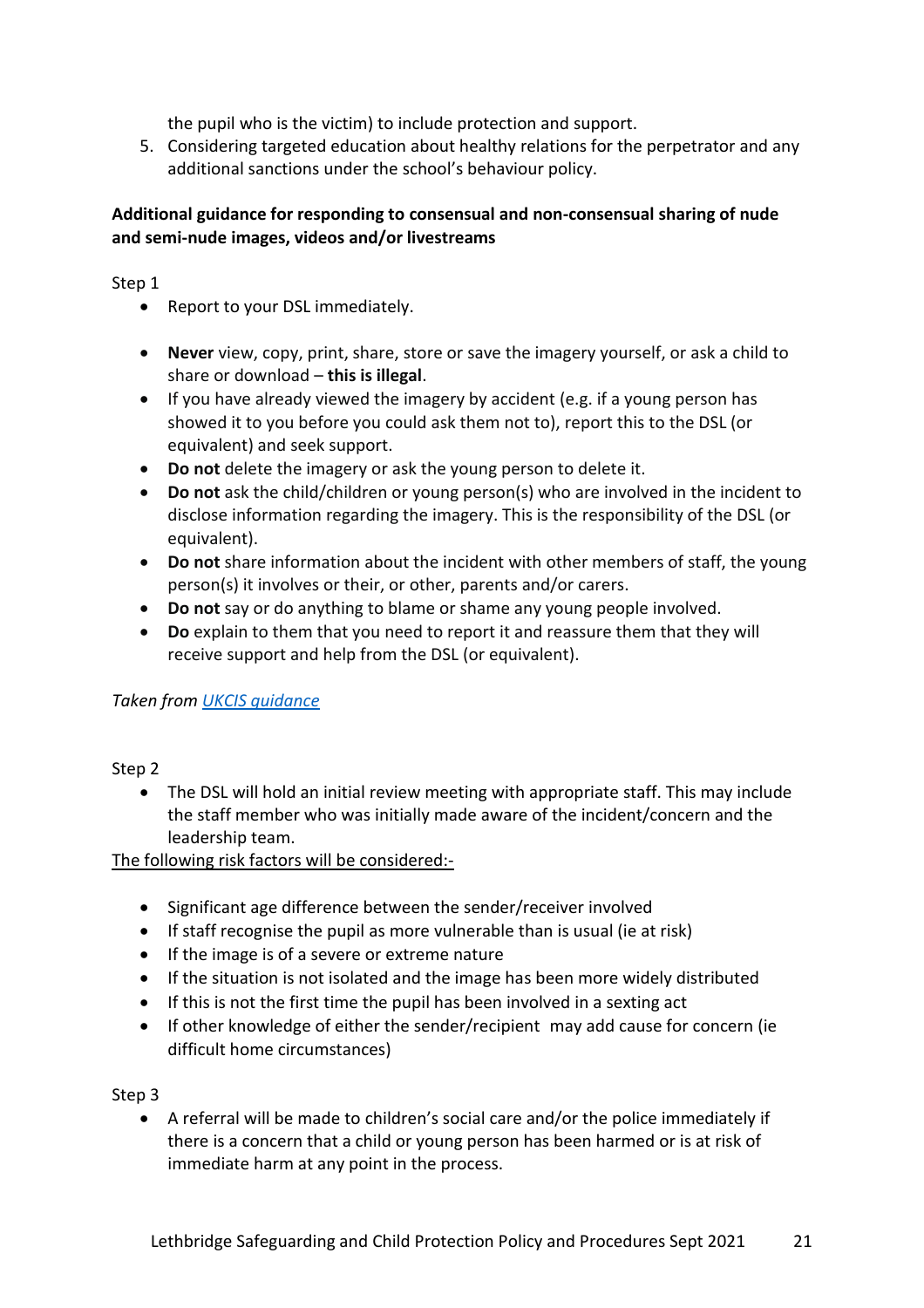the pupil who is the victim) to include protection and support.

5. Considering targeted education about healthy relations for the perpetrator and any additional sanctions under the school's behaviour policy.

**Additional guidance for responding to consensual and non-consensual sharing of nude and semi-nude images, videos and/or livestreams**

Step 1

- Report to your DSL immediately.
- **Never** view, copy, print, share, store or save the imagery yourself, or ask a child to share or download – **this is illegal**.
- If you have already viewed the imagery by accident (e.g. if a young person has showed it to you before you could ask them not to), report this to the DSL (or equivalent) and seek support.
- **Do not** delete the imagery or ask the young person to delete it.
- **Do not** ask the child/children or young person(s) who are involved in the incident to disclose information regarding the imagery. This is the responsibility of the DSL (or equivalent).
- **Do not** share information about the incident with other members of staff, the young person(s) it involves or their, or other, parents and/or carers.
- **Do not** say or do anything to blame or shame any young people involved.
- **Do** explain to them that you need to report it and reassure them that they will receive support and help from the DSL (or equivalent).

*Taken from [UKCIS guidance]()*

Step 2

- The DSL will hold an initial review meeting with appropriate staff. This may include the staff member who was initially made aware of the incident/concern and the leadership team.

<u>The following risk factors will be considered:-</u>

- Significant age difference between the sender/receiver involved
- If staff recognise the pupil as more vulnerable than is usual (ie at risk)
- If the image is of a severe or extreme nature
- If the situation is not isolated and the image has been more widely distributed
- If this is not the first time the pupil has been involved in a sexting act
- If other knowledge of either the sender/recipient may add cause for concern (ie difficult home circumstances)

Step 3

- A referral will be made to children's social care and/or the police immediately if there is a concern that a child or young person has been harmed or is at risk of immediate harm at any point in the process.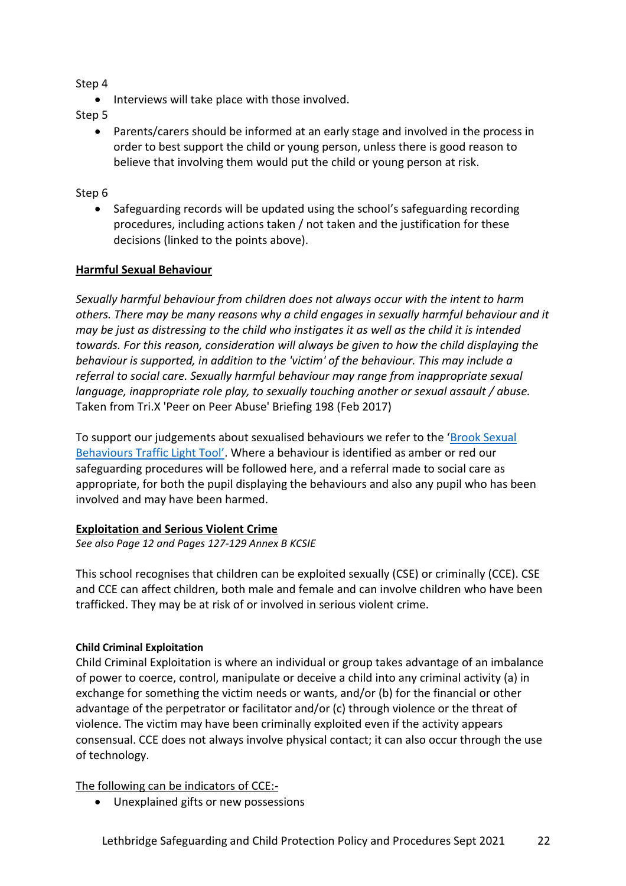Step 4

- Interviews will take place with those involved.

Step 5

- Parents/carers should be informed at an early stage and involved in the process in order to best support the child or young person, unless there is good reason to believe that involving them would put the child or young person at risk.

Step 6

- Safeguarding records will be updated using the school's safeguarding recording procedures, including actions taken / not taken and the justification for these decisions (linked to the points above).

**Harmful Sexual Behaviour**

*Sexually harmful behaviour from children does not always occur with the intent to harm others. There may be many reasons why a child engages in sexually harmful behaviour and it may be just as distressing to the child who instigates it as well as the child it is intended towards. For this reason, consideration will always be given to how the child displaying the behaviour is supported, in addition to the 'victim' of the behaviour. This may include a referral to social care. Sexually harmful behaviour may range from inappropriate sexual language, inappropriate role play, to sexually touching another or sexual assault / abuse.* Taken from Tri.X 'Peer on Peer Abuse' Briefing 198 (Feb 2017)

To support our judgements about sexualised behaviours we refer to the 'Brook Sexual Behaviours Traffic Light Tool'. Where a behaviour is identified as amber or red our safeguarding procedures will be followed here, and a referral made to social care as appropriate, for both the pupil displaying the behaviours and also any pupil who has been involved and may have been harmed.

**Exploitation and Serious Violent Crime**

*See also Page 12 and Pages 127-129 Annex B KCSIE*

This school recognises that children can be exploited sexually (CSE) or criminally (CCE). CSE and CCE can affect children, both male and female and can involve children who have been trafficked. They may be at risk of or involved in serious violent crime.

**Child Criminal Exploitation**

Child Criminal Exploitation is where an individual or group takes advantage of an imbalance of power to coerce, control, manipulate or deceive a child into any criminal activity (a) in exchange for something the victim needs or wants, and/or (b) for the financial or other advantage of the perpetrator or facilitator and/or (c) through violence or the threat of violence. The victim may have been criminally exploited even if the activity appears consensual. CCE does not always involve physical contact; it can also occur through the use of technology.

The following can be indicators of CCE:-

- Unexplained gifts or new possessions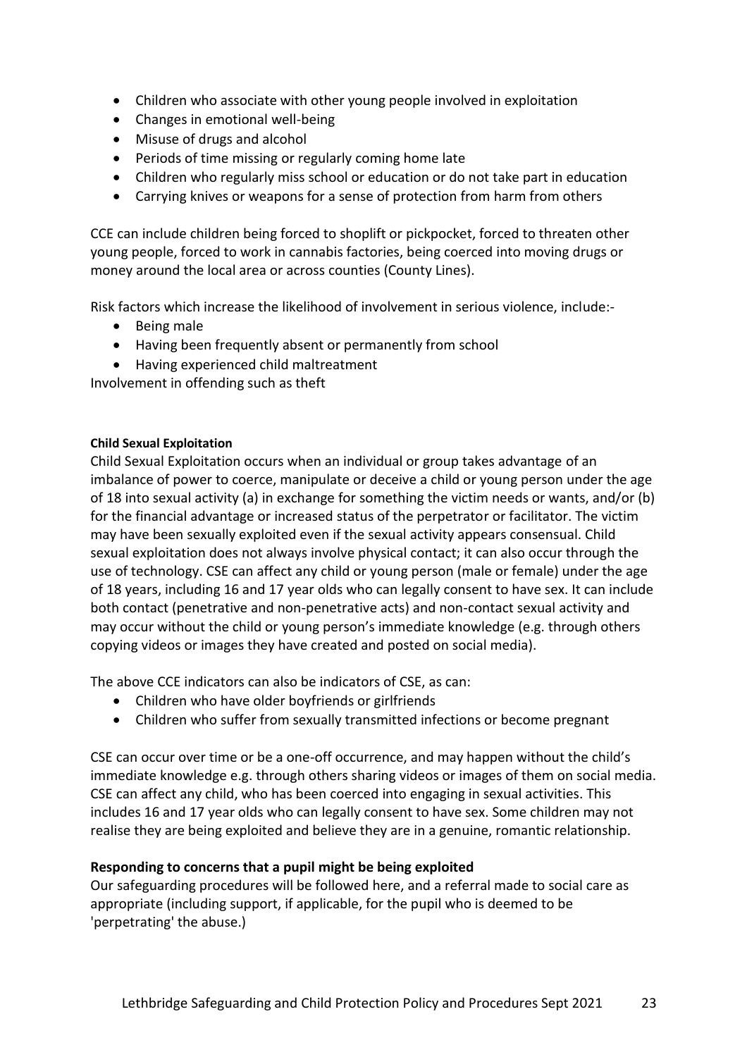- Children who associate with other young people involved in exploitation
- Changes in emotional well-being
- Misuse of drugs and alcohol
- Periods of time missing or regularly coming home late
- Children who regularly miss school or education or do not take part in education
- Carrying knives or weapons for a sense of protection from harm from others

CCE can include children being forced to shoplift or pickpocket, forced to threaten other young people, forced to work in cannabis factories, being coerced into moving drugs or money around the local area or across counties (County Lines).

Risk factors which increase the likelihood of involvement in serious violence, include:-

- Being male
- Having been frequently absent or permanently from school
- Having experienced child maltreatment

Involvement in offending such as theft

#### Child Sexual Exploitation

Child Sexual Exploitation occurs when an individual or group takes advantage of an imbalance of power to coerce, manipulate or deceive a child or young person under the age of 18 into sexual activity (a) in exchange for something the victim needs or wants, and/or (b) for the financial advantage or increased status of the perpetrator or facilitator. The victim may have been sexually exploited even if the sexual activity appears consensual. Child sexual exploitation does not always involve physical contact; it can also occur through the use of technology. CSE can affect any child or young person (male or female) under the age of 18 years, including 16 and 17 year olds who can legally consent to have sex. It can include both contact (penetrative and non-penetrative acts) and non-contact sexual activity and may occur without the child or young person's immediate knowledge (e.g. through others copying videos or images they have created and posted on social media).

The above CCE indicators can also be indicators of CSE, as can:

- Children who have older boyfriends or girlfriends
- Children who suffer from sexually transmitted infections or become pregnant

CSE can occur over time or be a one-off occurrence, and may happen without the child's immediate knowledge e.g. through others sharing videos or images of them on social media. CSE can affect any child, who has been coerced into engaging in sexual activities. This includes 16 and 17 year olds who can legally consent to have sex. Some children may not realise they are being exploited and believe they are in a genuine, romantic relationship.

**Responding to concerns that a pupil might be being exploited**

Our safeguarding procedures will be followed here, and a referral made to social care as appropriate (including support, if applicable, for the pupil who is deemed to be 'perpetrating' the abuse.)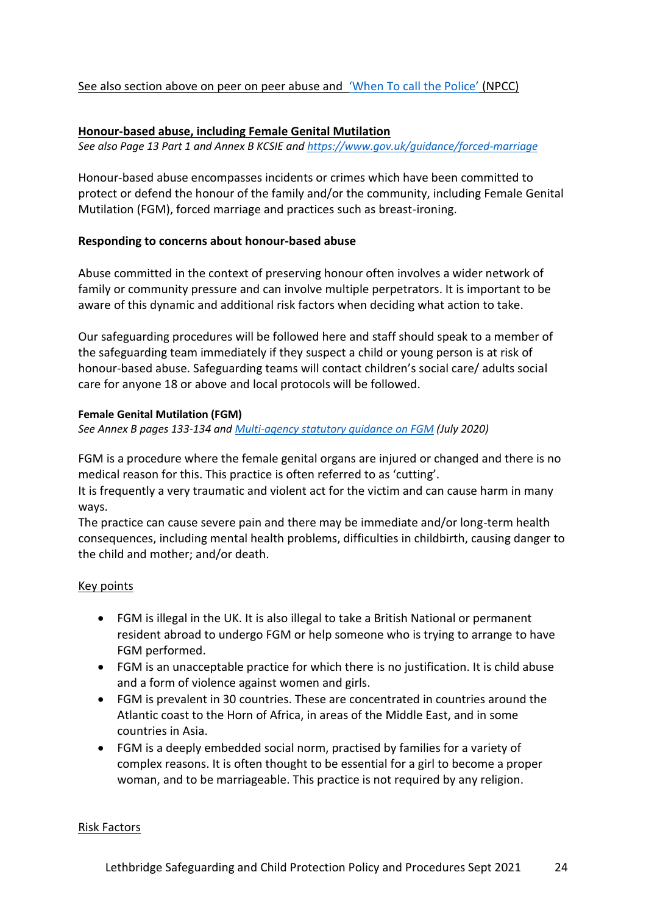See also section above on peer on peer abuse and ['When To call the Police'](#) (NPCC)

## Honour-based abuse, including Female Genital Mutilation

*See also Page 13 Part 1 and Annex B KCSIE and [https://www.gov.uk/guidance/forced-marriage](https://www.gov.uk/guidance/forced-marriage)*

Honour-based abuse encompasses incidents or crimes which have been committed to protect or defend the honour of the family and/or the community, including Female Genital Mutilation (FGM), forced marriage and practices such as breast-ironing.

### Responding to concerns about honour-based abuse

Abuse committed in the context of preserving honour often involves a wider network of family or community pressure and can involve multiple perpetrators. It is important to be aware of this dynamic and additional risk factors when deciding what action to take.

Our safeguarding procedures will be followed here and staff should speak to a member of the safeguarding team immediately if they suspect a child or young person is at risk of honour-based abuse. Safeguarding teams will contact children's social care/ adults social care for anyone 18 or above and local protocols will be followed.

#### Female Genital Mutilation (FGM)

*See Annex B pages 133-134 and [Multi-agency statutory guidance on FGM](#) (July 2020)*

FGM is a procedure where the female genital organs are injured or changed and there is no medical reason for this. This practice is often referred to as 'cutting'.
It is frequently a very traumatic and violent act for the victim and can cause harm in many ways.
The practice can cause severe pain and there may be immediate and/or long-term health consequences, including mental health problems, difficulties in childbirth, causing danger to the child and mother; and/or death.

Key points

- FGM is illegal in the UK. It is also illegal to take a British National or permanent resident abroad to undergo FGM or help someone who is trying to arrange to have FGM performed.
- FGM is an unacceptable practice for which there is no justification. It is child abuse and a form of violence against women and girls.
- FGM is prevalent in 30 countries. These are concentrated in countries around the Atlantic coast to the Horn of Africa, in areas of the Middle East, and in some countries in Asia.
- FGM is a deeply embedded social norm, practised by families for a variety of complex reasons. It is often thought to be essential for a girl to become a proper woman, and to be marriageable. This practice is not required by any religion.

Risk Factors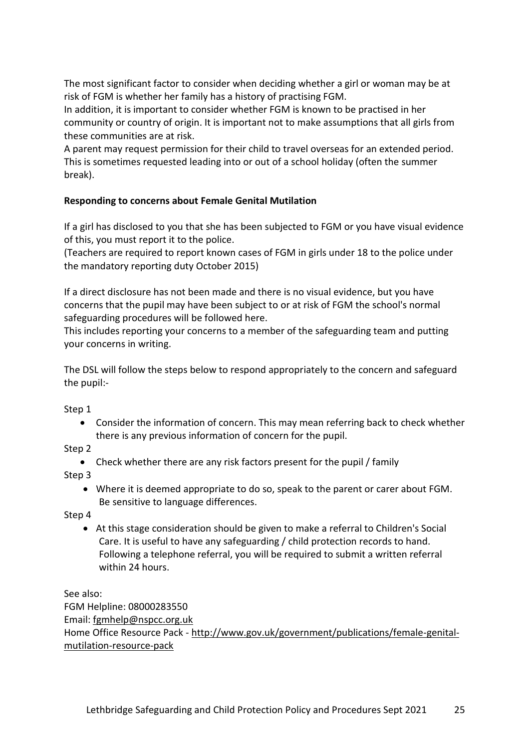The most significant factor to consider when deciding whether a girl or woman may be at risk of FGM is whether her family has a history of practising FGM.
In addition, it is important to consider whether FGM is known to be practised in her community or country of origin. It is important not to make assumptions that all girls from these communities are at risk.
A parent may request permission for their child to travel overseas for an extended period. This is sometimes requested leading into or out of a school holiday (often the summer break).

**Responding to concerns about Female Genital Mutilation**

If a girl has disclosed to you that she has been subjected to FGM or you have visual evidence of this, you must report it to the police.
(Teachers are required to report known cases of FGM in girls under 18 to the police under the mandatory reporting duty October 2015)

If a direct disclosure has not been made and there is no visual evidence, but you have concerns that the pupil may have been subject to or at risk of FGM the school's normal safeguarding procedures will be followed here.
This includes reporting your concerns to a member of the safeguarding team and putting your concerns in writing.

The DSL will follow the steps below to respond appropriately to the concern and safeguard the pupil:-

Step 1

- Consider the information of concern. This may mean referring back to check whether there is any previous information of concern for the pupil.

Step 2

- Check whether there are any risk factors present for the pupil / family

Step 3

- Where it is deemed appropriate to do so, speak to the parent or carer about FGM. Be sensitive to language differences.

Step 4

- At this stage consideration should be given to make a referral to Children's Social Care. It is useful to have any safeguarding / child protection records to hand. Following a telephone referral, you will be required to submit a written referral within 24 hours.

See also:
FGM Helpline: 08000283550
Email: fgmhelp@nspcc.org.uk
Home Office Resource Pack - http://www.gov.uk/government/publications/female-genital-mutilation-resource-pack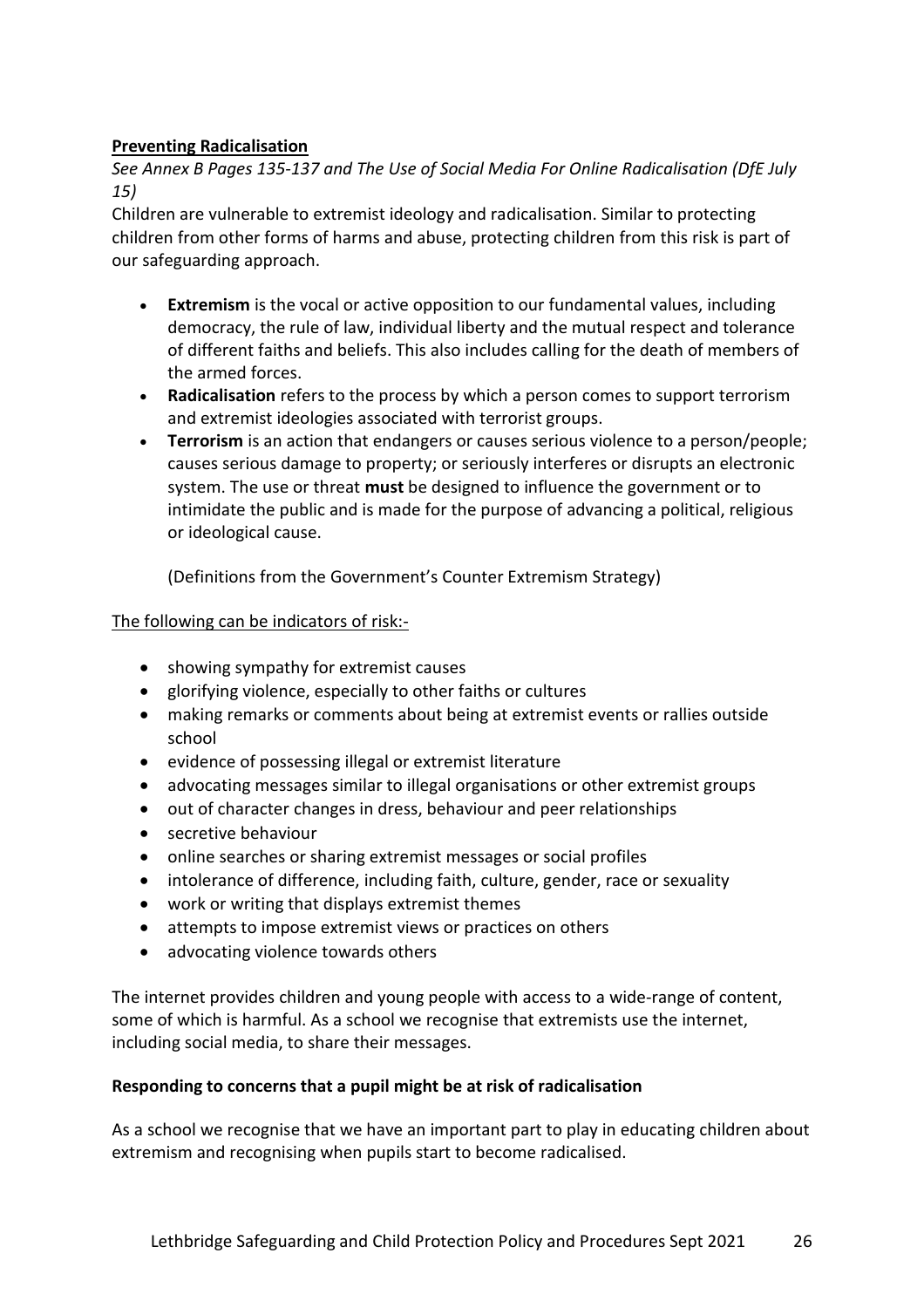## **Preventing Radicalisation**

*See Annex B Pages 135-137 and The Use of Social Media For Online Radicalisation (DfE July 15)*

Children are vulnerable to extremist ideology and radicalisation. Similar to protecting children from other forms of harms and abuse, protecting children from this risk is part of our safeguarding approach.

- **Extremism** is the vocal or active opposition to our fundamental values, including democracy, the rule of law, individual liberty and the mutual respect and tolerance of different faiths and beliefs. This also includes calling for the death of members of the armed forces.
- **Radicalisation** refers to the process by which a person comes to support terrorism and extremist ideologies associated with terrorist groups.
- **Terrorism** is an action that endangers or causes serious violence to a person/people; causes serious damage to property; or seriously interferes or disrupts an electronic system. The use or threat **must** be designed to influence the government or to intimidate the public and is made for the purpose of advancing a political, religious or ideological cause.

  (Definitions from the Government's Counter Extremism Strategy)

The following can be indicators of risk:-

- showing sympathy for extremist causes
- glorifying violence, especially to other faiths or cultures
- making remarks or comments about being at extremist events or rallies outside school
- evidence of possessing illegal or extremist literature
- advocating messages similar to illegal organisations or other extremist groups
- out of character changes in dress, behaviour and peer relationships
- secretive behaviour
- online searches or sharing extremist messages or social profiles
- intolerance of difference, including faith, culture, gender, race or sexuality
- work or writing that displays extremist themes
- attempts to impose extremist views or practices on others
- advocating violence towards others

The internet provides children and young people with access to a wide-range of content, some of which is harmful. As a school we recognise that extremists use the internet, including social media, to share their messages.

### **Responding to concerns that a pupil might be at risk of radicalisation**

As a school we recognise that we have an important part to play in educating children about extremism and recognising when pupils start to become radicalised.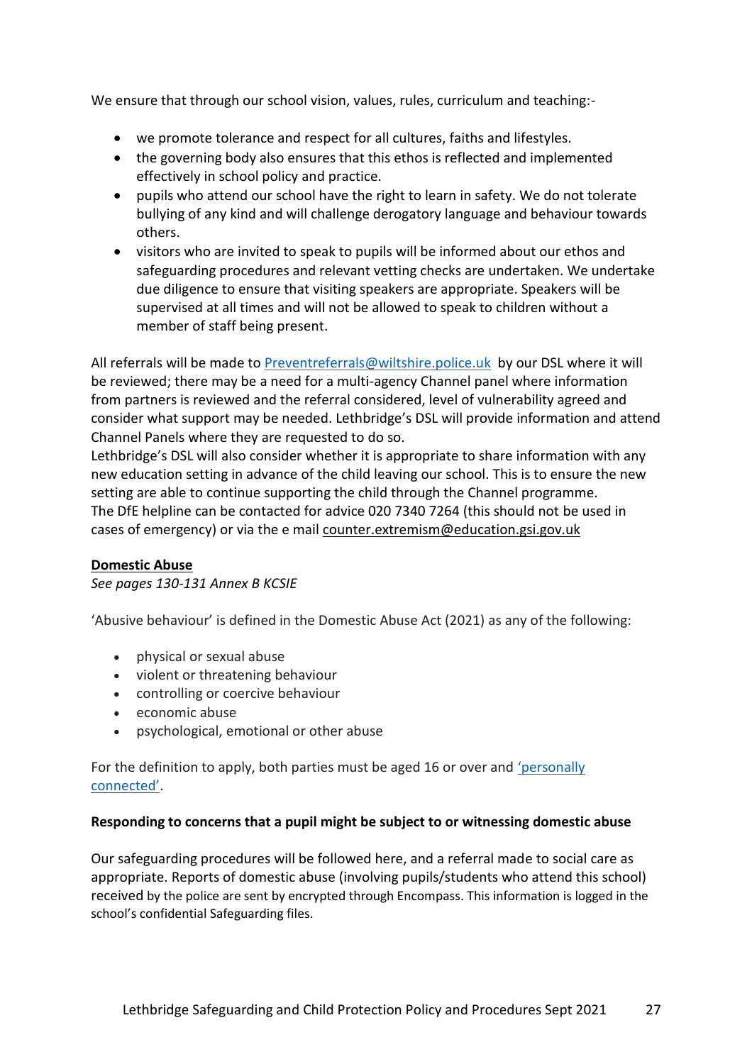We ensure that through our school vision, values, rules, curriculum and teaching:-

- we promote tolerance and respect for all cultures, faiths and lifestyles.
- the governing body also ensures that this ethos is reflected and implemented effectively in school policy and practice.
- pupils who attend our school have the right to learn in safety. We do not tolerate bullying of any kind and will challenge derogatory language and behaviour towards others.
- visitors who are invited to speak to pupils will be informed about our ethos and safeguarding procedures and relevant vetting checks are undertaken. We undertake due diligence to ensure that visiting speakers are appropriate. Speakers will be supervised at all times and will not be allowed to speak to children without a member of staff being present.

All referrals will be made to Preventreferrals@wiltshire.police.uk by our DSL where it will be reviewed; there may be a need for a multi-agency Channel panel where information from partners is reviewed and the referral considered, level of vulnerability agreed and consider what support may be needed. Lethbridge's DSL will provide information and attend Channel Panels where they are requested to do so.
Lethbridge's DSL will also consider whether it is appropriate to share information with any new education setting in advance of the child leaving our school. This is to ensure the new setting are able to continue supporting the child through the Channel programme.
The DfE helpline can be contacted for advice 020 7340 7264 (this should not be used in cases of emergency) or via the e mail counter.extremism@education.gsi.gov.uk

**Domestic Abuse**

*See pages 130-131 Annex B KCSIE*

'Abusive behaviour' is defined in the Domestic Abuse Act (2021) as any of the following:

- physical or sexual abuse
- violent or threatening behaviour
- controlling or coercive behaviour
- economic abuse
- psychological, emotional or other abuse

For the definition to apply, both parties must be aged 16 or over and 'personally connected'.

**Responding to concerns that a pupil might be subject to or witnessing domestic abuse**

Our safeguarding procedures will be followed here, and a referral made to social care as appropriate. Reports of domestic abuse (involving pupils/students who attend this school) received by the police are sent by encrypted through Encompass. This information is logged in the school's confidential Safeguarding files.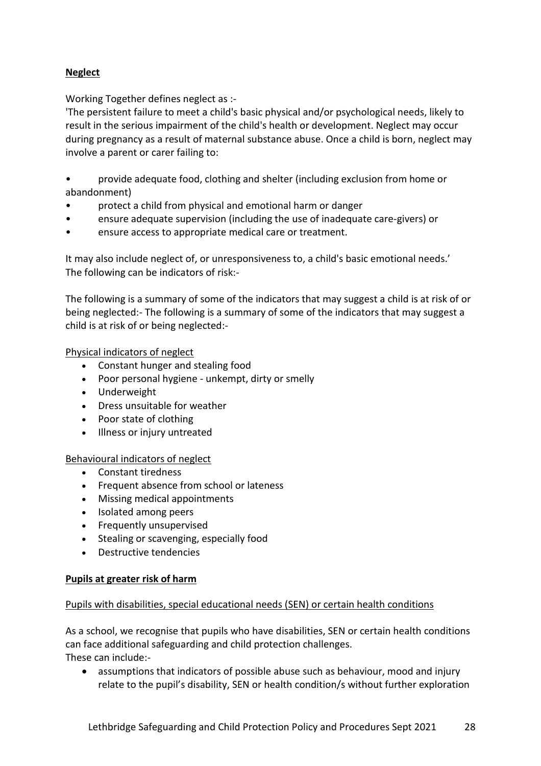**Neglect**

Working Together defines neglect as :-

'The persistent failure to meet a child's basic physical and/or psychological needs, likely to result in the serious impairment of the child's health or development. Neglect may occur during pregnancy as a result of maternal substance abuse. Once a child is born, neglect may involve a parent or carer failing to:

- provide adequate food, clothing and shelter (including exclusion from home or abandonment)
- protect a child from physical and emotional harm or danger
- ensure adequate supervision (including the use of inadequate care-givers) or
- ensure access to appropriate medical care or treatment.

It may also include neglect of, or unresponsiveness to, a child's basic emotional needs.'
The following can be indicators of risk:-

The following is a summary of some of the indicators that may suggest a child is at risk of or being neglected:- The following is a summary of some of the indicators that may suggest a child is at risk of or being neglected:-

Physical indicators of neglect

- Constant hunger and stealing food
- Poor personal hygiene - unkempt, dirty or smelly
- Underweight
- Dress unsuitable for weather
- Poor state of clothing
- Illness or injury untreated

Behavioural indicators of neglect

- Constant tiredness
- Frequent absence from school or lateness
- Missing medical appointments
- Isolated among peers
- Frequently unsupervised
- Stealing or scavenging, especially food
- Destructive tendencies

**Pupils at greater risk of harm**

Pupils with disabilities, special educational needs (SEN) or certain health conditions

As a school, we recognise that pupils who have disabilities, SEN or certain health conditions can face additional safeguarding and child protection challenges.
These can include:-

- assumptions that indicators of possible abuse such as behaviour, mood and injury relate to the pupil's disability, SEN or health condition/s without further exploration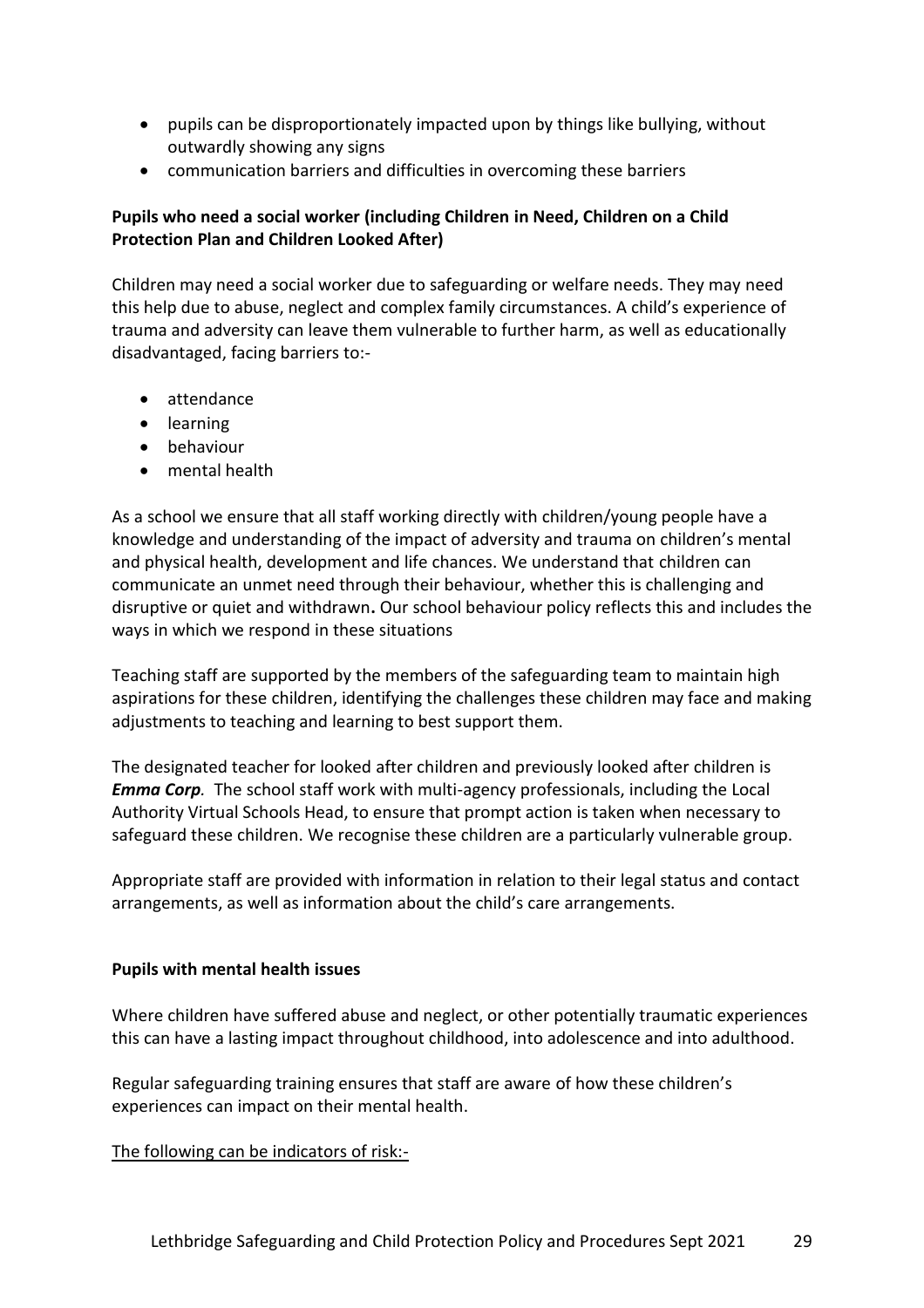- pupils can be disproportionately impacted upon by things like bullying, without outwardly showing any signs
- communication barriers and difficulties in overcoming these barriers

**Pupils who need a social worker (including Children in Need, Children on a Child Protection Plan and Children Looked After)**

Children may need a social worker due to safeguarding or welfare needs. They may need this help due to abuse, neglect and complex family circumstances. A child's experience of trauma and adversity can leave them vulnerable to further harm, as well as educationally disadvantaged, facing barriers to:-

- attendance
- learning
- behaviour
- mental health

As a school we ensure that all staff working directly with children/young people have a knowledge and understanding of the impact of adversity and trauma on children's mental and physical health, development and life chances. We understand that children can communicate an unmet need through their behaviour, whether this is challenging and disruptive or quiet and withdrawn**.** Our school behaviour policy reflects this and includes the ways in which we respond in these situations

Teaching staff are supported by the members of the safeguarding team to maintain high aspirations for these children, identifying the challenges these children may face and making adjustments to teaching and learning to best support them.

The designated teacher for looked after children and previously looked after children is ***Emma Corp****.* The school staff work with multi-agency professionals, including the Local Authority Virtual Schools Head, to ensure that prompt action is taken when necessary to safeguard these children. We recognise these children are a particularly vulnerable group.

Appropriate staff are provided with information in relation to their legal status and contact arrangements, as well as information about the child's care arrangements.

**Pupils with mental health issues**

Where children have suffered abuse and neglect, or other potentially traumatic experiences this can have a lasting impact throughout childhood, into adolescence and into adulthood.

Regular safeguarding training ensures that staff are aware of how these children's experiences can impact on their mental health.

<u>The following can be indicators of risk:-</u>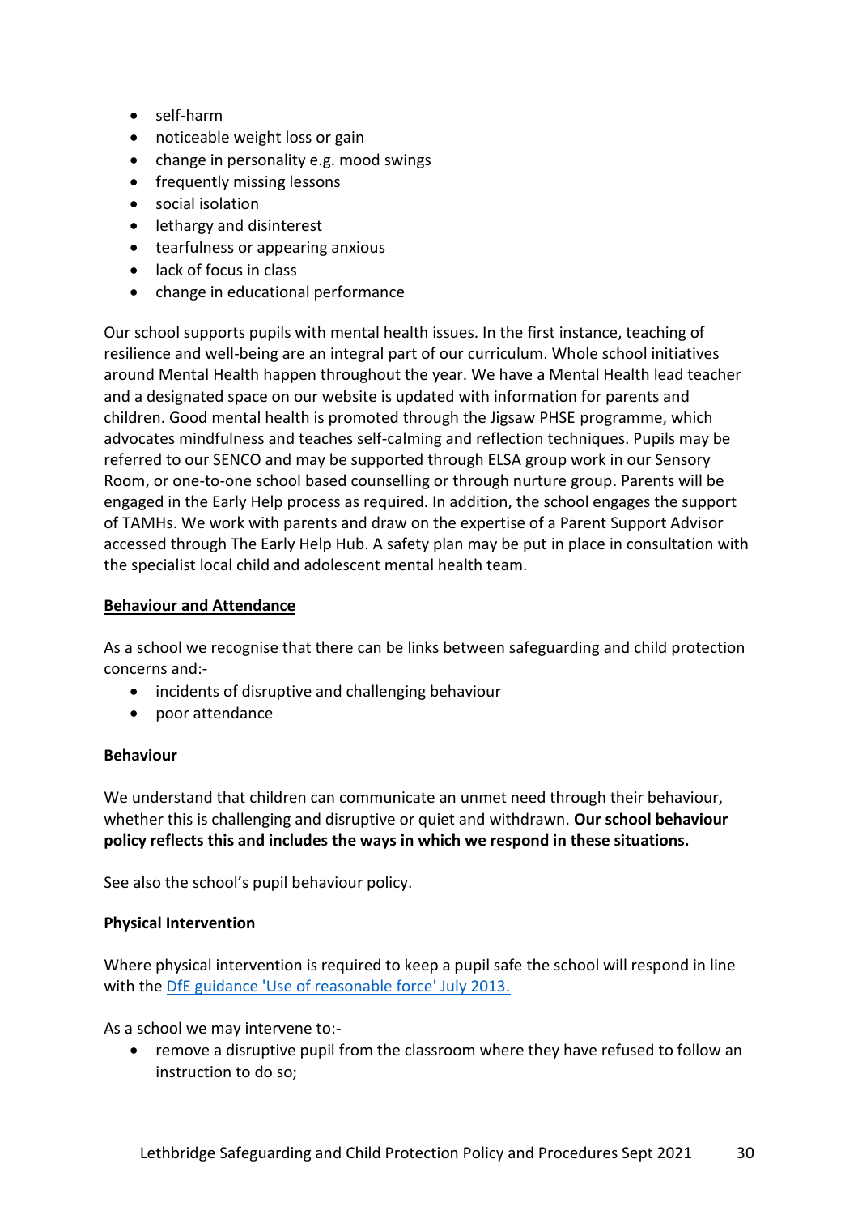- self-harm
- noticeable weight loss or gain
- change in personality e.g. mood swings
- frequently missing lessons
- social isolation
- lethargy and disinterest
- tearfulness or appearing anxious
- lack of focus in class
- change in educational performance

Our school supports pupils with mental health issues. In the first instance, teaching of resilience and well-being are an integral part of our curriculum. Whole school initiatives around Mental Health happen throughout the year. We have a Mental Health lead teacher and a designated space on our website is updated with information for parents and children. Good mental health is promoted through the Jigsaw PHSE programme, which advocates mindfulness and teaches self-calming and reflection techniques. Pupils may be referred to our SENCO and may be supported through ELSA group work in our Sensory Room, or one-to-one school based counselling or through nurture group. Parents will be engaged in the Early Help process as required. In addition, the school engages the support of TAMHs. We work with parents and draw on the expertise of a Parent Support Advisor accessed through The Early Help Hub. A safety plan may be put in place in consultation with the specialist local child and adolescent mental health team.

## Behaviour and Attendance

As a school we recognise that there can be links between safeguarding and child protection concerns and:-

- incidents of disruptive and challenging behaviour
- poor attendance

### Behaviour

We understand that children can communicate an unmet need through their behaviour, whether this is challenging and disruptive or quiet and withdrawn. **Our school behaviour policy reflects this and includes the ways in which we respond in these situations.**

See also the school's pupil behaviour policy.

### Physical Intervention

Where physical intervention is required to keep a pupil safe the school will respond in line with the DfE guidance 'Use of reasonable force' July 2013.

As a school we may intervene to:-

- remove a disruptive pupil from the classroom where they have refused to follow an instruction to do so;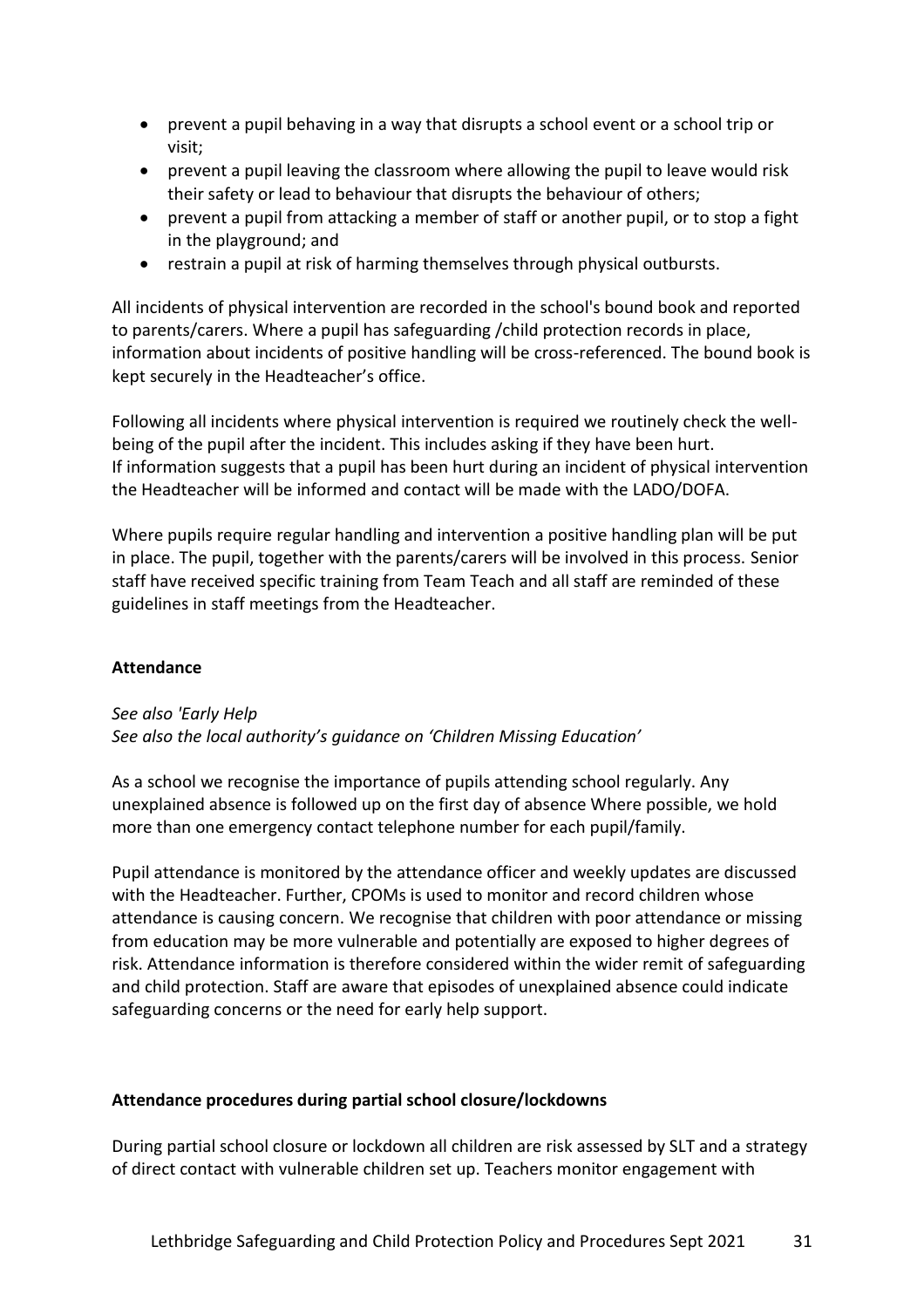- prevent a pupil behaving in a way that disrupts a school event or a school trip or visit;
- prevent a pupil leaving the classroom where allowing the pupil to leave would risk their safety or lead to behaviour that disrupts the behaviour of others;
- prevent a pupil from attacking a member of staff or another pupil, or to stop a fight in the playground; and
- restrain a pupil at risk of harming themselves through physical outbursts.

All incidents of physical intervention are recorded in the school's bound book and reported to parents/carers. Where a pupil has safeguarding /child protection records in place, information about incidents of positive handling will be cross-referenced. The bound book is kept securely in the Headteacher's office.

Following all incidents where physical intervention is required we routinely check the well-being of the pupil after the incident. This includes asking if they have been hurt. If information suggests that a pupil has been hurt during an incident of physical intervention the Headteacher will be informed and contact will be made with the LADO/DOFA.

Where pupils require regular handling and intervention a positive handling plan will be put in place. The pupil, together with the parents/carers will be involved in this process. Senior staff have received specific training from Team Teach and all staff are reminded of these guidelines in staff meetings from the Headteacher.

**Attendance**

*See also 'Early Help*
*See also the local authority's guidance on 'Children Missing Education'*

As a school we recognise the importance of pupils attending school regularly. Any unexplained absence is followed up on the first day of absence Where possible, we hold more than one emergency contact telephone number for each pupil/family.

Pupil attendance is monitored by the attendance officer and weekly updates are discussed with the Headteacher. Further, CPOMs is used to monitor and record children whose attendance is causing concern. We recognise that children with poor attendance or missing from education may be more vulnerable and potentially are exposed to higher degrees of risk. Attendance information is therefore considered within the wider remit of safeguarding and child protection. Staff are aware that episodes of unexplained absence could indicate safeguarding concerns or the need for early help support.

**Attendance procedures during partial school closure/lockdowns**

During partial school closure or lockdown all children are risk assessed by SLT and a strategy of direct contact with vulnerable children set up. Teachers monitor engagement with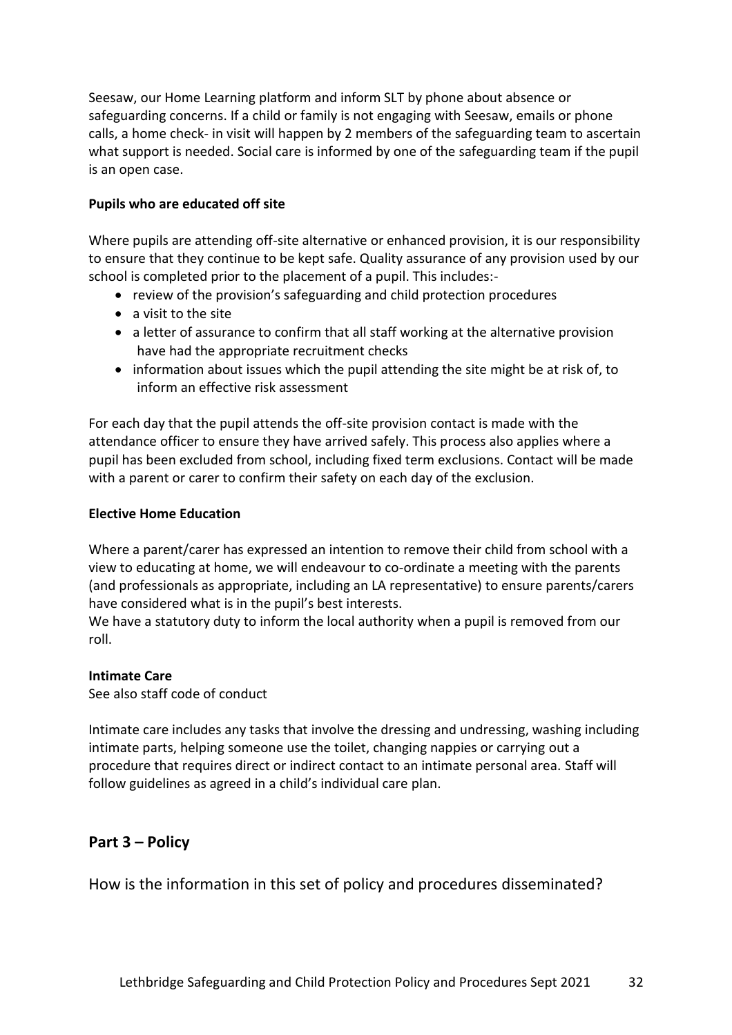Seesaw, our Home Learning platform and inform SLT by phone about absence or safeguarding concerns. If a child or family is not engaging with Seesaw, emails or phone calls, a home check- in visit will happen by 2 members of the safeguarding team to ascertain what support is needed. Social care is informed by one of the safeguarding team if the pupil is an open case.

**Pupils who are educated off site**

Where pupils are attending off-site alternative or enhanced provision, it is our responsibility to ensure that they continue to be kept safe. Quality assurance of any provision used by our school is completed prior to the placement of a pupil. This includes:-

- review of the provision's safeguarding and child protection procedures
- a visit to the site
- a letter of assurance to confirm that all staff working at the alternative provision have had the appropriate recruitment checks
- information about issues which the pupil attending the site might be at risk of, to inform an effective risk assessment

For each day that the pupil attends the off-site provision contact is made with the attendance officer to ensure they have arrived safely. This process also applies where a pupil has been excluded from school, including fixed term exclusions. Contact will be made with a parent or carer to confirm their safety on each day of the exclusion.

**Elective Home Education**

Where a parent/carer has expressed an intention to remove their child from school with a view to educating at home, we will endeavour to co-ordinate a meeting with the parents (and professionals as appropriate, including an LA representative) to ensure parents/carers have considered what is in the pupil's best interests.
We have a statutory duty to inform the local authority when a pupil is removed from our roll.

**Intimate Care**
See also staff code of conduct

Intimate care includes any tasks that involve the dressing and undressing, washing including intimate parts, helping someone use the toilet, changing nappies or carrying out a procedure that requires direct or indirect contact to an intimate personal area. Staff will follow guidelines as agreed in a child's individual care plan.

## Part 3 – Policy

How is the information in this set of policy and procedures disseminated?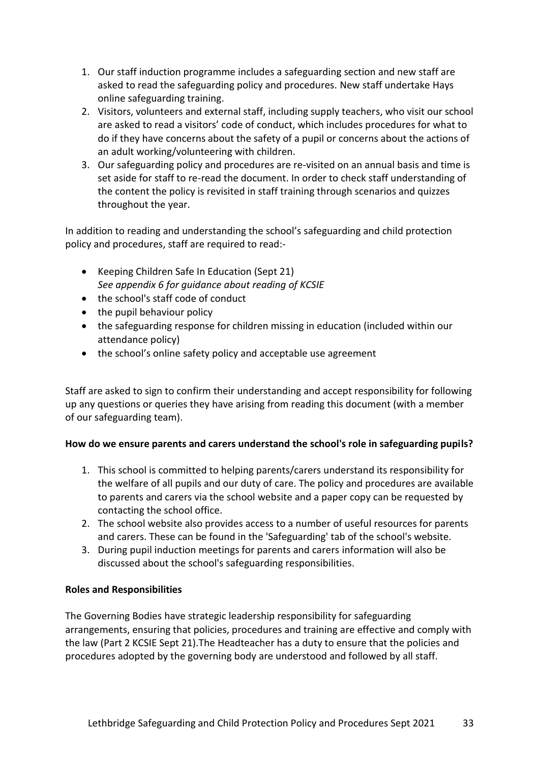1. Our staff induction programme includes a safeguarding section and new staff are asked to read the safeguarding policy and procedures. New staff undertake Hays online safeguarding training.
2. Visitors, volunteers and external staff, including supply teachers, who visit our school are asked to read a visitors' code of conduct, which includes procedures for what to do if they have concerns about the safety of a pupil or concerns about the actions of an adult working/volunteering with children.
3. Our safeguarding policy and procedures are re-visited on an annual basis and time is set aside for staff to re-read the document. In order to check staff understanding of the content the policy is revisited in staff training through scenarios and quizzes throughout the year.

In addition to reading and understanding the school's safeguarding and child protection policy and procedures, staff are required to read:-

- Keeping Children Safe In Education (Sept 21)
  *See appendix 6 for guidance about reading of KCSIE*
- the school's staff code of conduct
- the pupil behaviour policy
- the safeguarding response for children missing in education (included within our attendance policy)
- the school's online safety policy and acceptable use agreement

Staff are asked to sign to confirm their understanding and accept responsibility for following up any questions or queries they have arising from reading this document (with a member of our safeguarding team).

**How do we ensure parents and carers understand the school's role in safeguarding pupils?**

1. This school is committed to helping parents/carers understand its responsibility for the welfare of all pupils and our duty of care. The policy and procedures are available to parents and carers via the school website and a paper copy can be requested by contacting the school office.
2. The school website also provides access to a number of useful resources for parents and carers. These can be found in the 'Safeguarding' tab of the school's website.
3. During pupil induction meetings for parents and carers information will also be discussed about the school's safeguarding responsibilities.

**Roles and Responsibilities**

The Governing Bodies have strategic leadership responsibility for safeguarding arrangements, ensuring that policies, procedures and training are effective and comply with the law (Part 2 KCSIE Sept 21).The Headteacher has a duty to ensure that the policies and procedures adopted by the governing body are understood and followed by all staff.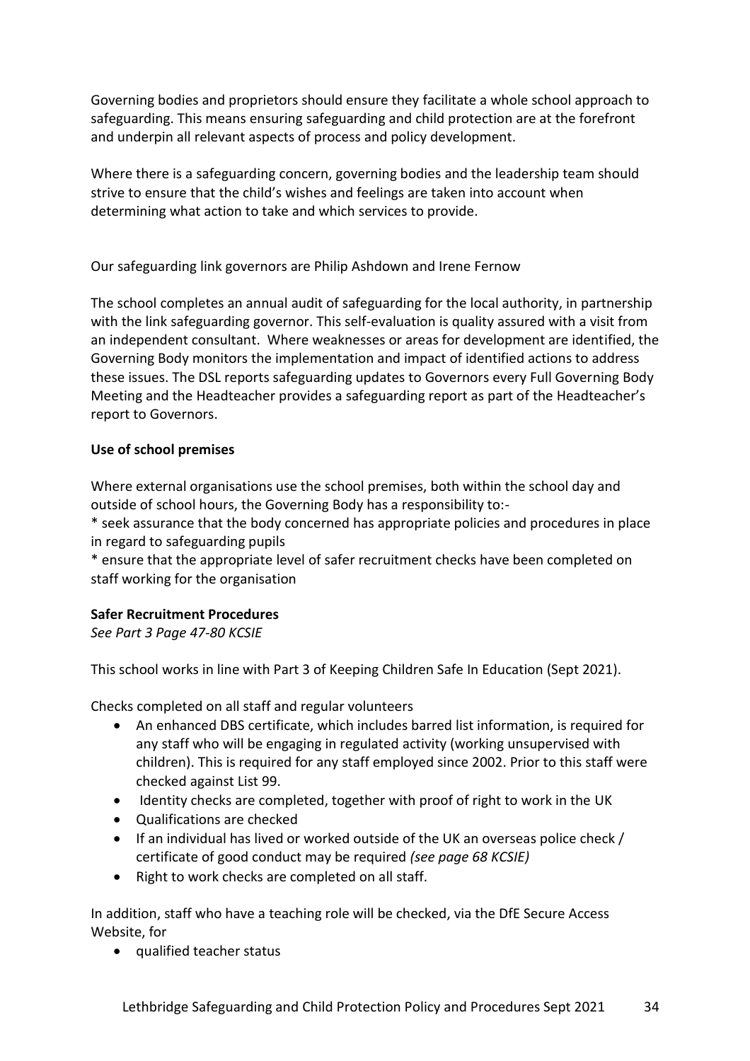Governing bodies and proprietors should ensure they facilitate a whole school approach to safeguarding. This means ensuring safeguarding and child protection are at the forefront and underpin all relevant aspects of process and policy development.

Where there is a safeguarding concern, governing bodies and the leadership team should strive to ensure that the child's wishes and feelings are taken into account when determining what action to take and which services to provide.

Our safeguarding link governors are Philip Ashdown and Irene Fernow

The school completes an annual audit of safeguarding for the local authority, in partnership with the link safeguarding governor. This self-evaluation is quality assured with a visit from an independent consultant. Where weaknesses or areas for development are identified, the Governing Body monitors the implementation and impact of identified actions to address these issues. The DSL reports safeguarding updates to Governors every Full Governing Body Meeting and the Headteacher provides a safeguarding report as part of the Headteacher's report to Governors.

**Use of school premises**

Where external organisations use the school premises, both within the school day and outside of school hours, the Governing Body has a responsibility to:-

* seek assurance that the body concerned has appropriate policies and procedures in place in regard to safeguarding pupils

* ensure that the appropriate level of safer recruitment checks have been completed on staff working for the organisation

**Safer Recruitment Procedures**

*See Part 3 Page 47-80 KCSIE*

This school works in line with Part 3 of Keeping Children Safe In Education (Sept 2021).

Checks completed on all staff and regular volunteers

- An enhanced DBS certificate, which includes barred list information, is required for any staff who will be engaging in regulated activity (working unsupervised with children). This is required for any staff employed since 2002. Prior to this staff were checked against List 99.
- Identity checks are completed, together with proof of right to work in the UK
- Qualifications are checked
- If an individual has lived or worked outside of the UK an overseas police check / certificate of good conduct may be required *(see page 68 KCSIE)*
- Right to work checks are completed on all staff.

In addition, staff who have a teaching role will be checked, via the DfE Secure Access Website, for

- qualified teacher status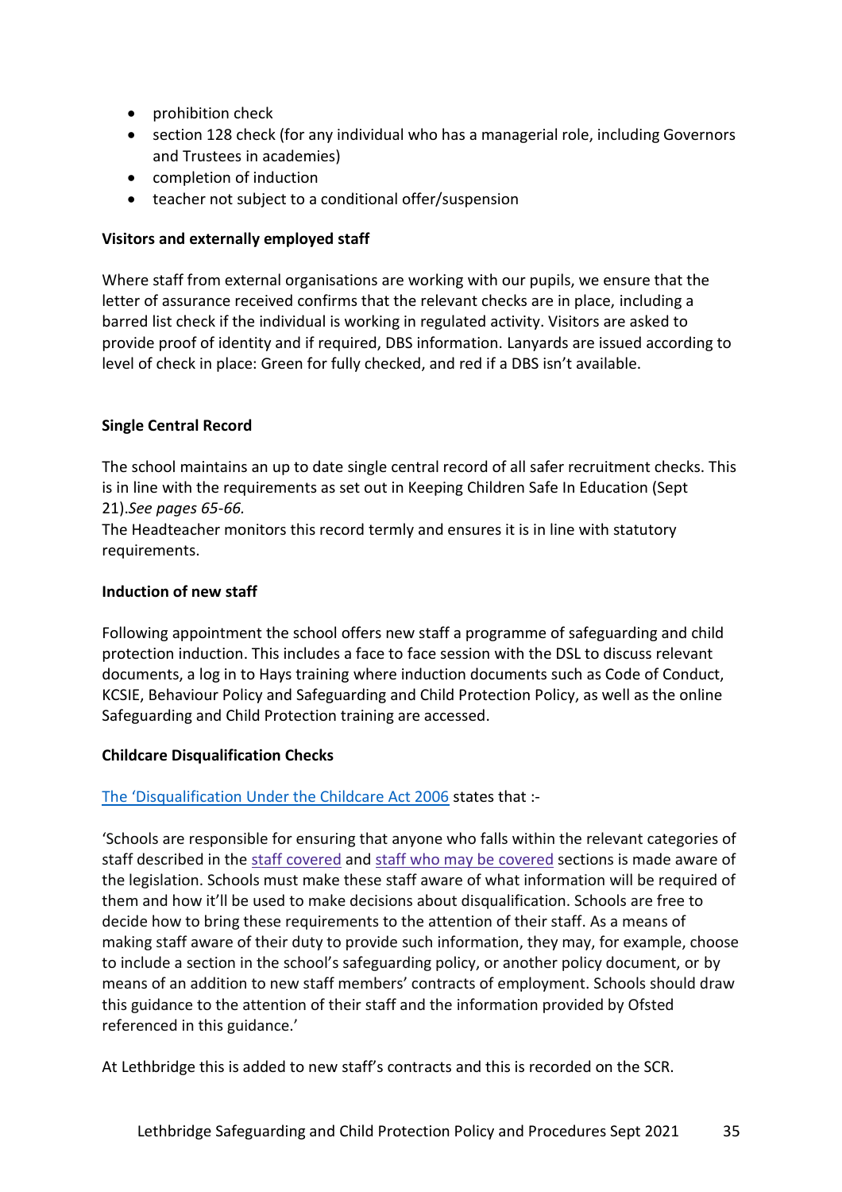- prohibition check
- section 128 check (for any individual who has a managerial role, including Governors and Trustees in academies)
- completion of induction
- teacher not subject to a conditional offer/suspension

**Visitors and externally employed staff**

Where staff from external organisations are working with our pupils, we ensure that the letter of assurance received confirms that the relevant checks are in place, including a barred list check if the individual is working in regulated activity. Visitors are asked to provide proof of identity and if required, DBS information. Lanyards are issued according to level of check in place: Green for fully checked, and red if a DBS isn't available.

**Single Central Record**

The school maintains an up to date single central record of all safer recruitment checks. This is in line with the requirements as set out in Keeping Children Safe In Education (Sept 21).*See pages 65-66.*
The Headteacher monitors this record termly and ensures it is in line with statutory requirements.

**Induction of new staff**

Following appointment the school offers new staff a programme of safeguarding and child protection induction. This includes a face to face session with the DSL to discuss relevant documents, a log in to Hays training where induction documents such as Code of Conduct, KCSIE, Behaviour Policy and Safeguarding and Child Protection Policy, as well as the online Safeguarding and Child Protection training are accessed.

**Childcare Disqualification Checks**

The 'Disqualification Under the Childcare Act 2006 states that :-

'Schools are responsible for ensuring that anyone who falls within the relevant categories of staff described in the staff covered and staff who may be covered sections is made aware of the legislation. Schools must make these staff aware of what information will be required of them and how it'll be used to make decisions about disqualification. Schools are free to decide how to bring these requirements to the attention of their staff. As a means of making staff aware of their duty to provide such information, they may, for example, choose to include a section in the school's safeguarding policy, or another policy document, or by means of an addition to new staff members' contracts of employment. Schools should draw this guidance to the attention of their staff and the information provided by Ofsted referenced in this guidance.'

At Lethbridge this is added to new staff's contracts and this is recorded on the SCR.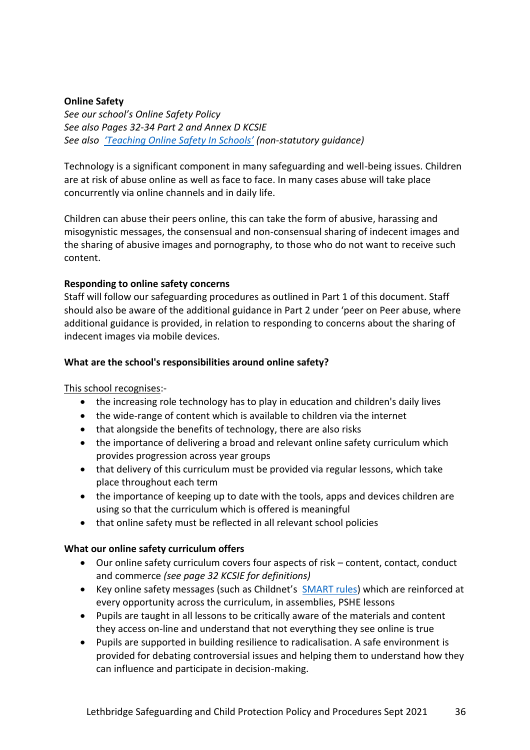**Online Safety**

*See our school's Online Safety Policy*
*See also Pages 32-34 Part 2 and Annex D KCSIE*
*See also* 'Teaching Online Safety In Schools' *(non-statutory guidance)*

Technology is a significant component in many safeguarding and well-being issues. Children are at risk of abuse online as well as face to face. In many cases abuse will take place concurrently via online channels and in daily life.

Children can abuse their peers online, this can take the form of abusive, harassing and misogynistic messages, the consensual and non-consensual sharing of indecent images and the sharing of abusive images and pornography, to those who do not want to receive such content.

**Responding to online safety concerns**

Staff will follow our safeguarding procedures as outlined in Part 1 of this document. Staff should also be aware of the additional guidance in Part 2 under 'peer on Peer abuse, where additional guidance is provided, in relation to responding to concerns about the sharing of indecent images via mobile devices.

**What are the school's responsibilities around online safety?**

This school recognises:-

- the increasing role technology has to play in education and children's daily lives
- the wide-range of content which is available to children via the internet
- that alongside the benefits of technology, there are also risks
- the importance of delivering a broad and relevant online safety curriculum which provides progression across year groups
- that delivery of this curriculum must be provided via regular lessons, which take place throughout each term
- the importance of keeping up to date with the tools, apps and devices children are using so that the curriculum which is offered is meaningful
- that online safety must be reflected in all relevant school policies

**What our online safety curriculum offers**

- Our online safety curriculum covers four aspects of risk – content, contact, conduct and commerce *(see page 32 KCSIE for definitions)*
- Key online safety messages (such as Childnet's SMART rules) which are reinforced at every opportunity across the curriculum, in assemblies, PSHE lessons
- Pupils are taught in all lessons to be critically aware of the materials and content they access on-line and understand that not everything they see online is true
- Pupils are supported in building resilience to radicalisation. A safe environment is provided for debating controversial issues and helping them to understand how they can influence and participate in decision-making.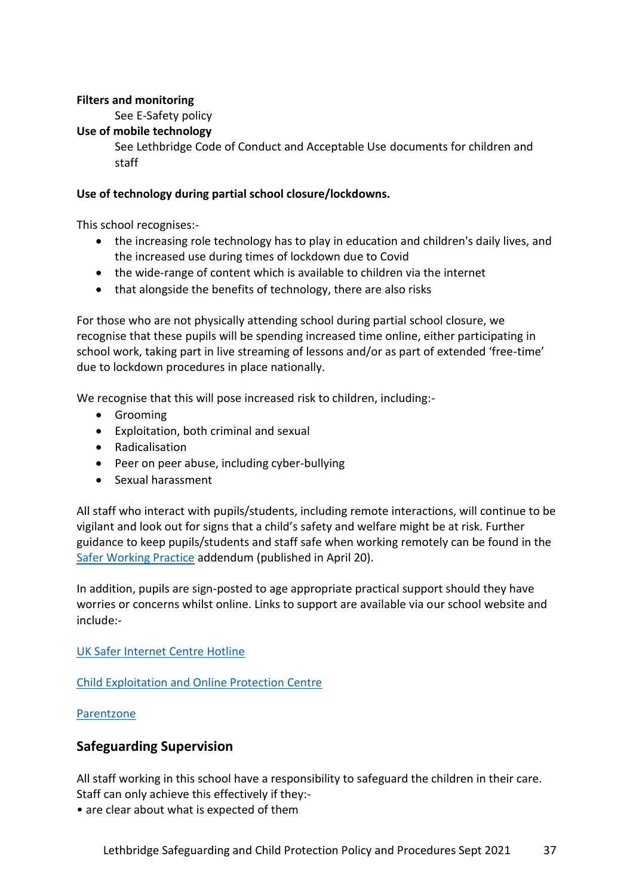**Filters and monitoring**

See E-Safety policy

**Use of mobile technology**

See Lethbridge Code of Conduct and Acceptable Use documents for children and staff

**Use of technology during partial school closure/lockdowns.**

This school recognises:-

- the increasing role technology has to play in education and children's daily lives, and the increased use during times of lockdown due to Covid
- the wide-range of content which is available to children via the internet
- that alongside the benefits of technology, there are also risks

For those who are not physically attending school during partial school closure, we recognise that these pupils will be spending increased time online, either participating in school work, taking part in live streaming of lessons and/or as part of extended 'free-time' due to lockdown procedures in place nationally.

We recognise that this will pose increased risk to children, including:-

- Grooming
- Exploitation, both criminal and sexual
- Radicalisation
- Peer on peer abuse, including cyber-bullying
- Sexual harassment

All staff who interact with pupils/students, including remote interactions, will continue to be vigilant and look out for signs that a child's safety and welfare might be at risk. Further guidance to keep pupils/students and staff safe when working remotely can be found in the Safer Working Practice addendum (published in April 20).

In addition, pupils are sign-posted to age appropriate practical support should they have worries or concerns whilst online. Links to support are available via our school website and include:-

UK Safer Internet Centre Hotline

Child Exploitation and Online Protection Centre

Parentzone

## Safeguarding Supervision

All staff working in this school have a responsibility to safeguard the children in their care. Staff can only achieve this effectively if they:-

• are clear about what is expected of them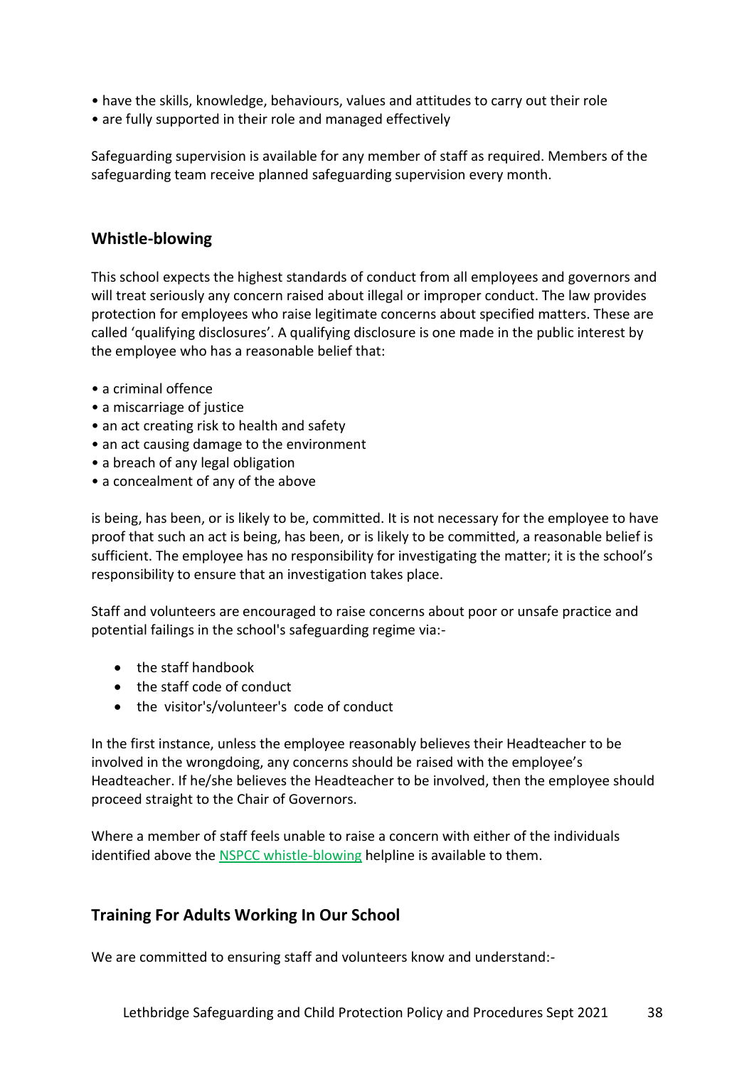- have the skills, knowledge, behaviours, values and attitudes to carry out their role
- are fully supported in their role and managed effectively

Safeguarding supervision is available for any member of staff as required. Members of the safeguarding team receive planned safeguarding supervision every month.

## Whistle-blowing

This school expects the highest standards of conduct from all employees and governors and will treat seriously any concern raised about illegal or improper conduct. The law provides protection for employees who raise legitimate concerns about specified matters. These are called 'qualifying disclosures'. A qualifying disclosure is one made in the public interest by the employee who has a reasonable belief that:

- a criminal offence
- a miscarriage of justice
- an act creating risk to health and safety
- an act causing damage to the environment
- a breach of any legal obligation
- a concealment of any of the above

is being, has been, or is likely to be, committed. It is not necessary for the employee to have proof that such an act is being, has been, or is likely to be committed, a reasonable belief is sufficient. The employee has no responsibility for investigating the matter; it is the school's responsibility to ensure that an investigation takes place.

Staff and volunteers are encouraged to raise concerns about poor or unsafe practice and potential failings in the school's safeguarding regime via:-

- the staff handbook
- the staff code of conduct
- the visitor's/volunteer's code of conduct

In the first instance, unless the employee reasonably believes their Headteacher to be involved in the wrongdoing, any concerns should be raised with the employee's Headteacher. If he/she believes the Headteacher to be involved, then the employee should proceed straight to the Chair of Governors.

Where a member of staff feels unable to raise a concern with either of the individuals identified above the NSPCC whistle-blowing helpline is available to them.

## Training For Adults Working In Our School

We are committed to ensuring staff and volunteers know and understand:-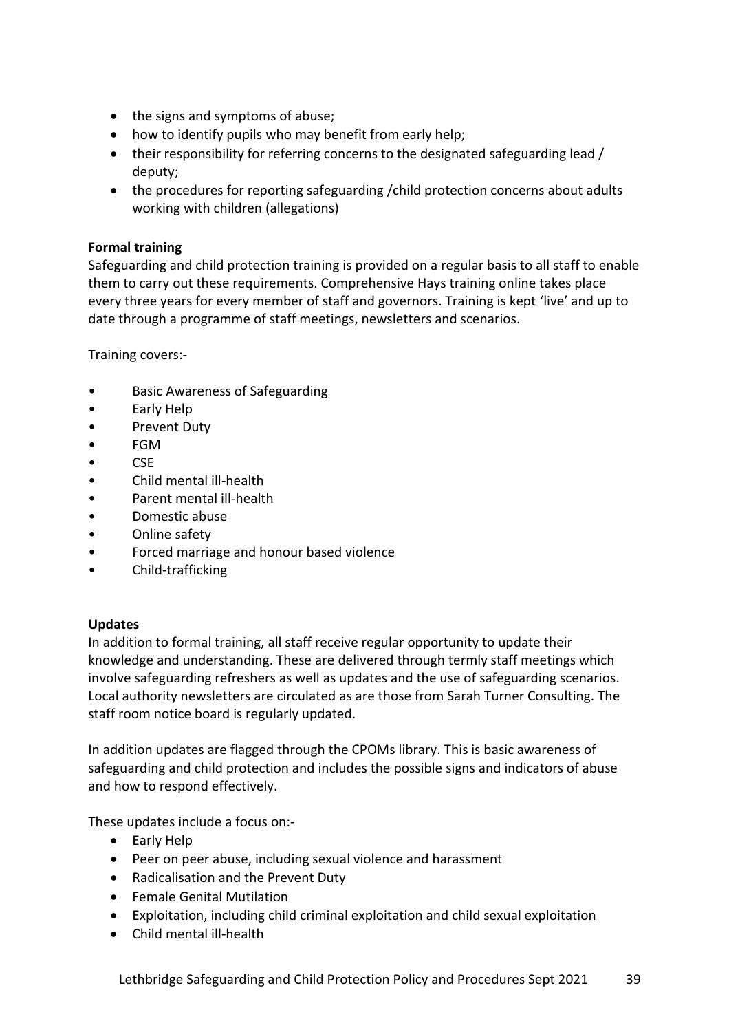- the signs and symptoms of abuse;
- how to identify pupils who may benefit from early help;
- their responsibility for referring concerns to the designated safeguarding lead / deputy;
- the procedures for reporting safeguarding /child protection concerns about adults working with children (allegations)

**Formal training**

Safeguarding and child protection training is provided on a regular basis to all staff to enable them to carry out these requirements. Comprehensive Hays training online takes place every three years for every member of staff and governors. Training is kept 'live' and up to date through a programme of staff meetings, newsletters and scenarios.

Training covers:-

- Basic Awareness of Safeguarding
- Early Help
- Prevent Duty
- FGM
- CSE
- Child mental ill-health
- Parent mental ill-health
- Domestic abuse
- Online safety
- Forced marriage and honour based violence
- Child-trafficking

**Updates**

In addition to formal training, all staff receive regular opportunity to update their knowledge and understanding. These are delivered through termly staff meetings which involve safeguarding refreshers as well as updates and the use of safeguarding scenarios. Local authority newsletters are circulated as are those from Sarah Turner Consulting. The staff room notice board is regularly updated.

In addition updates are flagged through the CPOMs library. This is basic awareness of safeguarding and child protection and includes the possible signs and indicators of abuse and how to respond effectively.

These updates include a focus on:-

- Early Help
- Peer on peer abuse, including sexual violence and harassment
- Radicalisation and the Prevent Duty
- Female Genital Mutilation
- Exploitation, including child criminal exploitation and child sexual exploitation
- Child mental ill-health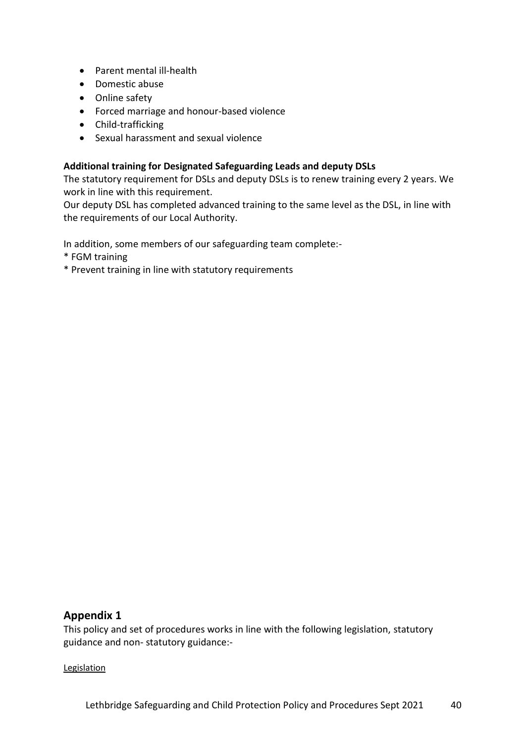- Parent mental ill-health
- Domestic abuse
- Online safety
- Forced marriage and honour-based violence
- Child-trafficking
- Sexual harassment and sexual violence

**Additional training for Designated Safeguarding Leads and deputy DSLs**

The statutory requirement for DSLs and deputy DSLs is to renew training every 2 years. We work in line with this requirement.

Our deputy DSL has completed advanced training to the same level as the DSL, in line with the requirements of our Local Authority.

In addition, some members of our safeguarding team complete:-

* FGM training
* Prevent training in line with statutory requirements

## Appendix 1

This policy and set of procedures works in line with the following legislation, statutory guidance and non- statutory guidance:-

<u>Legislation</u>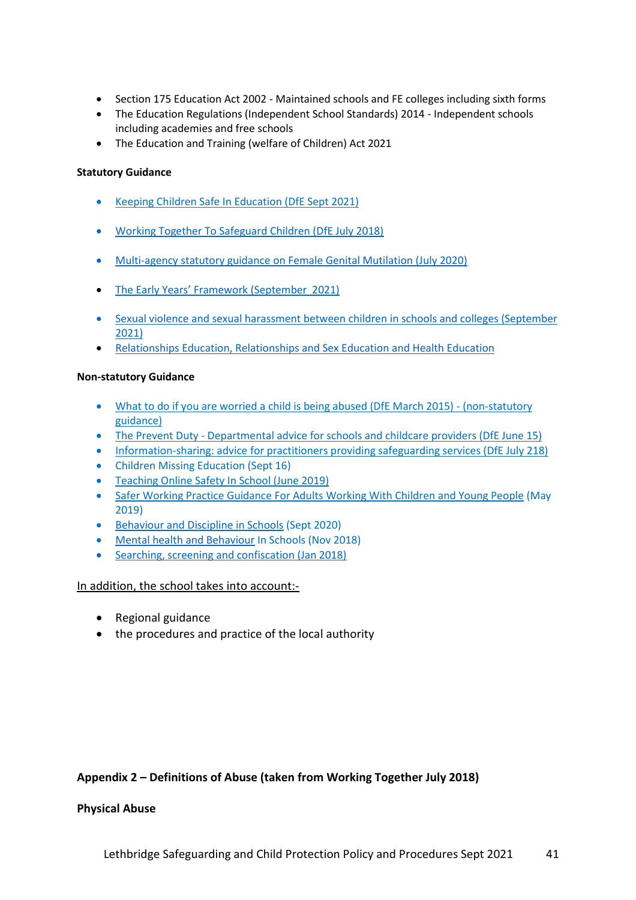- Section 175 Education Act 2002 - Maintained schools and FE colleges including sixth forms
- The Education Regulations (Independent School Standards) 2014 - Independent schools including academies and free schools
- The Education and Training (welfare of Children) Act 2021

**Statutory Guidance**

- Keeping Children Safe In Education (DfE Sept 2021)
- Working Together To Safeguard Children (DfE July 2018)
- Multi-agency statutory guidance on Female Genital Mutilation (July 2020)
- The Early Years' Framework (September 2021)
- Sexual violence and sexual harassment between children in schools and colleges (September 2021)
- Relationships Education, Relationships and Sex Education and Health Education

**Non-statutory Guidance**

- What to do if you are worried a child is being abused (DfE March 2015) - (non-statutory guidance)
- The Prevent Duty - Departmental advice for schools and childcare providers (DfE June 15)
- Information-sharing: advice for practitioners providing safeguarding services (DfE July 218)
- Children Missing Education (Sept 16)
- Teaching Online Safety In School (June 2019)
- Safer Working Practice Guidance For Adults Working With Children and Young People (May 2019)
- Behaviour and Discipline in Schools (Sept 2020)
- Mental health and Behaviour In Schools (Nov 2018)
- Searching, screening and confiscation (Jan 2018)

In addition, the school takes into account:-

- Regional guidance
- the procedures and practice of the local authority

**Appendix 2 – Definitions of Abuse (taken from Working Together July 2018)**

**Physical Abuse**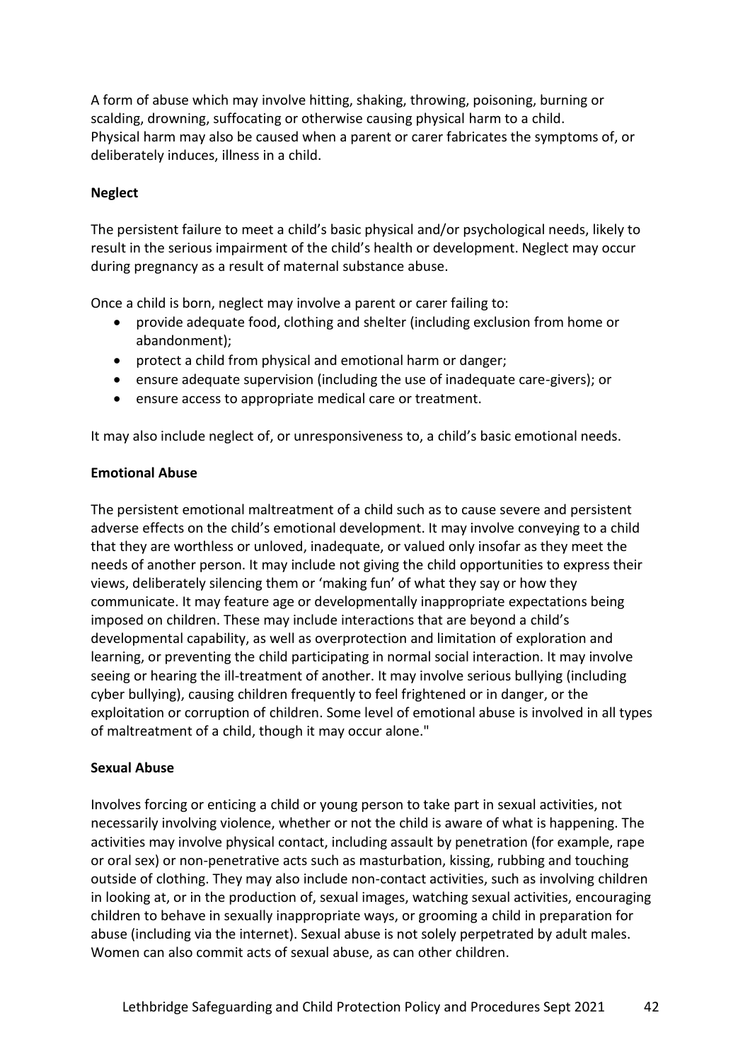A form of abuse which may involve hitting, shaking, throwing, poisoning, burning or scalding, drowning, suffocating or otherwise causing physical harm to a child. Physical harm may also be caused when a parent or carer fabricates the symptoms of, or deliberately induces, illness in a child.

**Neglect**

The persistent failure to meet a child's basic physical and/or psychological needs, likely to result in the serious impairment of the child's health or development. Neglect may occur during pregnancy as a result of maternal substance abuse.

Once a child is born, neglect may involve a parent or carer failing to:

- provide adequate food, clothing and shelter (including exclusion from home or abandonment);
- protect a child from physical and emotional harm or danger;
- ensure adequate supervision (including the use of inadequate care-givers); or
- ensure access to appropriate medical care or treatment.

It may also include neglect of, or unresponsiveness to, a child's basic emotional needs.

**Emotional Abuse**

The persistent emotional maltreatment of a child such as to cause severe and persistent adverse effects on the child's emotional development. It may involve conveying to a child that they are worthless or unloved, inadequate, or valued only insofar as they meet the needs of another person. It may include not giving the child opportunities to express their views, deliberately silencing them or 'making fun' of what they say or how they communicate. It may feature age or developmentally inappropriate expectations being imposed on children. These may include interactions that are beyond a child's developmental capability, as well as overprotection and limitation of exploration and learning, or preventing the child participating in normal social interaction. It may involve seeing or hearing the ill-treatment of another. It may involve serious bullying (including cyber bullying), causing children frequently to feel frightened or in danger, or the exploitation or corruption of children. Some level of emotional abuse is involved in all types of maltreatment of a child, though it may occur alone."

**Sexual Abuse**

Involves forcing or enticing a child or young person to take part in sexual activities, not necessarily involving violence, whether or not the child is aware of what is happening. The activities may involve physical contact, including assault by penetration (for example, rape or oral sex) or non-penetrative acts such as masturbation, kissing, rubbing and touching outside of clothing. They may also include non-contact activities, such as involving children in looking at, or in the production of, sexual images, watching sexual activities, encouraging children to behave in sexually inappropriate ways, or grooming a child in preparation for abuse (including via the internet). Sexual abuse is not solely perpetrated by adult males. Women can also commit acts of sexual abuse, as can other children.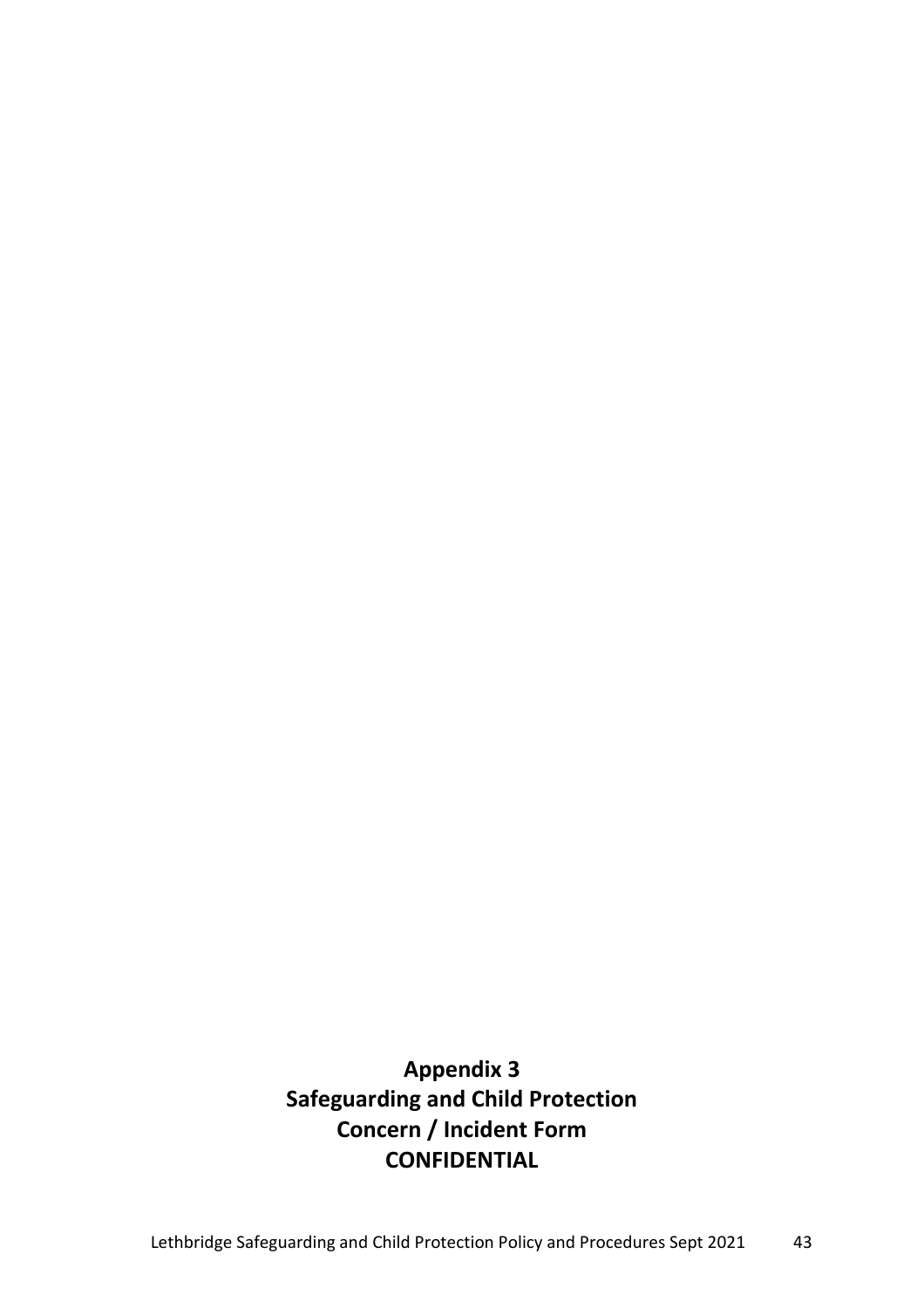**Appendix 3**
**Safeguarding and Child Protection**
**Concern / Incident Form**
**CONFIDENTIAL**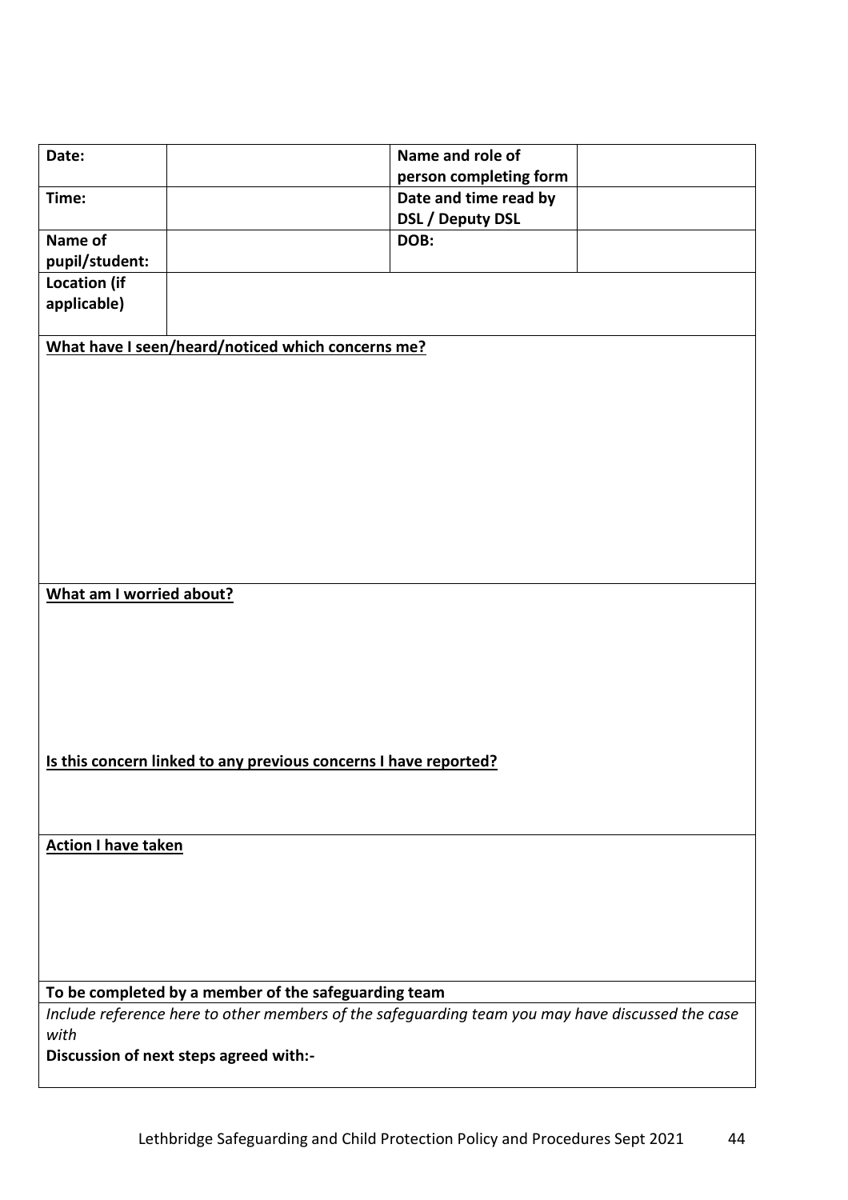| **Date:** | | **Name and role of person completing form** | |
|---|---|---|---|
| **Time:** | | **Date and time read by DSL / Deputy DSL** | |
| **Name of pupil/student:** | | **DOB:** | |
| **Location (if applicable)** | | | |

**<u>What have I seen/heard/noticed which concerns me?</u>**

**<u>What am I worried about?</u>**

**<u>Is this concern linked to any previous concerns I have reported?</u>**

**<u>Action I have taken</u>**

**To be completed by a member of the safeguarding team**

*Include reference here to other members of the safeguarding team you may have discussed the case with*

**Discussion of next steps agreed with:-**

Lethbridge Safeguarding and Child Protection Policy and Procedures Sept 2021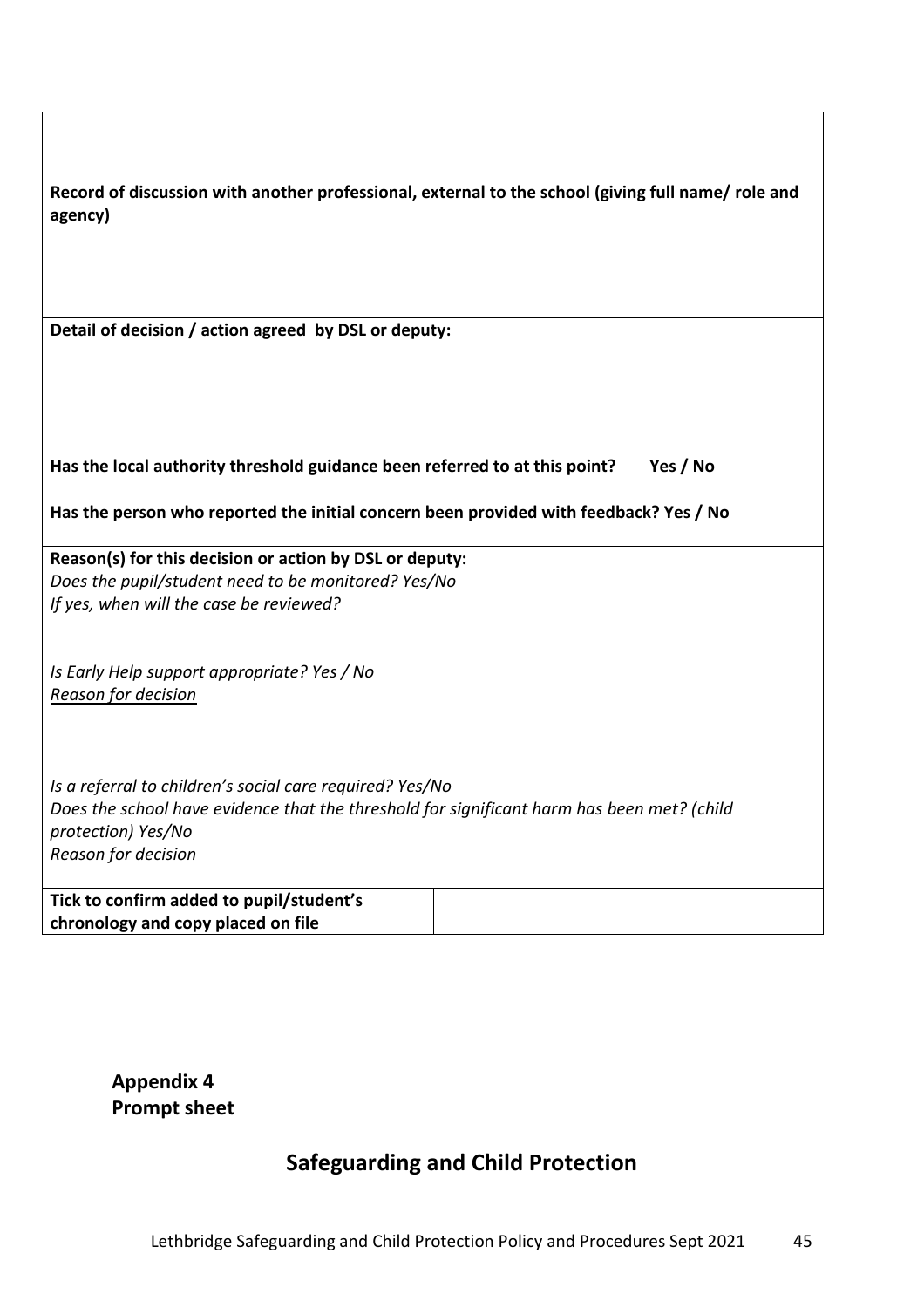| Record of discussion with another professional, external to the school (giving full name/ role and agency) | |
|---|---|
| **Detail of decision / action agreed by DSL or deputy:**<br><br>**Has the local authority threshold guidance been referred to at this point? Yes / No**<br><br>**Has the person who reported the initial concern been provided with feedback? Yes / No** | |
| **Reason(s) for this decision or action by DSL or deputy:**<br>*Does the pupil/student need to be monitored? Yes/No*<br>*If yes, when will the case be reviewed?*<br><br>*Is Early Help support appropriate? Yes / No*<br>*Reason for decision*<br><br>*Is a referral to children's social care required? Yes/No*<br>*Does the school have evidence that the threshold for significant harm has been met? (child protection) Yes/No*<br>*Reason for decision* | |
| **Tick to confirm added to pupil/student's chronology and copy placed on file** | |

**Appendix 4**
**Prompt sheet**

## Safeguarding and Child Protection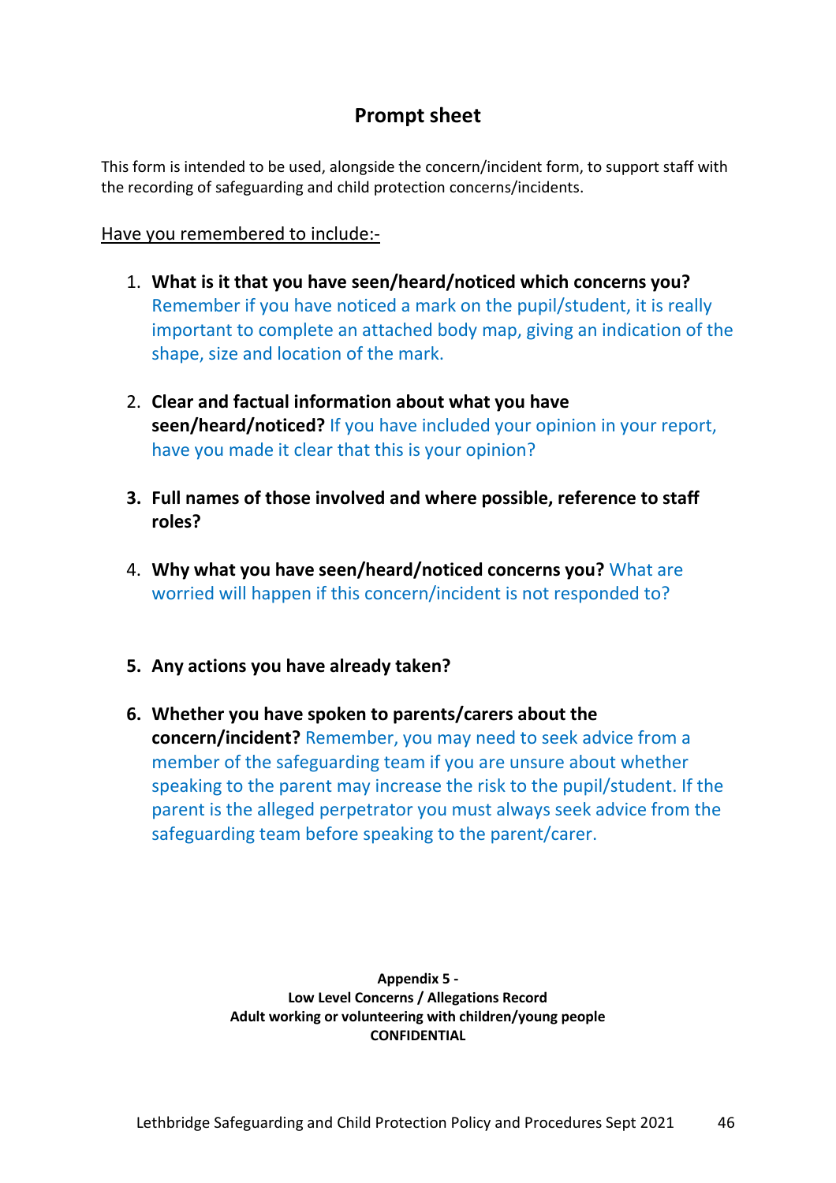## Prompt sheet

This form is intended to be used, alongside the concern/incident form, to support staff with the recording of safeguarding and child protection concerns/incidents.

Have you remembered to include:-

1. **What is it that you have seen/heard/noticed which concerns you?** Remember if you have noticed a mark on the pupil/student, it is really important to complete an attached body map, giving an indication of the shape, size and location of the mark.

2. **Clear and factual information about what you have seen/heard/noticed?** If you have included your opinion in your report, have you made it clear that this is your opinion?

3. **Full names of those involved and where possible, reference to staff roles?**

4. **Why what you have seen/heard/noticed concerns you?** What are worried will happen if this concern/incident is not responded to?

5. **Any actions you have already taken?**

6. **Whether you have spoken to parents/carers about the concern/incident?** Remember, you may need to seek advice from a member of the safeguarding team if you are unsure about whether speaking to the parent may increase the risk to the pupil/student. If the parent is the alleged perpetrator you must always seek advice from the safeguarding team before speaking to the parent/carer.

**Appendix 5 -**
**Low Level Concerns / Allegations Record**
**Adult working or volunteering with children/young people**
**CONFIDENTIAL**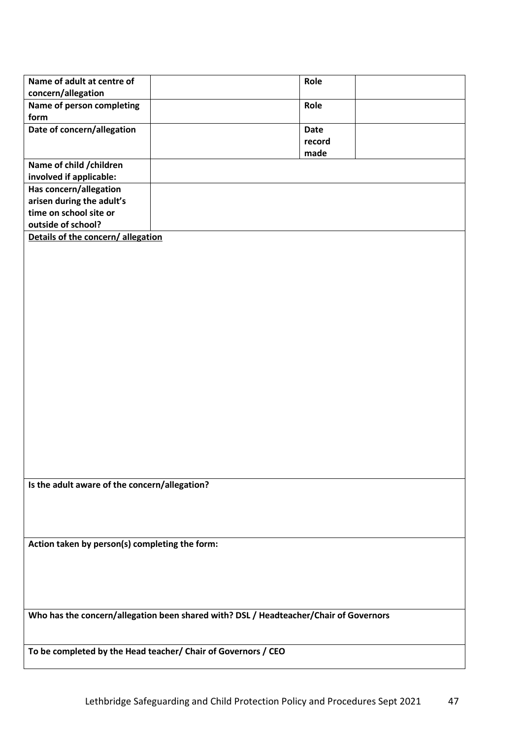| **Name of adult at centre of concern/allegation** | | **Role** | |
|---|---|---|---|
| **Name of person completing form** | | **Role** | |
| **Date of concern/allegation** | | **Date record made** | |
| **Name of child /children involved if applicable:** | | | |
| **Has concern/allegation arisen during the adult's time on school site or outside of school?** | | | |

| **<u>Details of the concern/ allegation</u>** |
|---|
| |
| **Is the adult aware of the concern/allegation?** |
| |
| **Action taken by person(s) completing the form:** |
| |
| **Who has the concern/allegation been shared with? DSL / Headteacher/Chair of Governors** |
| |
| **To be completed by the Head teacher/ Chair of Governors / CEO** |
| |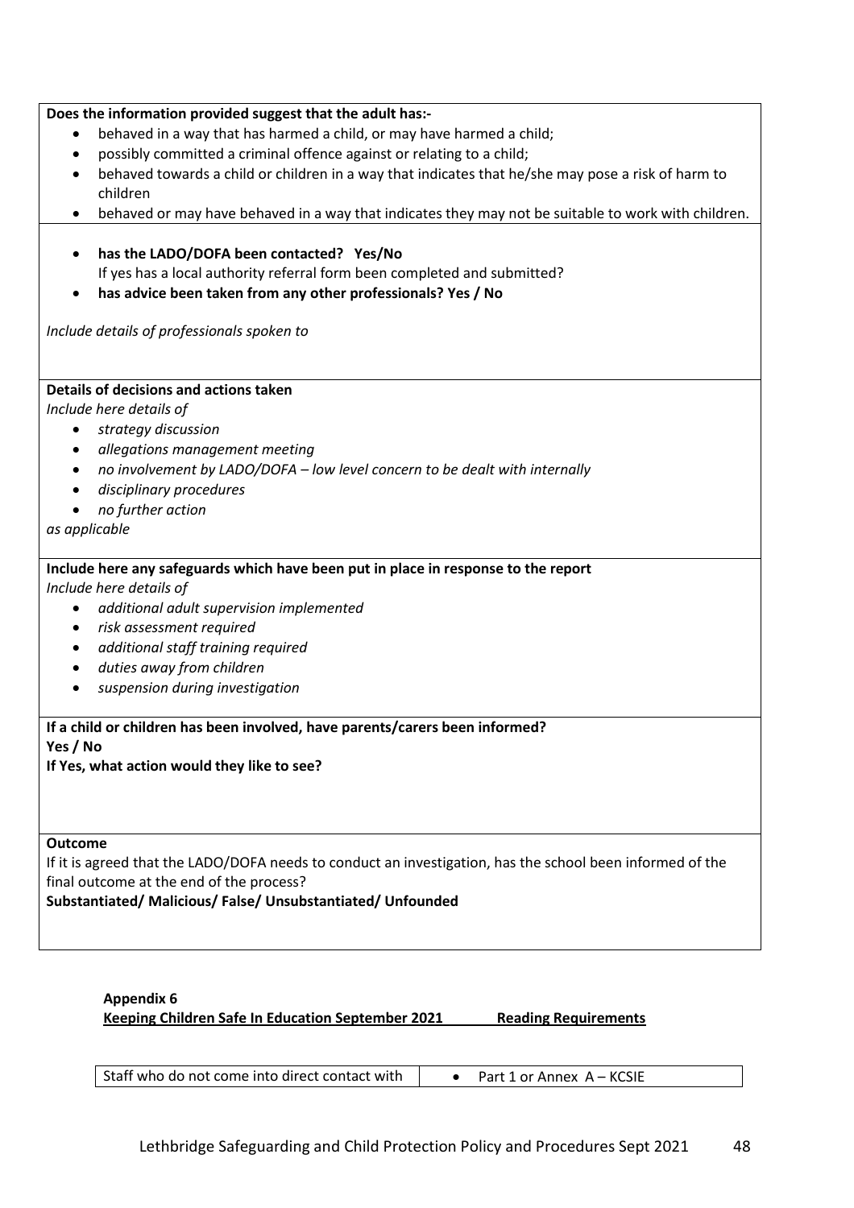**Does the information provided suggest that the adult has:-**

- behaved in a way that has harmed a child, or may have harmed a child;
- possibly committed a criminal offence against or relating to a child;
- behaved towards a child or children in a way that indicates that he/she may pose a risk of harm to children
- behaved or may have behaved in a way that indicates they may not be suitable to work with children.

- **has the LADO/DOFA been contacted? Yes/No**
  If yes has a local authority referral form been completed and submitted?
- **has advice been taken from any other professionals? Yes / No**

*Include details of professionals spoken to*

**Details of decisions and actions taken**

*Include here details of*

- *strategy discussion*
- *allegations management meeting*
- *no involvement by LADO/DOFA – low level concern to be dealt with internally*
- *disciplinary procedures*
- *no further action*

*as applicable*

**Include here any safeguards which have been put in place in response to the report**

*Include here details of*

- *additional adult supervision implemented*
- *risk assessment required*
- *additional staff training required*
- *duties away from children*
- *suspension during investigation*

**If a child or children has been involved, have parents/carers been informed?**
**Yes / No**
**If Yes, what action would they like to see?**

**Outcome**

If it is agreed that the LADO/DOFA needs to conduct an investigation, has the school been informed of the final outcome at the end of the process?
**Substantiated/ Malicious/ False/ Unsubstantiated/ Unfounded**

**Appendix 6**

**Keeping Children Safe In Education September 2021 Reading Requirements**

| Staff who do not come into direct contact with | • Part 1 or Annex A – KCSIE |
| --- | --- |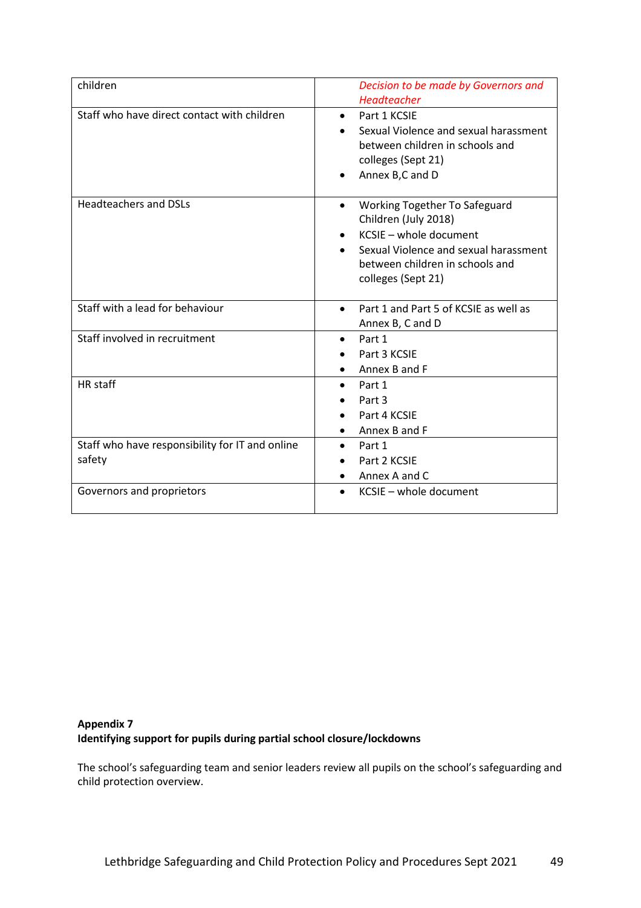| children | *Decision to be made by Governors and Headteacher* |
|---|---|
| Staff who have direct contact with children | • Part 1 KCSIE<br>• Sexual Violence and sexual harassment between children in schools and colleges (Sept 21)<br>• Annex B,C and D |
| Headteachers and DSLs | • Working Together To Safeguard Children (July 2018)<br>• KCSIE – whole document<br>• Sexual Violence and sexual harassment between children in schools and colleges (Sept 21) |
| Staff with a lead for behaviour | • Part 1 and Part 5 of KCSIE as well as Annex B, C and D |
| Staff involved in recruitment | • Part 1<br>• Part 3 KCSIE<br>• Annex B and F |
| HR staff | • Part 1<br>• Part 3<br>• Part 4 KCSIE<br>• Annex B and F |
| Staff who have responsibility for IT and online safety | • Part 1<br>• Part 2 KCSIE<br>• Annex A and C |
| Governors and proprietors | • KCSIE – whole document |

**Appendix 7**
**Identifying support for pupils during partial school closure/lockdowns**

The school's safeguarding team and senior leaders review all pupils on the school's safeguarding and child protection overview.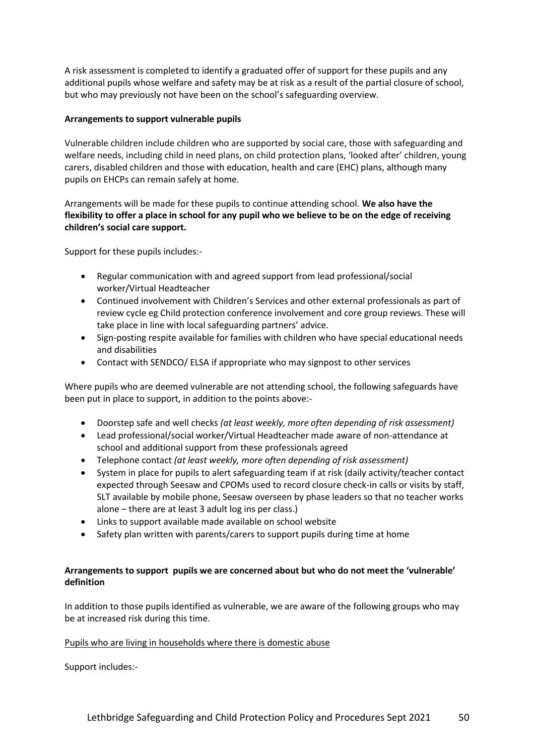A risk assessment is completed to identify a graduated offer of support for these pupils and any additional pupils whose welfare and safety may be at risk as a result of the partial closure of school, but who may previously not have been on the school's safeguarding overview.

**Arrangements to support vulnerable pupils**

Vulnerable children include children who are supported by social care, those with safeguarding and welfare needs, including child in need plans, on child protection plans, 'looked after' children, young carers, disabled children and those with education, health and care (EHC) plans, although many pupils on EHCPs can remain safely at home.

Arrangements will be made for these pupils to continue attending school. **We also have the flexibility to offer a place in school for any pupil who we believe to be on the edge of receiving children's social care support.**

Support for these pupils includes:-

- Regular communication with and agreed support from lead professional/social worker/Virtual Headteacher
- Continued involvement with Children's Services and other external professionals as part of review cycle eg Child protection conference involvement and core group reviews. These will take place in line with local safeguarding partners' advice.
- Sign-posting respite available for families with children who have special educational needs and disabilities
- Contact with SENDCO/ ELSA if appropriate who may signpost to other services

Where pupils who are deemed vulnerable are not attending school, the following safeguards have been put in place to support, in addition to the points above:-

- Doorstep safe and well checks *(at least weekly, more often depending of risk assessment)*
- Lead professional/social worker/Virtual Headteacher made aware of non-attendance at school and additional support from these professionals agreed
- Telephone contact *(at least weekly, more often depending of risk assessment)*
- System in place for pupils to alert safeguarding team if at risk (daily activity/teacher contact expected through Seesaw and CPOMs used to record closure check-in calls or visits by staff, SLT available by mobile phone, Seesaw overseen by phase leaders so that no teacher works alone – there are at least 3 adult log ins per class.)
- Links to support available made available on school website
- Safety plan written with parents/carers to support pupils during time at home

**Arrangements to support pupils we are concerned about but who do not meet the 'vulnerable' definition**

In addition to those pupils identified as vulnerable, we are aware of the following groups who may be at increased risk during this time.

<u>Pupils who are living in households where there is domestic abuse</u>

Support includes:-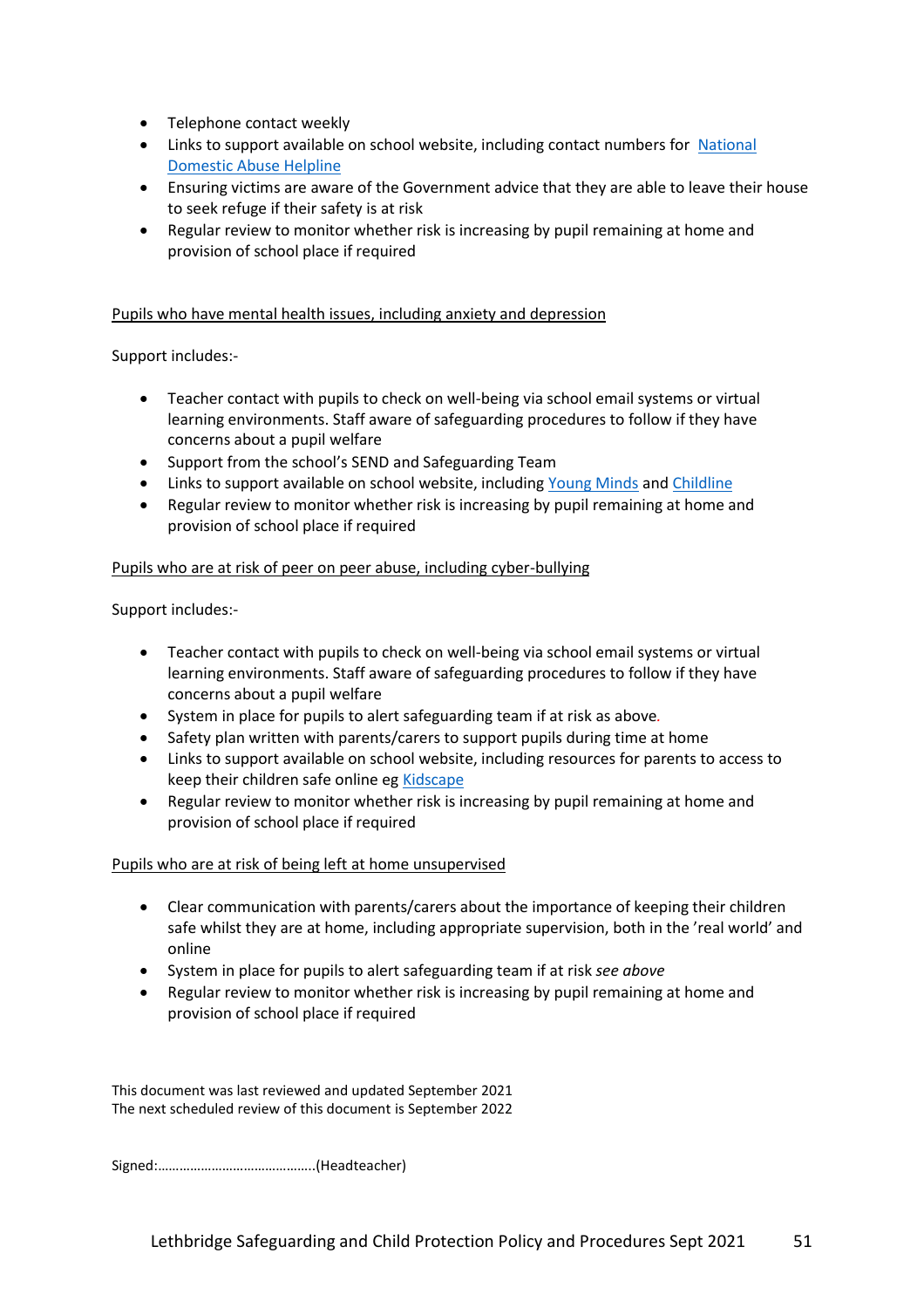- Telephone contact weekly
- Links to support available on school website, including contact numbers for National Domestic Abuse Helpline
- Ensuring victims are aware of the Government advice that they are able to leave their house to seek refuge if their safety is at risk
- Regular review to monitor whether risk is increasing by pupil remaining at home and provision of school place if required

<u>Pupils who have mental health issues, including anxiety and depression</u>

Support includes:-

- Teacher contact with pupils to check on well-being via school email systems or virtual learning environments. Staff aware of safeguarding procedures to follow if they have concerns about a pupil welfare
- Support from the school's SEND and Safeguarding Team
- Links to support available on school website, including Young Minds and Childline
- Regular review to monitor whether risk is increasing by pupil remaining at home and provision of school place if required

<u>Pupils who are at risk of peer on peer abuse, including cyber-bullying</u>

Support includes:-

- Teacher contact with pupils to check on well-being via school email systems or virtual learning environments. Staff aware of safeguarding procedures to follow if they have concerns about a pupil welfare
- System in place for pupils to alert safeguarding team if at risk as above.
- Safety plan written with parents/carers to support pupils during time at home
- Links to support available on school website, including resources for parents to access to keep their children safe online eg Kidscape
- Regular review to monitor whether risk is increasing by pupil remaining at home and provision of school place if required

<u>Pupils who are at risk of being left at home unsupervised</u>

- Clear communication with parents/carers about the importance of keeping their children safe whilst they are at home, including appropriate supervision, both in the 'real world' and online
- System in place for pupils to alert safeguarding team if at risk *see above*
- Regular review to monitor whether risk is increasing by pupil remaining at home and provision of school place if required

This document was last reviewed and updated September 2021
The next scheduled review of this document is September 2022

Signed:…………………………………….(Headteacher)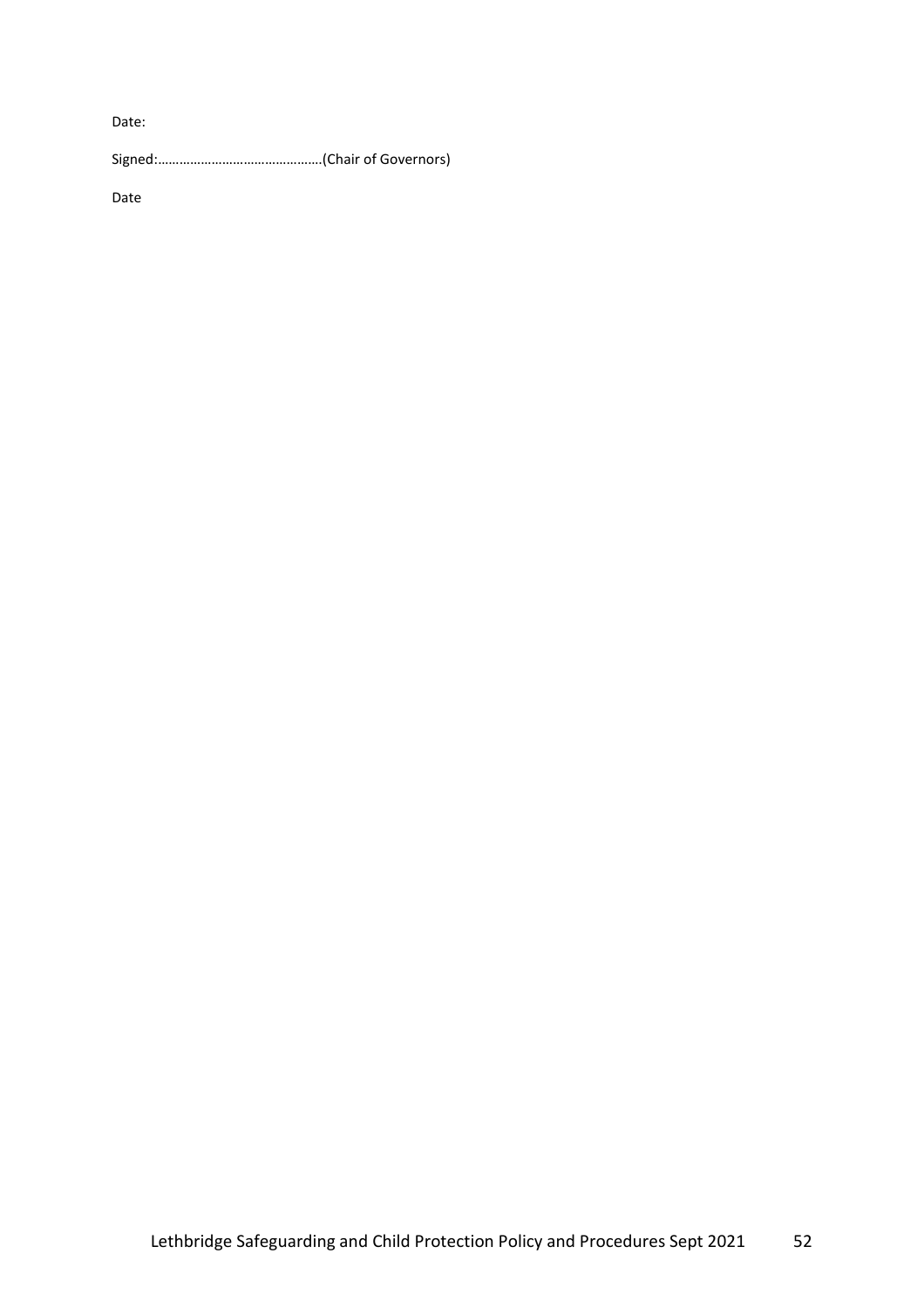Date:

Signed:……………………………………….(Chair of Governors)

Date